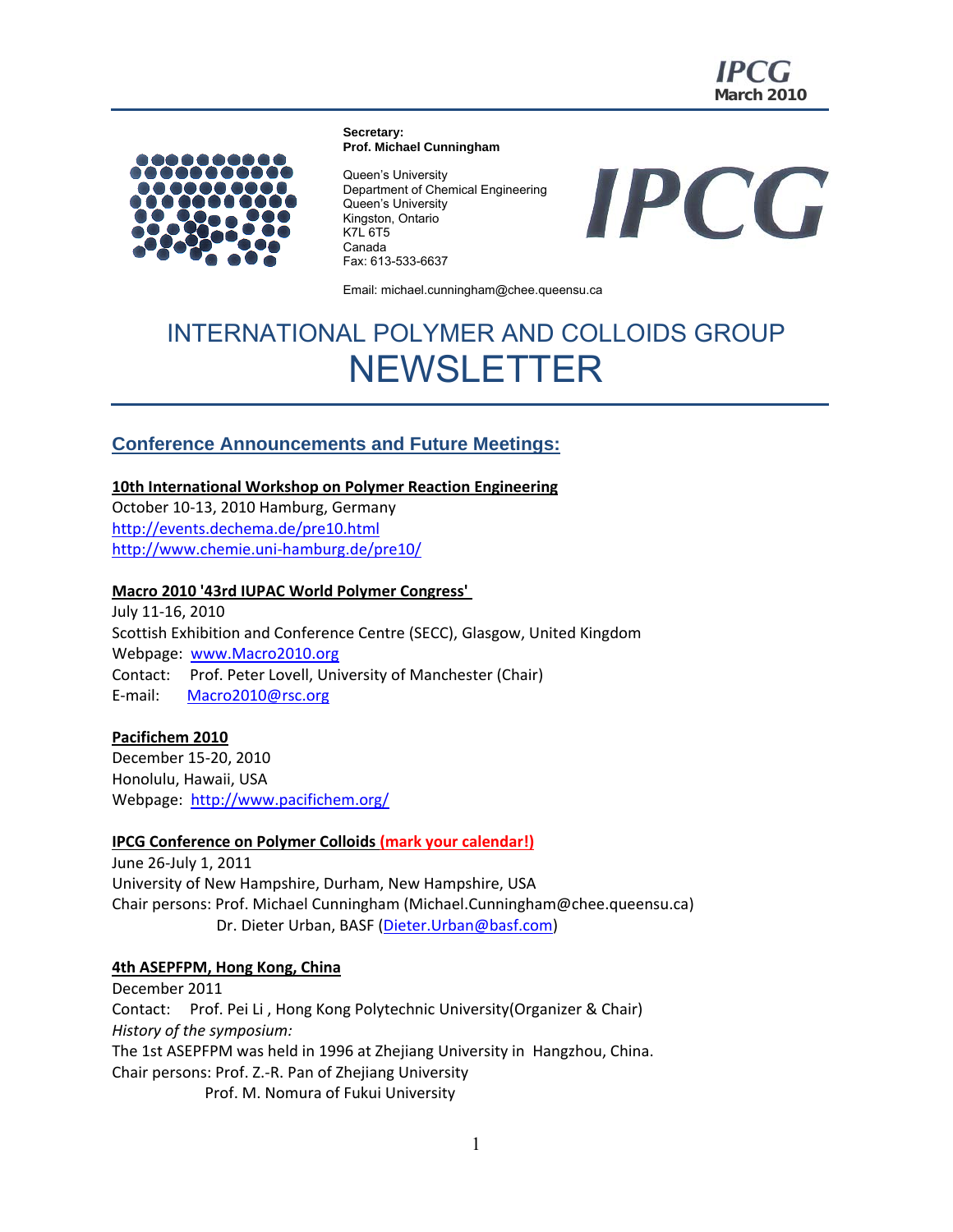**Secretary:**
**Prof. Michael Cunningham**

Queen's University
Department of Chemical Engineering
Queen's University
Kingston, Ontario
K7L 6T5
Canada
Fax: 613-533-6637

Email: michael.cunningham@chee.queensu.ca

# INTERNATIONAL POLYMER AND COLLOIDS GROUP NEWSLETTER

## Conference Announcements and Future Meetings:

**10th International Workshop on Polymer Reaction Engineering**
October 10-13, 2010 Hamburg, Germany
http://events.dechema.de/pre10.html
http://www.chemie.uni-hamburg.de/pre10/

**Macro 2010 '43rd IUPAC World Polymer Congress'**
July 11-16, 2010
Scottish Exhibition and Conference Centre (SECC), Glasgow, United Kingdom
Webpage: www.Macro2010.org
Contact: Prof. Peter Lovell, University of Manchester (Chair)
E-mail: Macro2010@rsc.org

**Pacifichem 2010**
December 15-20, 2010
Honolulu, Hawaii, USA
Webpage: http://www.pacifichem.org/

**IPCG Conference on Polymer Colloids (mark your calendar!)**
June 26-July 1, 2011
University of New Hampshire, Durham, New Hampshire, USA
Chair persons: Prof. Michael Cunningham (Michael.Cunningham@chee.queensu.ca)
Dr. Dieter Urban, BASF (Dieter.Urban@basf.com)

**4th ASEPFPM, Hong Kong, China**
December 2011
Contact: Prof. Pei Li , Hong Kong Polytechnic University(Organizer & Chair)
*History of the symposium:*
The 1st ASEPFPM was held in 1996 at Zhejiang University in Hangzhou, China.
Chair persons: Prof. Z.-R. Pan of Zhejiang University
Prof. M. Nomura of Fukui University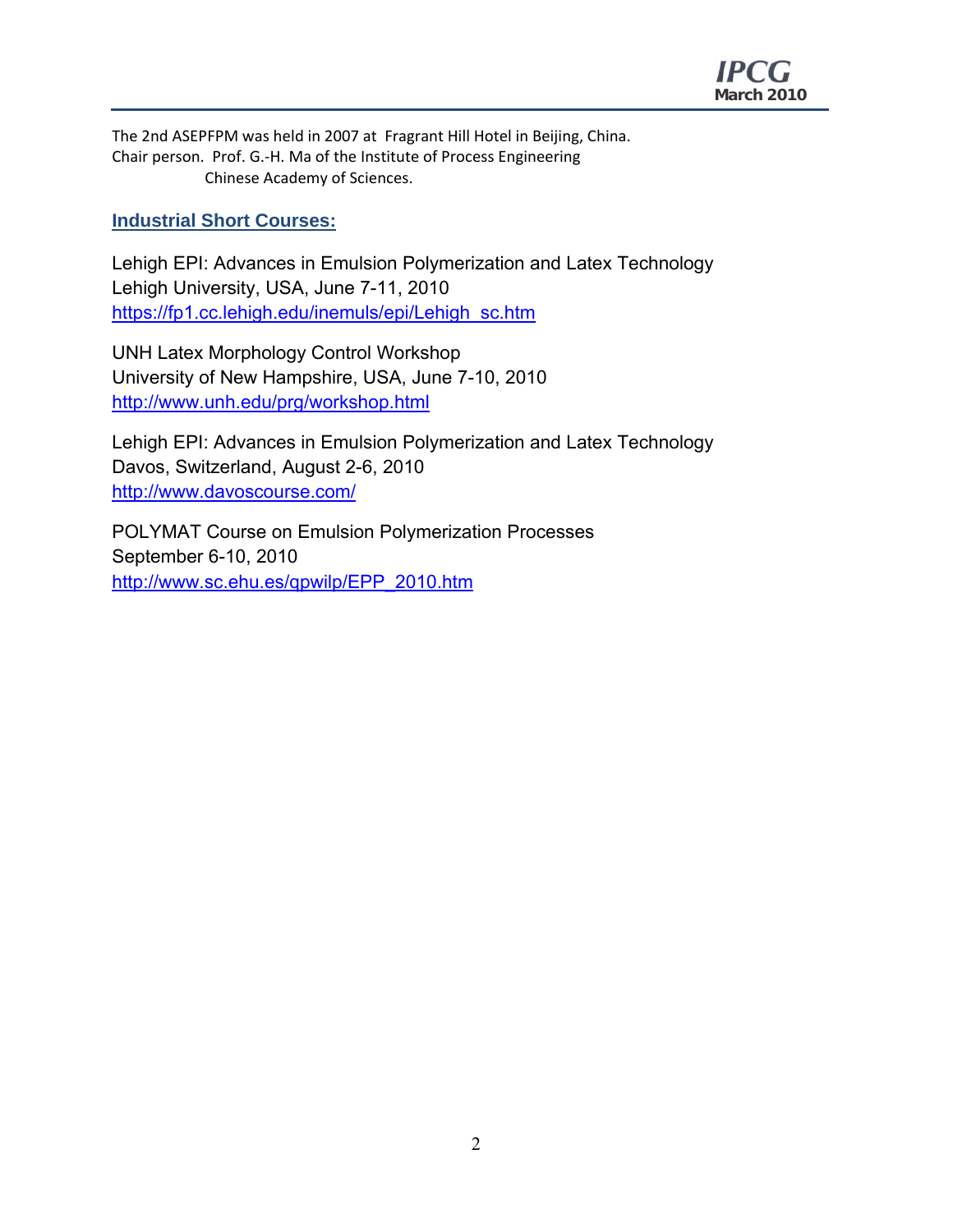The 2nd ASEPFPM was held in 2007 at Fragrant Hill Hotel in Beijing, China.
Chair person. Prof. G.-H. Ma of the Institute of Process Engineering
Chinese Academy of Sciences.

## Industrial Short Courses:

Lehigh EPI: Advances in Emulsion Polymerization and Latex Technology
Lehigh University, USA, June 7-11, 2010
https://fp1.cc.lehigh.edu/inemuls/epi/Lehigh_sc.htm

UNH Latex Morphology Control Workshop
University of New Hampshire, USA, June 7-10, 2010
http://www.unh.edu/prg/workshop.html

Lehigh EPI: Advances in Emulsion Polymerization and Latex Technology
Davos, Switzerland, August 2-6, 2010
http://www.davoscourse.com/

POLYMAT Course on Emulsion Polymerization Processes
September 6-10, 2010
http://www.sc.ehu.es/qpwilp/EPP_2010.htm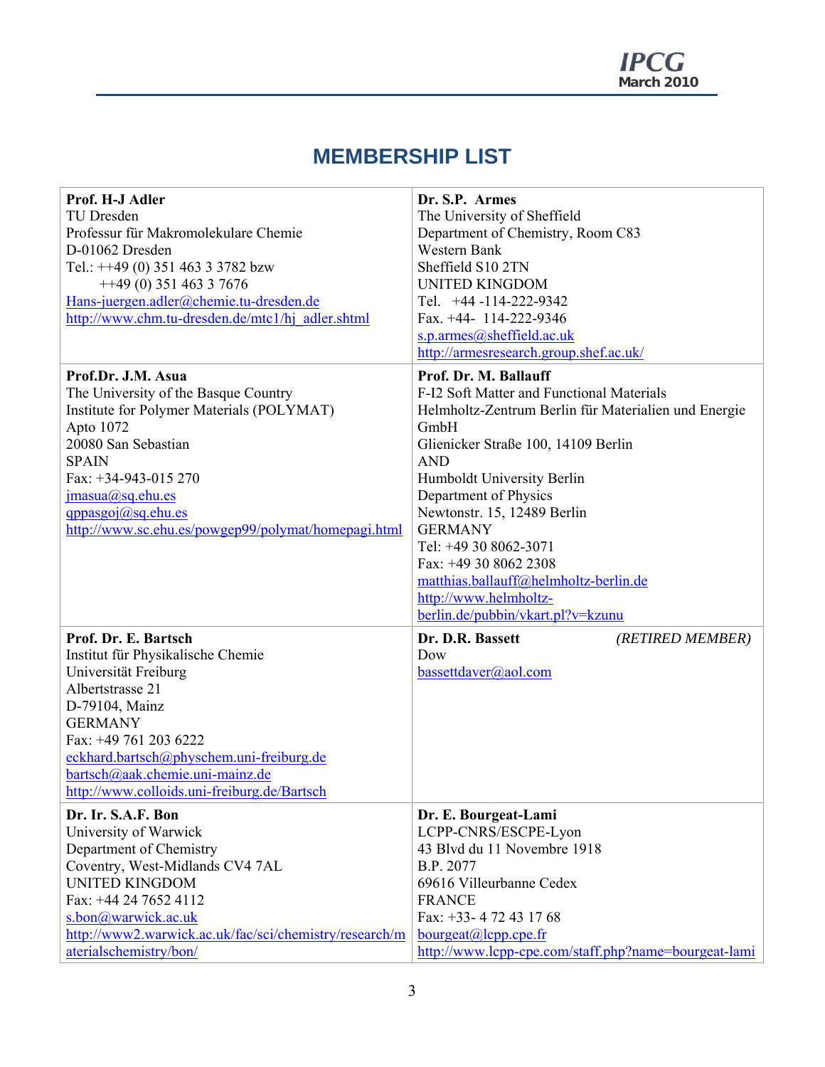# MEMBERSHIP LIST

| | |
|---|---|
| **Prof. H-J Adler**<br>TU Dresden<br>Professur für Makromolekulare Chemie<br>D-01062 Dresden<br>Tel.: ++49 (0) 351 463 3 3782 bzw<br>++49 (0) 351 463 3 7676<br>Hans-juergen.adler@chemie.tu-dresden.de<br>http://www.chm.tu-dresden.de/mtc1/hj_adler.shtml | **Dr. S.P. Armes**<br>The University of Sheffield<br>Department of Chemistry, Room C83<br>Western Bank<br>Sheffield S10 2TN<br>UNITED KINGDOM<br>Tel. +44 -114-222-9342<br>Fax. +44- 114-222-9346<br>s.p.armes@sheffield.ac.uk<br>http://armesresearch.group.shef.ac.uk/ |
| **Prof.Dr. J.M. Asua**<br>The University of the Basque Country<br>Institute for Polymer Materials (POLYMAT)<br>Apto 1072<br>20080 San Sebastian<br>SPAIN<br>Fax: +34-943-015 270<br>jmasua@sq.ehu.es<br>qppasgoj@sq.ehu.es<br>http://www.sc.ehu.es/powgep99/polymat/homepagi.html | **Prof. Dr. M. Ballauff**<br>F-I2 Soft Matter and Functional Materials<br>Helmholtz-Zentrum Berlin für Materialien und Energie GmbH<br>Glienicker Straße 100, 14109 Berlin<br>AND<br>Humboldt University Berlin<br>Department of Physics<br>Newtonstr. 15, 12489 Berlin<br>GERMANY<br>Tel: +49 30 8062-3071<br>Fax: +49 30 8062 2308<br>matthias.ballauff@helmholtz-berlin.de<br>http://www.helmholtz-berlin.de/pubbin/vkart.pl?v=kzunu |
| **Prof. Dr. E. Bartsch**<br>Institut für Physikalische Chemie<br>Universität Freiburg<br>Albertstrasse 21<br>D-79104, Mainz<br>GERMANY<br>Fax: +49 761 203 6222<br>eckhard.bartsch@physchem.uni-freiburg.de<br>bartsch@aak.chemie.uni-mainz.de<br>http://www.colloids.uni-freiburg.de/Bartsch | **Dr. D.R. Bassett** *(RETIRED MEMBER)*<br>Dow<br>bassettdaver@aol.com |
| **Dr. Ir. S.A.F. Bon**<br>University of Warwick<br>Department of Chemistry<br>Coventry, West-Midlands CV4 7AL<br>UNITED KINGDOM<br>Fax: +44 24 7652 4112<br>s.bon@warwick.ac.uk<br>http://www2.warwick.ac.uk/fac/sci/chemistry/research/materialschemistry/bon/ | **Dr. E. Bourgeat-Lami**<br>LCPP-CNRS/ESCPE-Lyon<br>43 Blvd du 11 Novembre 1918<br>B.P. 2077<br>69616 Villeurbanne Cedex<br>FRANCE<br>Fax: +33- 4 72 43 17 68<br>bourgeat@lcpp.cpe.fr<br>http://www.lcpp-cpe.com/staff.php?name=bourgeat-lami |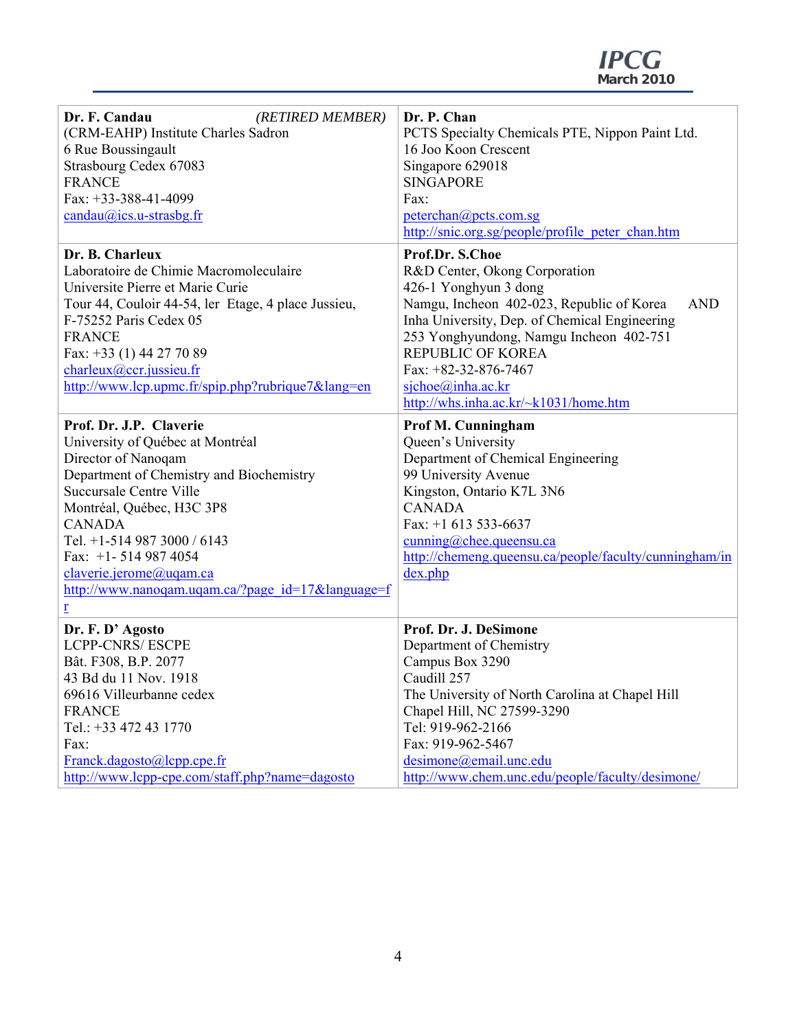| | |
|---|---|
| **Dr. F. Candau** *(RETIRED MEMBER)*<br>(CRM-EAHP) Institute Charles Sadron<br>6 Rue Boussingault<br>Strasbourg Cedex 67083<br>FRANCE<br>Fax: +33-388-41-4099<br>candau@ics.u-strasbg.fr | **Dr. P. Chan**<br>PCTS Specialty Chemicals PTE, Nippon Paint Ltd.<br>16 Joo Koon Crescent<br>Singapore 629018<br>SINGAPORE<br>Fax:<br>peterchan@pcts.com.sg<br>http://snic.org.sg/people/profile_peter_chan.htm |
| **Dr. B. Charleux**<br>Laboratoire de Chimie Macromoleculaire<br>Universite Pierre et Marie Curie<br>Tour 44, Couloir 44-54, ler Etage, 4 place Jussieu,<br>F-75252 Paris Cedex 05<br>FRANCE<br>Fax: +33 (1) 44 27 70 89<br>charleux@ccr.jussieu.fr<br>http://www.lcp.upmc.fr/spip.php?rubrique7&lang=en | **Prof.Dr. S.Choe**<br>R&D Center, Okong Corporation<br>426-1 Yonghyun 3 dong<br>Namgu, Incheon 402-023, Republic of Korea AND<br>Inha University, Dep. of Chemical Engineering<br>253 Yonghyundong, Namgu Incheon 402-751<br>REPUBLIC OF KOREA<br>Fax: +82-32-876-7467<br>sjchoe@inha.ac.kr<br>http://whs.inha.ac.kr/~k1031/home.htm |
| **Prof. Dr. J.P. Claverie**<br>University of Québec at Montréal<br>Director of Nanoqam<br>Department of Chemistry and Biochemistry<br>Succursale Centre Ville<br>Montréal, Québec, H3C 3P8<br>CANADA<br>Tel. +1-514 987 3000 / 6143<br>Fax: +1- 514 987 4054<br>claverie.jerome@uqam.ca<br>http://www.nanoqam.uqam.ca/?page_id=17&language=fr | **Prof M. Cunningham**<br>Queen's University<br>Department of Chemical Engineering<br>99 University Avenue<br>Kingston, Ontario K7L 3N6<br>CANADA<br>Fax: +1 613 533-6637<br>cunning@chee.queensu.ca<br>http://chemeng.queensu.ca/people/faculty/cunningham/index.php |
| **Dr. F. D' Agosto**<br>LCPP-CNRS/ ESCPE<br>Bât. F308, B.P. 2077<br>43 Bd du 11 Nov. 1918<br>69616 Villeurbanne cedex<br>FRANCE<br>Tel.: +33 472 43 1770<br>Fax:<br>Franck.dagosto@lcpp.cpe.fr<br>http://www.lcpp-cpe.com/staff.php?name=dagosto | **Prof. Dr. J. DeSimone**<br>Department of Chemistry<br>Campus Box 3290<br>Caudill 257<br>The University of North Carolina at Chapel Hill<br>Chapel Hill, NC 27599-3290<br>Tel: 919-962-2166<br>Fax: 919-962-5467<br>desimone@email.unc.edu<br>http://www.chem.unc.edu/people/faculty/desimone/ |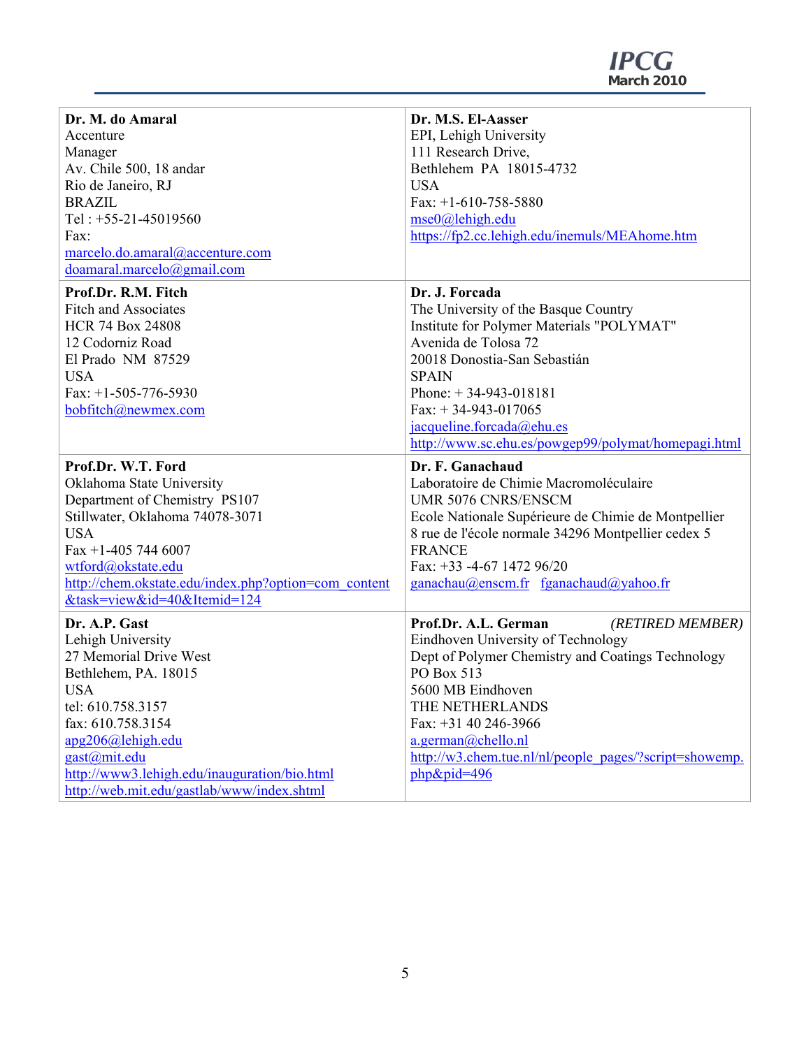| **Dr. M. do Amaral**<br>Accenture<br>Manager<br>Av. Chile 500, 18 andar<br>Rio de Janeiro, RJ<br>BRAZIL<br>Tel : +55-21-45019560<br>Fax:<br>marcelo.do.amaral@accenture.com<br>doamaral.marcelo@gmail.com | **Dr. M.S. El-Aasser**<br>EPI, Lehigh University<br>111 Research Drive,<br>Bethlehem PA 18015-4732<br>USA<br>Fax: +1-610-758-5880<br>mse0@lehigh.edu<br>https://fp2.cc.lehigh.edu/inemuls/MEAhome.htm |
|---|---|
| **Prof.Dr. R.M. Fitch**<br>Fitch and Associates<br>HCR 74 Box 24808<br>12 Codorniz Road<br>El Prado NM 87529<br>USA<br>Fax: +1-505-776-5930<br>bobfitch@newmex.com | **Dr. J. Forcada**<br>The University of the Basque Country<br>Institute for Polymer Materials "POLYMAT"<br>Avenida de Tolosa 72<br>20018 Donostia-San Sebastián<br>SPAIN<br>Phone: + 34-943-018181<br>Fax: + 34-943-017065<br>jacqueline.forcada@ehu.es<br>http://www.sc.ehu.es/powgep99/polymat/homepagi.html |
| **Prof.Dr. W.T. Ford**<br>Oklahoma State University<br>Department of Chemistry PS107<br>Stillwater, Oklahoma 74078-3071<br>USA<br>Fax +1-405 744 6007<br>wtford@okstate.edu<br>http://chem.okstate.edu/index.php?option=com_content&task=view&id=40&Itemid=124 | **Dr. F. Ganachaud**<br>Laboratoire de Chimie Macromoléculaire<br>UMR 5076 CNRS/ENSCM<br>Ecole Nationale Supérieure de Chimie de Montpellier<br>8 rue de l'école normale 34296 Montpellier cedex 5<br>FRANCE<br>Fax: +33 -4-67 1472 96/20<br>ganachau@enscm.fr fganachaud@yahoo.fr |
| **Dr. A.P. Gast**<br>Lehigh University<br>27 Memorial Drive West<br>Bethlehem, PA. 18015<br>USA<br>tel: 610.758.3157<br>fax: 610.758.3154<br>apg206@lehigh.edu<br>gast@mit.edu<br>http://www3.lehigh.edu/inauguration/bio.html<br>http://web.mit.edu/gastlab/www/index.shtml | **Prof.Dr. A.L. German** *(RETIRED MEMBER)*<br>Eindhoven University of Technology<br>Dept of Polymer Chemistry and Coatings Technology<br>PO Box 513<br>5600 MB Eindhoven<br>THE NETHERLANDS<br>Fax: +31 40 246-3966<br>a.german@chello.nl<br>http://w3.chem.tue.nl/nl/people_pages/?script=showemp.php&pid=496 |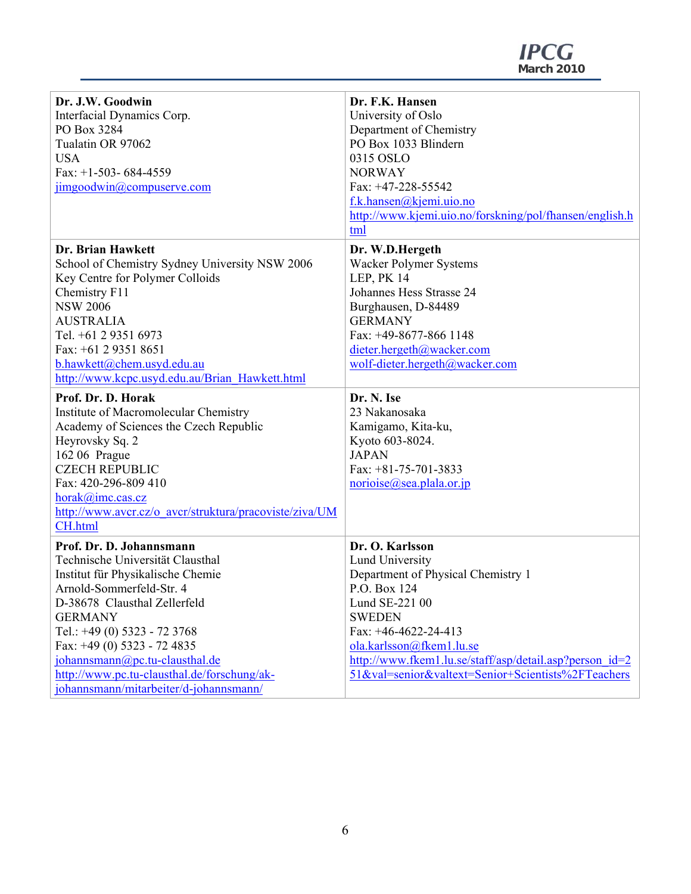| | |
|---|---|
| **Dr. J.W. Goodwin**<br>Interfacial Dynamics Corp.<br>PO Box 3284<br>Tualatin OR 97062<br>USA<br>Fax: +1-503- 684-4559<br>jimgoodwin@compuserve.com | **Dr. F.K. Hansen**<br>University of Oslo<br>Department of Chemistry<br>PO Box 1033 Blindern<br>0315 OSLO<br>NORWAY<br>Fax: +47-228-55542<br>f.k.hansen@kjemi.uio.no<br>http://www.kjemi.uio.no/forskning/pol/fhansen/english.html |
| **Dr. Brian Hawkett**<br>School of Chemistry Sydney University NSW 2006<br>Key Centre for Polymer Colloids<br>Chemistry F11<br>NSW 2006<br>AUSTRALIA<br>Tel. +61 2 9351 6973<br>Fax: +61 2 9351 8651<br>b.hawkett@chem.usyd.edu.au<br>http://www.kcpc.usyd.edu.au/Brian_Hawkett.html | **Dr. W.D.Hergeth**<br>Wacker Polymer Systems<br>LEP, PK 14<br>Johannes Hess Strasse 24<br>Burghausen, D-84489<br>GERMANY<br>Fax: +49-8677-866 1148<br>dieter.hergeth@wacker.com<br>wolf-dieter.hergeth@wacker.com |
| **Prof. Dr. D. Horak**<br>Institute of Macromolecular Chemistry<br>Academy of Sciences the Czech Republic<br>Heyrovsky Sq. 2<br>162 06 Prague<br>CZECH REPUBLIC<br>Fax: 420-296-809 410<br>horak@imc.cas.cz<br>http://www.avcr.cz/o_avcr/struktura/pracoviste/ziva/UMCH.html | **Dr. N. Ise**<br>23 Nakanosaka<br>Kamigamo, Kita-ku,<br>Kyoto 603-8024.<br>JAPAN<br>Fax: +81-75-701-3833<br>norioise@sea.plala.or.jp |
| **Prof. Dr. D. Johannsmann**<br>Technische Universität Clausthal<br>Institut für Physikalische Chemie<br>Arnold-Sommerfeld-Str. 4<br>D-38678 Clausthal Zellerfeld<br>GERMANY<br>Tel.: +49 (0) 5323 - 72 3768<br>Fax: +49 (0) 5323 - 72 4835<br>johannsmann@pc.tu-clausthal.de<br>http://www.pc.tu-clausthal.de/forschung/ak-johannsmann/mitarbeiter/d-johannsmann/ | **Dr. O. Karlsson**<br>Lund University<br>Department of Physical Chemistry 1<br>P.O. Box 124<br>Lund SE-221 00<br>SWEDEN<br>Fax: +46-4622-24-413<br>ola.karlsson@fkem1.lu.se<br>http://www.fkem1.lu.se/staff/asp/detail.asp?person_id=251&val=senior&valtext=Senior+Scientists%2FTeachers |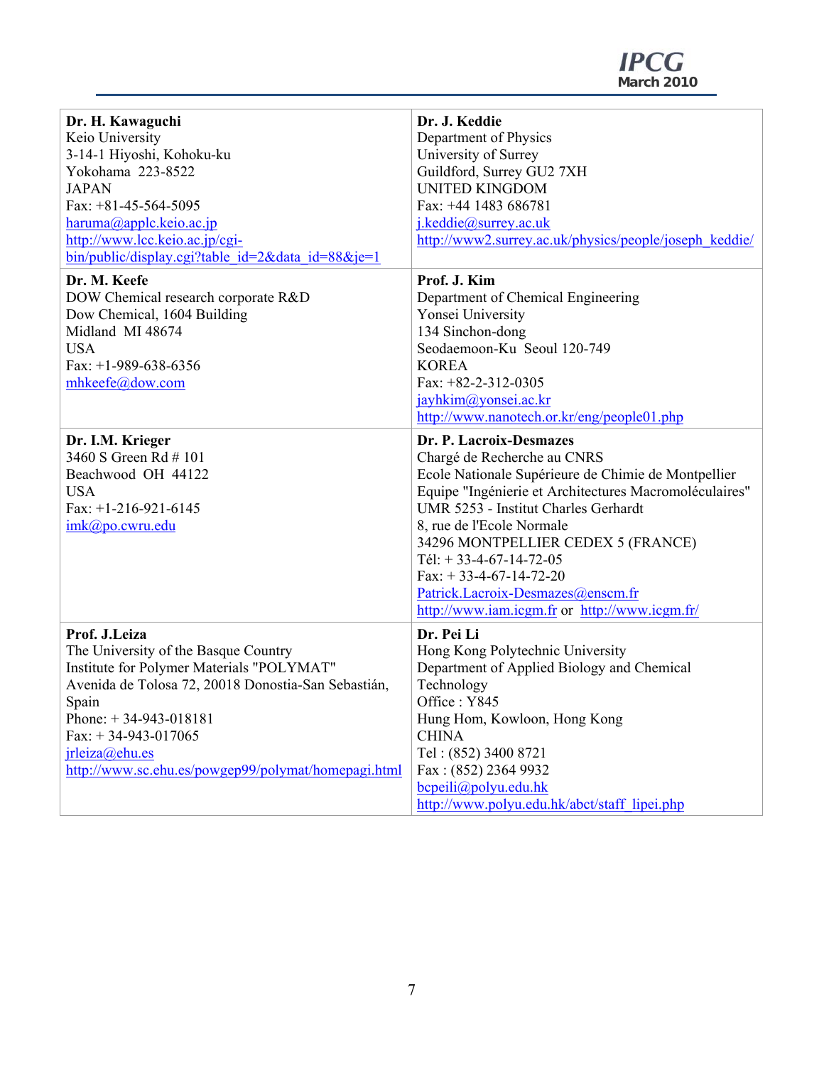| | |
|---|---|
| **Dr. H. Kawaguchi**<br>Keio University<br>3-14-1 Hiyoshi, Kohoku-ku<br>Yokohama 223-8522<br>JAPAN<br>Fax: +81-45-564-5095<br>haruma@applc.keio.ac.jp<br>http://www.lcc.keio.ac.jp/cgi-bin/public/display.cgi?table_id=2&data_id=88&je=1 | **Dr. J. Keddie**<br>Department of Physics<br>University of Surrey<br>Guildford, Surrey GU2 7XH<br>UNITED KINGDOM<br>Fax: +44 1483 686781<br>j.keddie@surrey.ac.uk<br>http://www2.surrey.ac.uk/physics/people/joseph_keddie/ |
| **Dr. M. Keefe**<br>DOW Chemical research corporate R&D<br>Dow Chemical, 1604 Building<br>Midland MI 48674<br>USA<br>Fax: +1-989-638-6356<br>mhkeefe@dow.com | **Prof. J. Kim**<br>Department of Chemical Engineering<br>Yonsei University<br>134 Sinchon-dong<br>Seodaemoon-Ku Seoul 120-749<br>KOREA<br>Fax: +82-2-312-0305<br>jayhkim@yonsei.ac.kr<br>http://www.nanotech.or.kr/eng/people01.php |
| **Dr. I.M. Krieger**<br>3460 S Green Rd # 101<br>Beachwood OH 44122<br>USA<br>Fax: +1-216-921-6145<br>imk@po.cwru.edu | **Dr. P. Lacroix-Desmazes**<br>Chargé de Recherche au CNRS<br>Ecole Nationale Supérieure de Chimie de Montpellier<br>Equipe "Ingénierie et Architectures Macromoléculaires"<br>UMR 5253 - Institut Charles Gerhardt<br>8, rue de l'Ecole Normale<br>34296 MONTPELLIER CEDEX 5 (FRANCE)<br>Tél: + 33-4-67-14-72-05<br>Fax: + 33-4-67-14-72-20<br>Patrick.Lacroix-Desmazes@enscm.fr<br>http://www.iam.icgm.fr or http://www.icgm.fr/ |
| **Prof. J.Leiza**<br>The University of the Basque Country<br>Institute for Polymer Materials "POLYMAT"<br>Avenida de Tolosa 72, 20018 Donostia-San Sebastián, Spain<br>Phone: + 34-943-018181<br>Fax: + 34-943-017065<br>jrleiza@ehu.es<br>http://www.sc.ehu.es/powgep99/polymat/homepagi.html | **Dr. Pei Li**<br>Hong Kong Polytechnic University<br>Department of Applied Biology and Chemical Technology<br>Office : Y845<br>Hung Hom, Kowloon, Hong Kong<br>CHINA<br>Tel : (852) 3400 8721<br>Fax : (852) 2364 9932<br>bcpeili@polyu.edu.hk<br>http://www.polyu.edu.hk/abct/staff_lipei.php |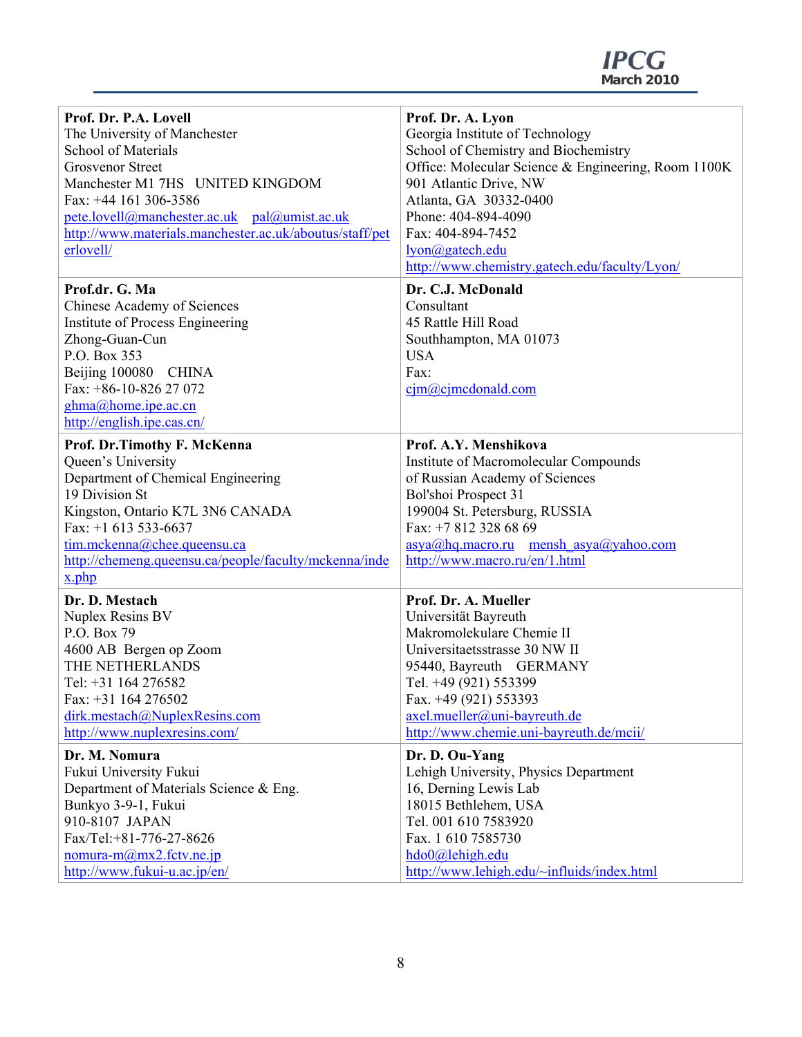| | |
|---|---|
| **Prof. Dr. P.A. Lovell**<br>The University of Manchester<br>School of Materials<br>Grosvenor Street<br>Manchester M1 7HS UNITED KINGDOM<br>Fax: +44 161 306-3586<br>pete.lovell@manchester.ac.uk pal@umist.ac.uk<br>http://www.materials.manchester.ac.uk/aboutus/staff/peterlovell/ | **Prof. Dr. A. Lyon**<br>Georgia Institute of Technology<br>School of Chemistry and Biochemistry<br>Office: Molecular Science & Engineering, Room 1100K<br>901 Atlantic Drive, NW<br>Atlanta, GA 30332-0400<br>Phone: 404-894-4090<br>Fax: 404-894-7452<br>lyon@gatech.edu<br>http://www.chemistry.gatech.edu/faculty/Lyon/ |
| **Prof.dr. G. Ma**<br>Chinese Academy of Sciences<br>Institute of Process Engineering<br>Zhong-Guan-Cun<br>P.O. Box 353<br>Beijing 100080 CHINA<br>Fax: +86-10-826 27 072<br>ghma@home.ipe.ac.cn<br>http://english.ipe.cas.cn/ | **Dr. C.J. McDonald**<br>Consultant<br>45 Rattle Hill Road<br>Southhampton, MA 01073<br>USA<br>Fax:<br>cjm@cjmcdonald.com |
| **Prof. Dr.Timothy F. McKenna**<br>Queen's University<br>Department of Chemical Engineering<br>19 Division St<br>Kingston, Ontario K7L 3N6 CANADA<br>Fax: +1 613 533-6637<br>tim.mckenna@chee.queensu.ca<br>http://chemeng.queensu.ca/people/faculty/mckenna/index.php | **Prof. A.Y. Menshikova**<br>Institute of Macromolecular Compounds<br>of Russian Academy of Sciences<br>Bol'shoi Prospect 31<br>199004 St. Petersburg, RUSSIA<br>Fax: +7 812 328 68 69<br>asya@hq.macro.ru mensh_asya@yahoo.com<br>http://www.macro.ru/en/1.html |
| **Dr. D. Mestach**<br>Nuplex Resins BV<br>P.O. Box 79<br>4600 AB Bergen op Zoom<br>THE NETHERLANDS<br>Tel: +31 164 276582<br>Fax: +31 164 276502<br>dirk.mestach@NuplexResins.com<br>http://www.nuplexresins.com/ | **Prof. Dr. A. Mueller**<br>Universität Bayreuth<br>Makromolekulare Chemie II<br>Universitaetsstrasse 30 NW II<br>95440, Bayreuth GERMANY<br>Tel. +49 (921) 553399<br>Fax. +49 (921) 553393<br>axel.mueller@uni-bayreuth.de<br>http://www.chemie.uni-bayreuth.de/mcii/ |
| **Dr. M. Nomura**<br>Fukui University Fukui<br>Department of Materials Science & Eng.<br>Bunkyo 3-9-1, Fukui<br>910-8107 JAPAN<br>Fax/Tel:+81-776-27-8626<br>nomura-m@mx2.fctv.ne.jp<br>http://www.fukui-u.ac.jp/en/ | **Dr. D. Ou-Yang**<br>Lehigh University, Physics Department<br>16, Derning Lewis Lab<br>18015 Bethlehem, USA<br>Tel. 001 610 7583920<br>Fax. 1 610 7585730<br>hdo0@lehigh.edu<br>http://www.lehigh.edu/~influids/index.html |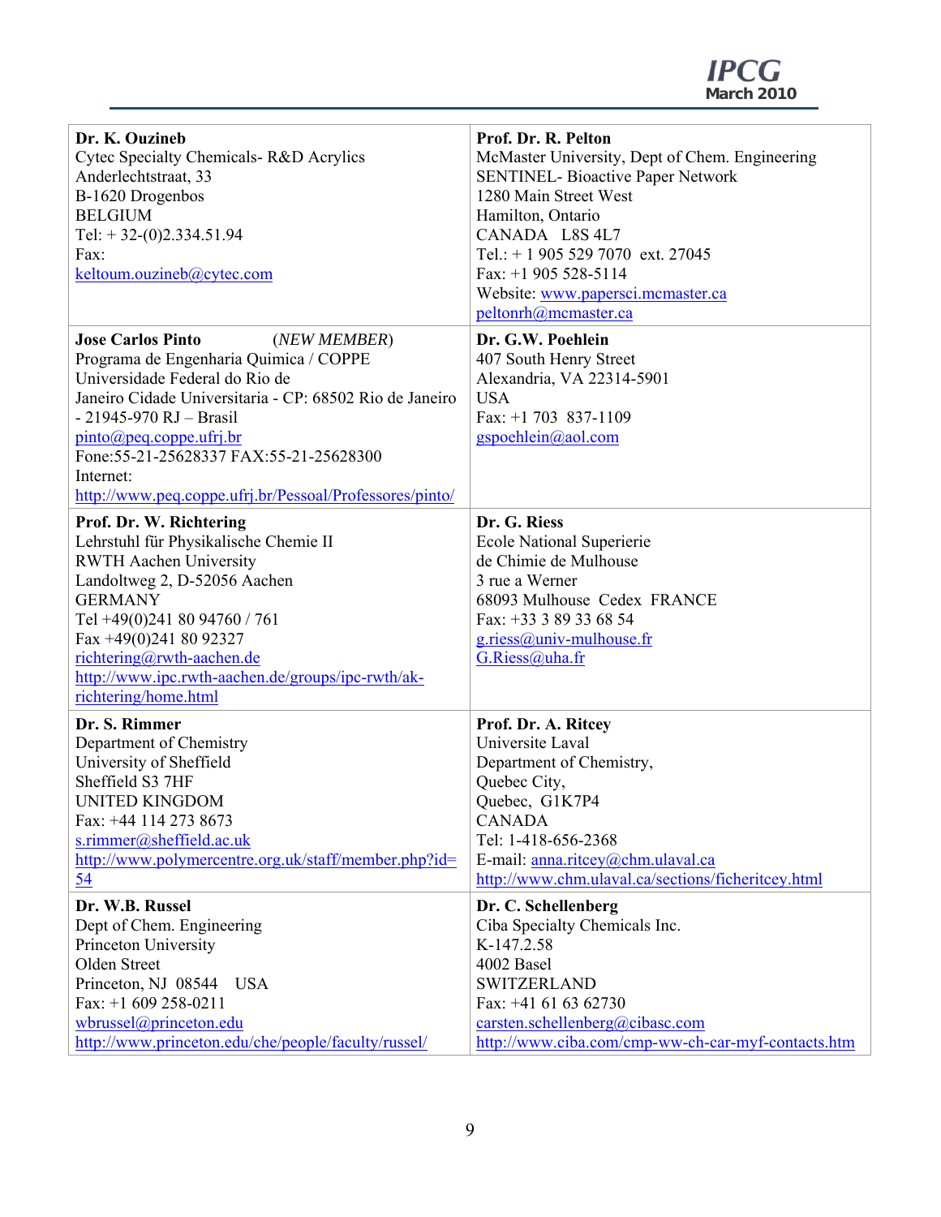| | |
|---|---|
| **Dr. K. Ouzineb**<br>Cytec Specialty Chemicals- R&D Acrylics<br>Anderlechtstraat, 33<br>B-1620 Drogenbos<br>BELGIUM<br>Tel: + 32-(0)2.334.51.94<br>Fax:<br>keltoum.ouzineb@cytec.com | **Prof. Dr. R. Pelton**<br>McMaster University, Dept of Chem. Engineering<br>SENTINEL- Bioactive Paper Network<br>1280 Main Street West<br>Hamilton, Ontario<br>CANADA L8S 4L7<br>Tel.: + 1 905 529 7070 ext. 27045<br>Fax: +1 905 528-5114<br>Website: www.papersci.mcmaster.ca<br>peltonrh@mcmaster.ca |
| **Jose Carlos Pinto** (*NEW MEMBER*)<br>Programa de Engenharia Quimica / COPPE<br>Universidade Federal do Rio de Janeiro Cidade Universitaria - CP: 68502 Rio de Janeiro - 21945-970 RJ – Brasil<br>pinto@peq.coppe.ufrj.br<br>Fone:55-21-25628337 FAX:55-21-25628300<br>Internet:<br>http://www.peq.coppe.ufrj.br/Pessoal/Professores/pinto/ | **Dr. G.W. Poehlein**<br>407 South Henry Street<br>Alexandria, VA 22314-5901<br>USA<br>Fax: +1 703 837-1109<br>gspoehlein@aol.com |
| **Prof. Dr. W. Richtering**<br>Lehrstuhl für Physikalische Chemie II<br>RWTH Aachen University<br>Landoltweg 2, D-52056 Aachen<br>GERMANY<br>Tel +49(0)241 80 94760 / 761<br>Fax +49(0)241 80 92327<br>richtering@rwth-aachen.de<br>http://www.ipc.rwth-aachen.de/groups/ipc-rwth/ak-richtering/home.html | **Dr. G. Riess**<br>Ecole National Superierie<br>de Chimie de Mulhouse<br>3 rue a Werner<br>68093 Mulhouse Cedex FRANCE<br>Fax: +33 3 89 33 68 54<br>g.riess@univ-mulhouse.fr<br>G.Riess@uha.fr |
| **Dr. S. Rimmer**<br>Department of Chemistry<br>University of Sheffield<br>Sheffield S3 7HF<br>UNITED KINGDOM<br>Fax: +44 114 273 8673<br>s.rimmer@sheffield.ac.uk<br>http://www.polymercentre.org.uk/staff/member.php?id=54 | **Prof. Dr. A. Ritcey**<br>Universite Laval<br>Department of Chemistry,<br>Quebec City,<br>Quebec, G1K7P4<br>CANADA<br>Tel: 1-418-656-2368<br>E-mail: anna.ritcey@chm.ulaval.ca<br>http://www.chm.ulaval.ca/sections/ficheritcey.html |
| **Dr. W.B. Russel**<br>Dept of Chem. Engineering<br>Princeton University<br>Olden Street<br>Princeton, NJ 08544 USA<br>Fax: +1 609 258-0211<br>wbrussel@princeton.edu<br>http://www.princeton.edu/che/people/faculty/russel/ | **Dr. C. Schellenberg**<br>Ciba Specialty Chemicals Inc.<br>K-147.2.58<br>4002 Basel<br>SWITZERLAND<br>Fax: +41 61 63 62730<br>carsten.schellenberg@cibasc.com<br>http://www.ciba.com/cmp-ww-ch-car-myf-contacts.htm |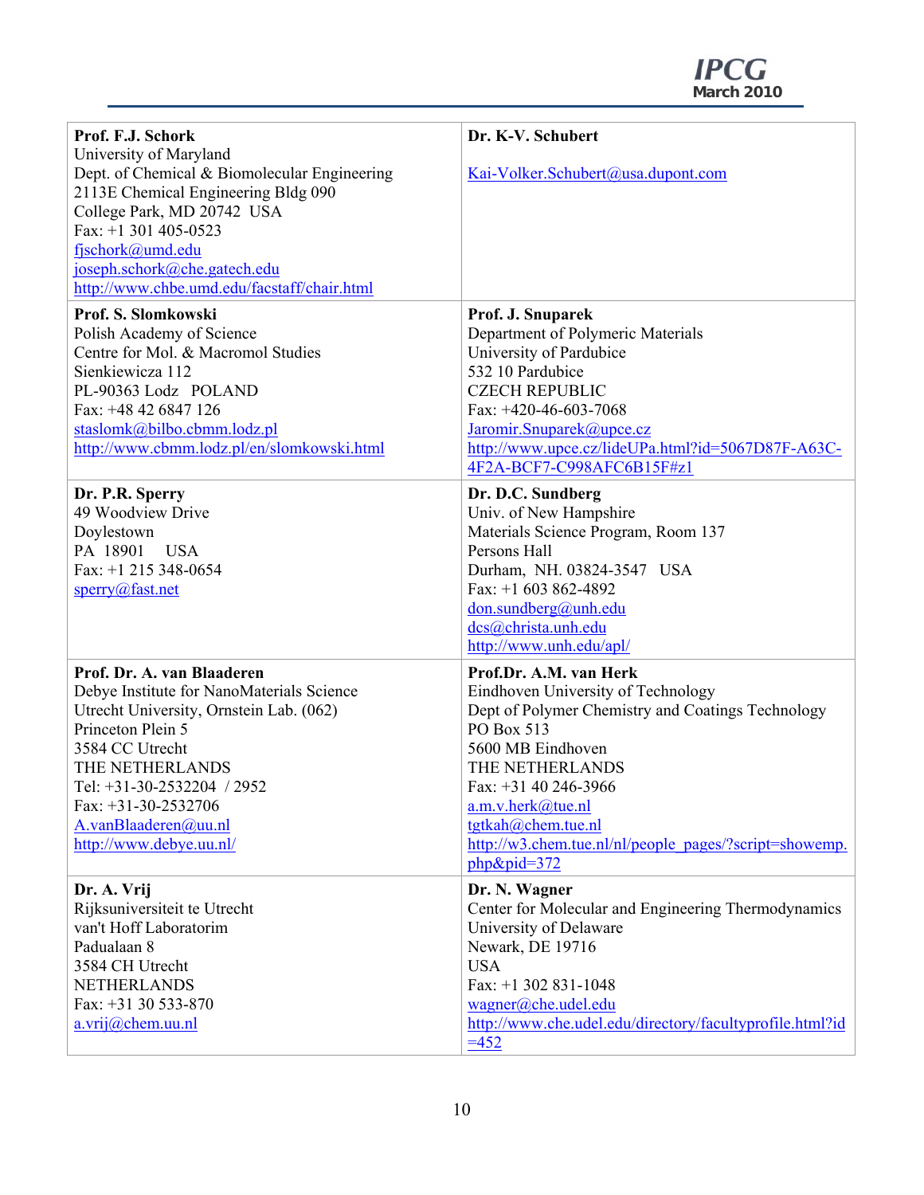| | |
|---|---|
| **Prof. F.J. Schork**<br>University of Maryland<br>Dept. of Chemical & Biomolecular Engineering<br>2113E Chemical Engineering Bldg 090<br>College Park, MD 20742 USA<br>Fax: +1 301 405-0523<br>fjschork@umd.edu<br>joseph.schork@che.gatech.edu<br>http://www.chbe.umd.edu/facstaff/chair.html | **Dr. K-V. Schubert**<br><br>Kai-Volker.Schubert@usa.dupont.com |
| **Prof. S. Slomkowski**<br>Polish Academy of Science<br>Centre for Mol. & Macromol Studies<br>Sienkiewicza 112<br>PL-90363 Lodz POLAND<br>Fax: +48 42 6847 126<br>staslomk@bilbo.cbmm.lodz.pl<br>http://www.cbmm.lodz.pl/en/slomkowski.html | **Prof. J. Snuparek**<br>Department of Polymeric Materials<br>University of Pardubice<br>532 10 Pardubice<br>CZECH REPUBLIC<br>Fax: +420-46-603-7068<br>Jaromir.Snuparek@upce.cz<br>http://www.upce.cz/lideUPa.html?id=5067D87F-A63C-4F2A-BCF7-C998AFC6B15F#z1 |
| **Dr. P.R. Sperry**<br>49 Woodview Drive<br>Doylestown<br>PA 18901 USA<br>Fax: +1 215 348-0654<br>sperry@fast.net | **Dr. D.C. Sundberg**<br>Univ. of New Hampshire<br>Materials Science Program, Room 137<br>Persons Hall<br>Durham, NH. 03824-3547 USA<br>Fax: +1 603 862-4892<br>don.sundberg@unh.edu<br>dcs@christa.unh.edu<br>http://www.unh.edu/apl/ |
| **Prof. Dr. A. van Blaaderen**<br>Debye Institute for NanoMaterials Science<br>Utrecht University, Ornstein Lab. (062)<br>Princeton Plein 5<br>3584 CC Utrecht<br>THE NETHERLANDS<br>Tel: +31-30-2532204 / 2952<br>Fax: +31-30-2532706<br>A.vanBlaaderen@uu.nl<br>http://www.debye.uu.nl/ | **Prof.Dr. A.M. van Herk**<br>Eindhoven University of Technology<br>Dept of Polymer Chemistry and Coatings Technology<br>PO Box 513<br>5600 MB Eindhoven<br>THE NETHERLANDS<br>Fax: +31 40 246-3966<br>a.m.v.herk@tue.nl<br>tgtkah@chem.tue.nl<br>http://w3.chem.tue.nl/nl/people_pages/?script=showemp.php&pid=372 |
| **Dr. A. Vrij**<br>Rijksuniversiteit te Utrecht<br>van't Hoff Laboratorim<br>Padualaan 8<br>3584 CH Utrecht<br>NETHERLANDS<br>Fax: +31 30 533-870<br>a.vrij@chem.uu.nl | **Dr. N. Wagner**<br>Center for Molecular and Engineering Thermodynamics<br>University of Delaware<br>Newark, DE 19716<br>USA<br>Fax: +1 302 831-1048<br>wagner@che.udel.edu<br>http://www.che.udel.edu/directory/facultyprofile.html?id=452 |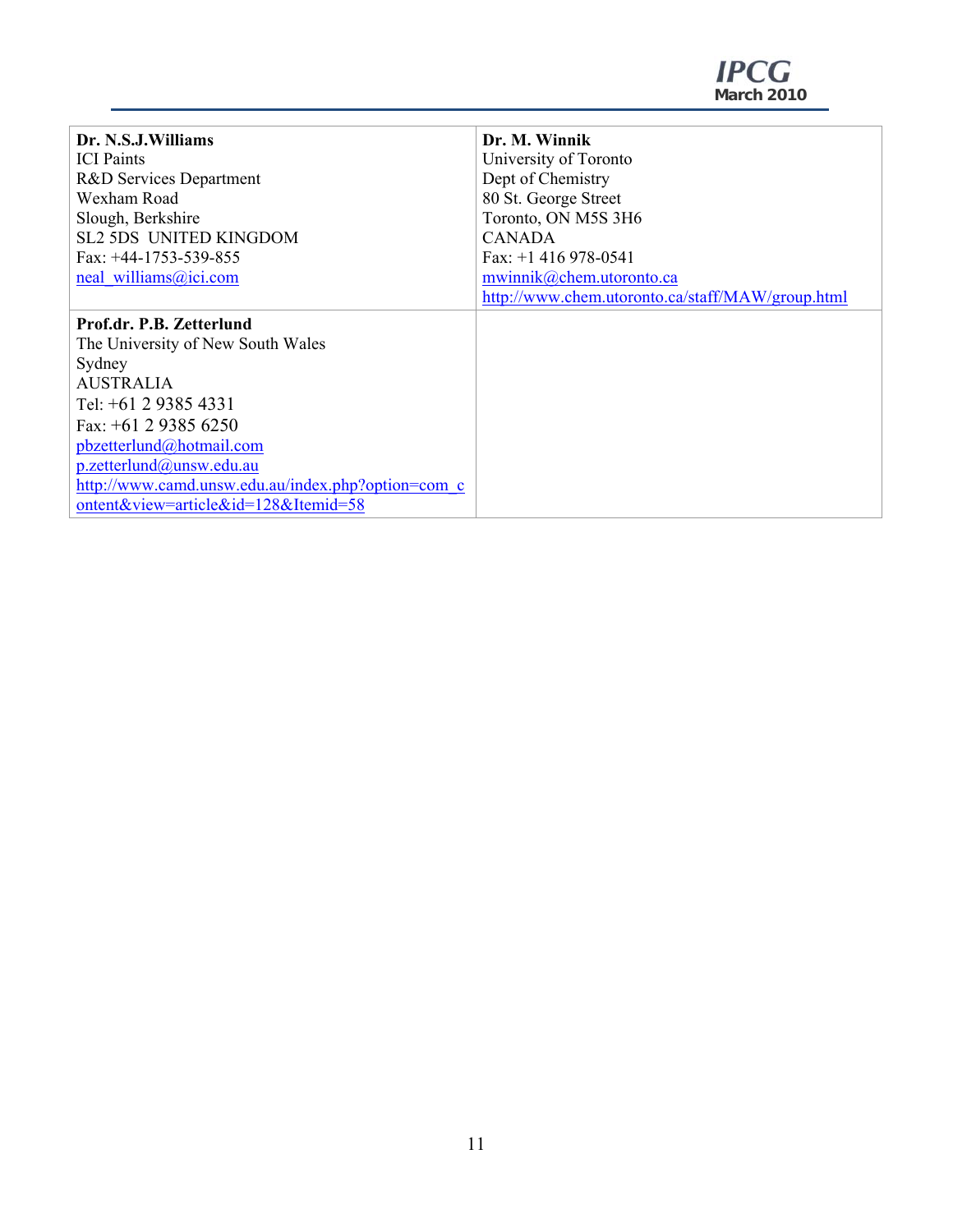| **Dr. N.S.J.Williams**<br>ICI Paints<br>R&D Services Department<br>Wexham Road<br>Slough, Berkshire<br>SL2 5DS UNITED KINGDOM<br>Fax: +44-1753-539-855<br>neal_williams@ici.com | **Dr. M. Winnik**<br>University of Toronto<br>Dept of Chemistry<br>80 St. George Street<br>Toronto, ON M5S 3H6<br>CANADA<br>Fax: +1 416 978-0541<br>mwinnik@chem.utoronto.ca<br>http://www.chem.utoronto.ca/staff/MAW/group.html |
|---|---|
| **Prof.dr. P.B. Zetterlund**<br>The University of New South Wales<br>Sydney<br>AUSTRALIA<br>Tel: +61 2 9385 4331<br>Fax: +61 2 9385 6250<br>pbzetterlund@hotmail.com<br>p.zetterlund@unsw.edu.au<br>http://www.camd.unsw.edu.au/index.php?option=com_content&view=article&id=128&Itemid=58 | |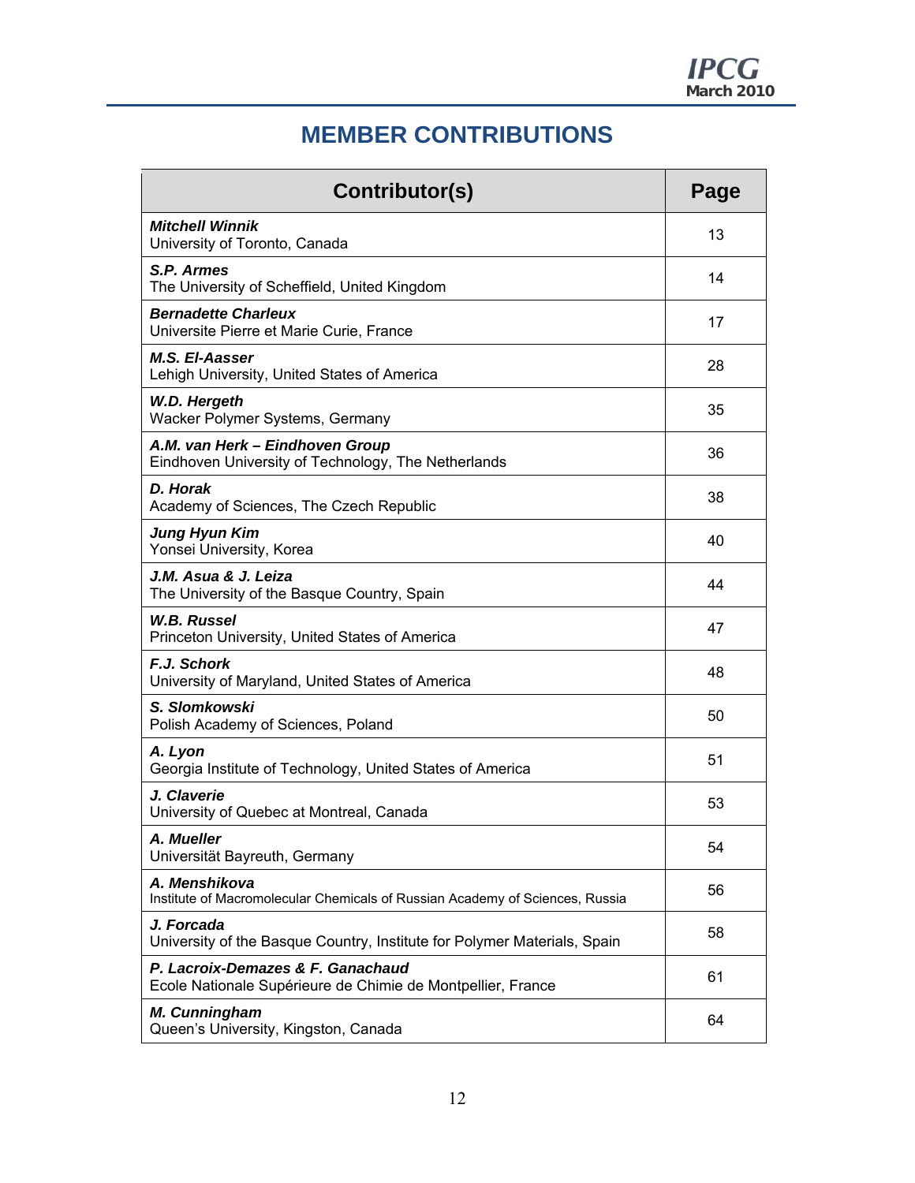# MEMBER CONTRIBUTIONS

| Contributor(s) | Page |
|---|---|
| ***Mitchell Winnik***<br>University of Toronto, Canada | 13 |
| ***S.P. Armes***<br>The University of Scheffield, United Kingdom | 14 |
| ***Bernadette Charleux***<br>Universite Pierre et Marie Curie, France | 17 |
| ***M.S. El-Aasser***<br>Lehigh University, United States of America | 28 |
| ***W.D. Hergeth***<br>Wacker Polymer Systems, Germany | 35 |
| ***A.M. van Herk – Eindhoven Group***<br>Eindhoven University of Technology, The Netherlands | 36 |
| ***D. Horak***<br>Academy of Sciences, The Czech Republic | 38 |
| ***Jung Hyun Kim***<br>Yonsei University, Korea | 40 |
| ***J.M. Asua & J. Leiza***<br>The University of the Basque Country, Spain | 44 |
| ***W.B. Russel***<br>Princeton University, United States of America | 47 |
| ***F.J. Schork***<br>University of Maryland, United States of America | 48 |
| ***S. Slomkowski***<br>Polish Academy of Sciences, Poland | 50 |
| ***A. Lyon***<br>Georgia Institute of Technology, United States of America | 51 |
| ***J. Claverie***<br>University of Quebec at Montreal, Canada | 53 |
| ***A. Mueller***<br>Universität Bayreuth, Germany | 54 |
| ***A. Menshikova***<br>Institute of Macromolecular Chemicals of Russian Academy of Sciences, Russia | 56 |
| ***J. Forcada***<br>University of the Basque Country, Institute for Polymer Materials, Spain | 58 |
| ***P. Lacroix-Demazes & F. Ganachaud***<br>Ecole Nationale Supérieure de Chimie de Montpellier, France | 61 |
| ***M. Cunningham***<br>Queen's University, Kingston, Canada | 64 |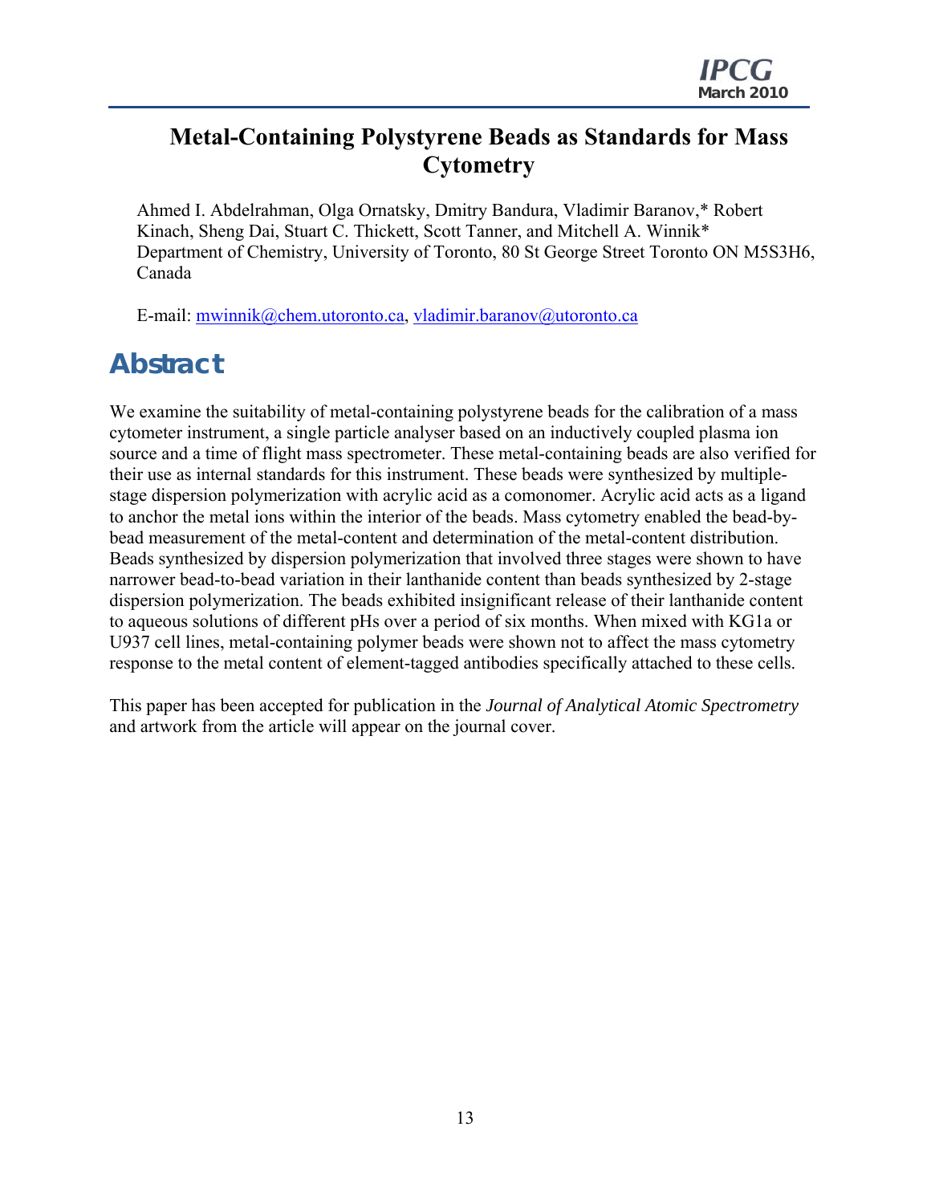# Metal-Containing Polystyrene Beads as Standards for Mass Cytometry

Ahmed I. Abdelrahman, Olga Ornatsky, Dmitry Bandura, Vladimir Baranov,* Robert Kinach, Sheng Dai, Stuart C. Thickett, Scott Tanner, and Mitchell A. Winnik*
Department of Chemistry, University of Toronto, 80 St George Street Toronto ON M5S3H6, Canada

E-mail: mwinnik@chem.utoronto.ca, vladimir.baranov@utoronto.ca

## Abstract

We examine the suitability of metal-containing polystyrene beads for the calibration of a mass cytometer instrument, a single particle analyser based on an inductively coupled plasma ion source and a time of flight mass spectrometer. These metal-containing beads are also verified for their use as internal standards for this instrument. These beads were synthesized by multiple-stage dispersion polymerization with acrylic acid as a comonomer. Acrylic acid acts as a ligand to anchor the metal ions within the interior of the beads. Mass cytometry enabled the bead-by-bead measurement of the metal-content and determination of the metal-content distribution. Beads synthesized by dispersion polymerization that involved three stages were shown to have narrower bead-to-bead variation in their lanthanide content than beads synthesized by 2-stage dispersion polymerization. The beads exhibited insignificant release of their lanthanide content to aqueous solutions of different pHs over a period of six months. When mixed with KG1a or U937 cell lines, metal-containing polymer beads were shown not to affect the mass cytometry response to the metal content of element-tagged antibodies specifically attached to these cells.

This paper has been accepted for publication in the *Journal of Analytical Atomic Spectrometry* and artwork from the article will appear on the journal cover.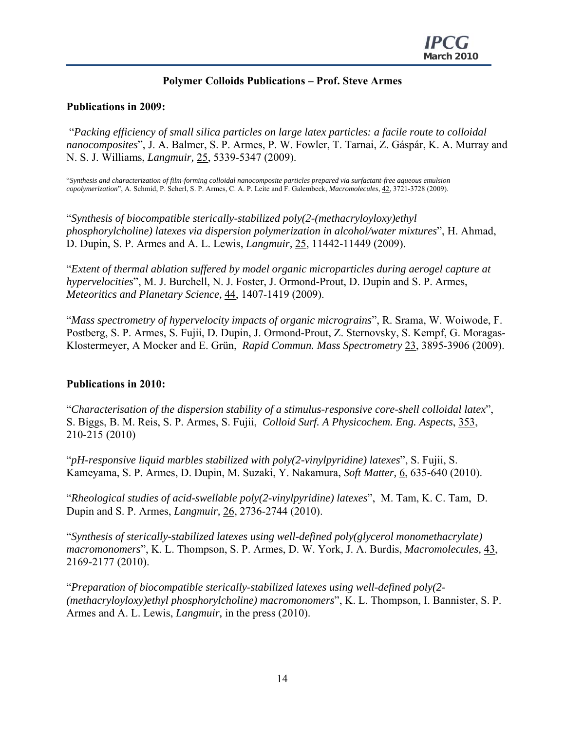## Polymer Colloids Publications – Prof. Steve Armes

**Publications in 2009:**

"*Packing efficiency of small silica particles on large latex particles: a facile route to colloidal nanocomposites*", J. A. Balmer, S. P. Armes, P. W. Fowler, T. Tarnai, Z. Gáspár, K. A. Murray and N. S. J. Williams, *Langmuir,* 25, 5339-5347 (2009).

"*Synthesis and characterization of film-forming colloidal nanocomposite particles prepared via surfactant-free aqueous emulsion copolymerization*", A. Schmid, P. Scherl, S. P. Armes, C. A. P. Leite and F. Galembeck, *Macromolecules*, 42, 3721-3728 (2009).

"*Synthesis of biocompatible sterically-stabilized poly(2-(methacryloyloxy)ethyl phosphorylcholine) latexes via dispersion polymerization in alcohol/water mixtures*", H. Ahmad, D. Dupin, S. P. Armes and A. L. Lewis, *Langmuir,* 25, 11442-11449 (2009).

"*Extent of thermal ablation suffered by model organic microparticles during aerogel capture at hypervelocities*", M. J. Burchell, N. J. Foster, J. Ormond-Prout, D. Dupin and S. P. Armes, *Meteoritics and Planetary Science,* 44, 1407-1419 (2009).

"*Mass spectrometry of hypervelocity impacts of organic micrograins*", R. Srama, W. Woiwode, F. Postberg, S. P. Armes, S. Fujii, D. Dupin, J. Ormond-Prout, Z. Sternovsky, S. Kempf, G. Moragas-Klostermeyer, A Mocker and E. Grün, *Rapid Commun. Mass Spectrometry* 23, 3895-3906 (2009).

**Publications in 2010:**

"*Characterisation of the dispersion stability of a stimulus-responsive core-shell colloidal latex*", S. Biggs, B. M. Reis, S. P. Armes, S. Fujii, *Colloid Surf. A Physicochem. Eng. Aspects*, 353, 210-215 (2010)

"*pH-responsive liquid marbles stabilized with poly(2-vinylpyridine) latexes*", S. Fujii, S. Kameyama, S. P. Armes, D. Dupin, M. Suzaki, Y. Nakamura, *Soft Matter,* 6, 635-640 (2010).

"*Rheological studies of acid-swellable poly(2-vinylpyridine) latexes*", M. Tam, K. C. Tam, D. Dupin and S. P. Armes, *Langmuir,* 26, 2736-2744 (2010).

"*Synthesis of sterically-stabilized latexes using well-defined poly(glycerol monomethacrylate) macromonomers*", K. L. Thompson, S. P. Armes, D. W. York, J. A. Burdis, *Macromolecules,* 43, 2169-2177 (2010).

"*Preparation of biocompatible sterically-stabilized latexes using well-defined poly(2-(methacryloyloxy)ethyl phosphorylcholine) macromonomers*", K. L. Thompson, I. Bannister, S. P. Armes and A. L. Lewis, *Langmuir,* in the press (2010).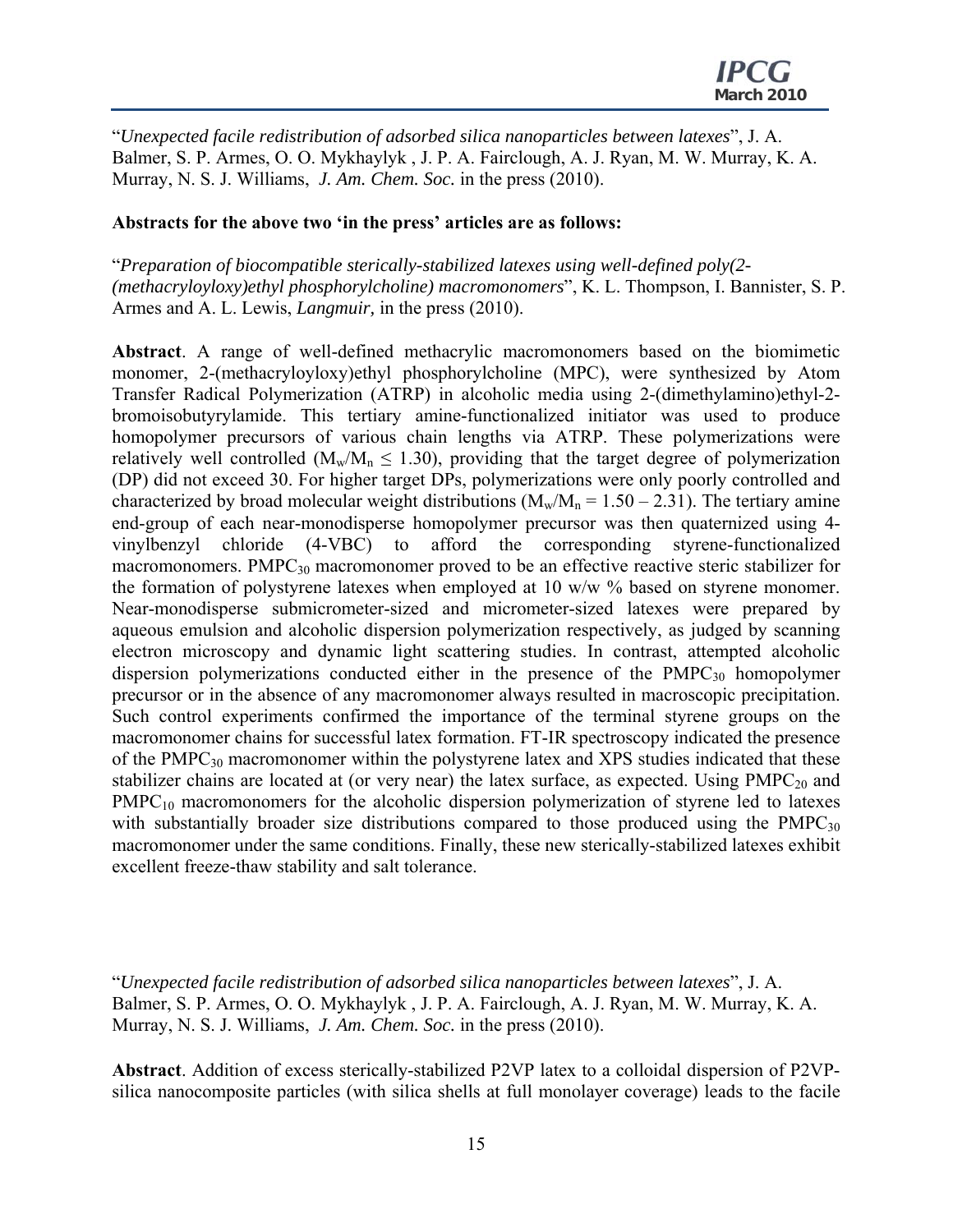"*Unexpected facile redistribution of adsorbed silica nanoparticles between latexes*", J. A. Balmer, S. P. Armes, O. O. Mykhaylyk , J. P. A. Fairclough, A. J. Ryan, M. W. Murray, K. A. Murray, N. S. J. Williams, *J. Am. Chem. Soc.* in the press (2010).

**Abstracts for the above two 'in the press' articles are as follows:**

"*Preparation of biocompatible sterically-stabilized latexes using well-defined poly(2-(methacryloyloxy)ethyl phosphorylcholine) macromonomers*", K. L. Thompson, I. Bannister, S. P. Armes and A. L. Lewis, *Langmuir,* in the press (2010).

**Abstract**. A range of well-defined methacrylic macromonomers based on the biomimetic monomer, 2-(methacryloyloxy)ethyl phosphorylcholine (MPC), were synthesized by Atom Transfer Radical Polymerization (ATRP) in alcoholic media using 2-(dimethylamino)ethyl-2-bromoisobutyrylamide. This tertiary amine-functionalized initiator was used to produce homopolymer precursors of various chain lengths via ATRP. These polymerizations were relatively well controlled ($M_w/M_n \leq 1.30$), providing that the target degree of polymerization (DP) did not exceed 30. For higher target DPs, polymerizations were only poorly controlled and characterized by broad molecular weight distributions ($M_w/M_n = 1.50 – 2.31$). The tertiary amine end-group of each near-monodisperse homopolymer precursor was then quaternized using 4-vinylbenzyl chloride (4-VBC) to afford the corresponding styrene-functionalized macromonomers. $PMPC_{30}$ macromonomer proved to be an effective reactive steric stabilizer for the formation of polystyrene latexes when employed at 10 w/w % based on styrene monomer. Near-monodisperse submicrometer-sized and micrometer-sized latexes were prepared by aqueous emulsion and alcoholic dispersion polymerization respectively, as judged by scanning electron microscopy and dynamic light scattering studies. In contrast, attempted alcoholic dispersion polymerizations conducted either in the presence of the $PMPC_{30}$ homopolymer precursor or in the absence of any macromonomer always resulted in macroscopic precipitation. Such control experiments confirmed the importance of the terminal styrene groups on the macromonomer chains for successful latex formation. FT-IR spectroscopy indicated the presence of the $PMPC_{30}$ macromonomer within the polystyrene latex and XPS studies indicated that these stabilizer chains are located at (or very near) the latex surface, as expected. Using $PMPC_{20}$ and $PMPC_{10}$ macromonomers for the alcoholic dispersion polymerization of styrene led to latexes with substantially broader size distributions compared to those produced using the $PMPC_{30}$ macromonomer under the same conditions. Finally, these new sterically-stabilized latexes exhibit excellent freeze-thaw stability and salt tolerance.

"*Unexpected facile redistribution of adsorbed silica nanoparticles between latexes*", J. A. Balmer, S. P. Armes, O. O. Mykhaylyk , J. P. A. Fairclough, A. J. Ryan, M. W. Murray, K. A. Murray, N. S. J. Williams, *J. Am. Chem. Soc.* in the press (2010).

**Abstract**. Addition of excess sterically-stabilized P2VP latex to a colloidal dispersion of P2VP-silica nanocomposite particles (with silica shells at full monolayer coverage) leads to the facile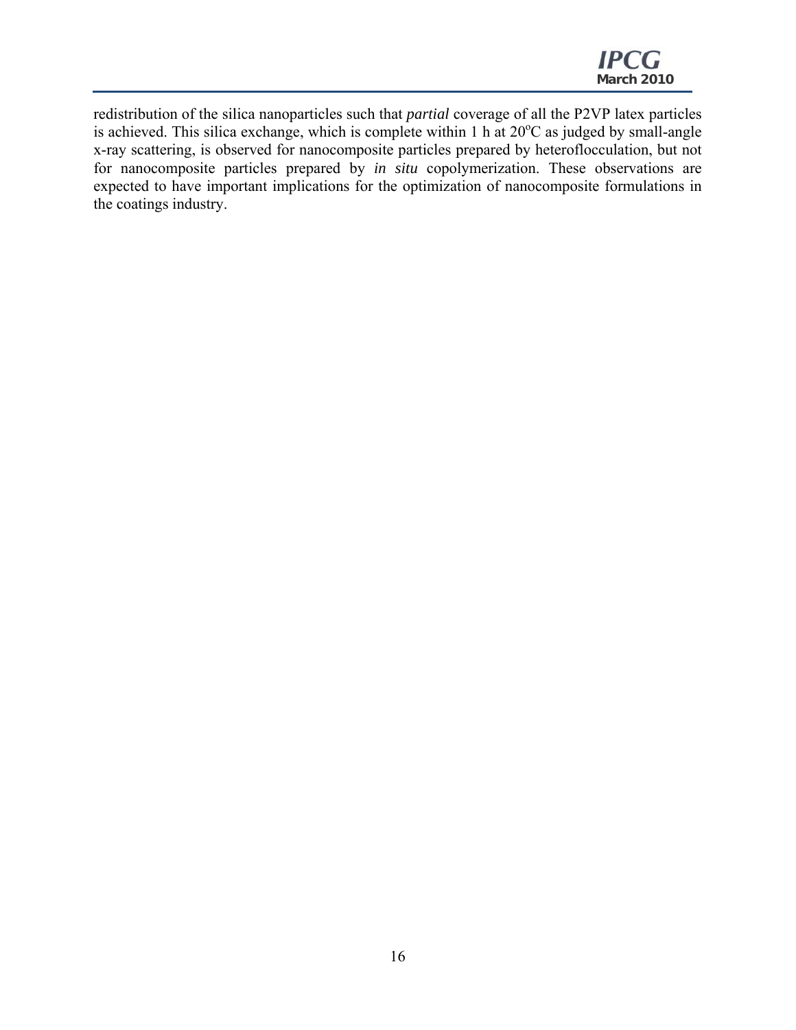redistribution of the silica nanoparticles such that *partial* coverage of all the P2VP latex particles is achieved. This silica exchange, which is complete within 1 h at $20^{o}C$ as judged by small-angle x-ray scattering, is observed for nanocomposite particles prepared by heteroflocculation, but not for nanocomposite particles prepared by *in situ* copolymerization. These observations are expected to have important implications for the optimization of nanocomposite formulations in the coatings industry.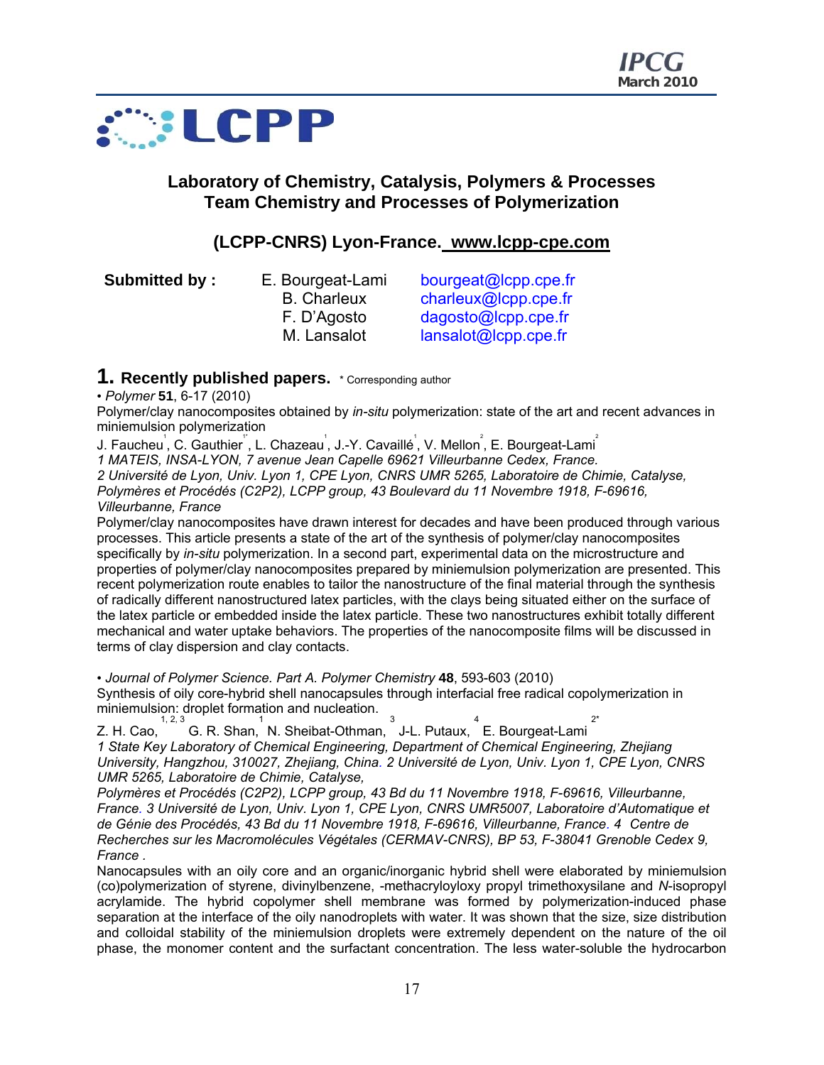# Laboratory of Chemistry, Catalysis, Polymers & Processes
## Team Chemistry and Processes of Polymerization

## (LCPP-CNRS) Lyon-France. www.lcpp-cpe.com

**Submitted by :** E. Bourgeat-Lami bourgeat@lcpp.cpe.fr
B. Charleux charleux@lcpp.cpe.fr
F. D'Agosto dagosto@lcpp.cpe.fr
M. Lansalot lansalot@lcpp.cpe.fr

## 1. Recently published papers. * Corresponding author

• *Polymer* **51**, 6-17 (2010)

Polymer/clay nanocomposites obtained by *in-situ* polymerization: state of the art and recent advances in miniemulsion polymerization

J. Faucheu[1], C. Gauthier[1*], L. Chazeau[1], J.-Y. Cavaillé[1], V. Mellon[2], E. Bourgeat-Lami[2]

*1 MATEIS, INSA-LYON, 7 avenue Jean Capelle 69621 Villeurbanne Cedex, France.*
*2 Université de Lyon, Univ. Lyon 1, CPE Lyon, CNRS UMR 5265, Laboratoire de Chimie, Catalyse, Polymères et Procédés (C2P2), LCPP group, 43 Boulevard du 11 Novembre 1918, F-69616, Villeurbanne, France*

Polymer/clay nanocomposites have drawn interest for decades and have been produced through various processes. This article presents a state of the art of the synthesis of polymer/clay nanocomposites specifically by *in-situ* polymerization. In a second part, experimental data on the microstructure and properties of polymer/clay nanocomposites prepared by miniemulsion polymerization are presented. This recent polymerization route enables to tailor the nanostructure of the final material through the synthesis of radically different nanostructured latex particles, with the clays being situated either on the surface of the latex particle or embedded inside the latex particle. These two nanostructures exhibit totally different mechanical and water uptake behaviors. The properties of the nanocomposite films will be discussed in terms of clay dispersion and clay contacts.

• *Journal of Polymer Science. Part A. Polymer Chemistry* **48**, 593-603 (2010)

Synthesis of oily core-hybrid shell nanocapsules through interfacial free radical copolymerization in miniemulsion: droplet formation and nucleation.

Z. H. Cao,[1, 2, 3] G. R. Shan,[1] N. Sheibat-Othman,[3] J-L. Putaux,[4] E. Bourgeat-Lami[2*]

*1 State Key Laboratory of Chemical Engineering, Department of Chemical Engineering, Zhejiang University, Hangzhou, 310027, Zhejiang, China. 2 Université de Lyon, Univ. Lyon 1, CPE Lyon, CNRS UMR 5265, Laboratoire de Chimie, Catalyse, Polymères et Procédés (C2P2), LCPP group, 43 Bd du 11 Novembre 1918, F-69616, Villeurbanne, France. 3 Université de Lyon, Univ. Lyon 1, CPE Lyon, CNRS UMR5007, Laboratoire d'Automatique et de Génie des Procédés, 43 Bd du 11 Novembre 1918, F-69616, Villeurbanne, France. 4 Centre de Recherches sur les Macromolécules Végétales (CERMAV-CNRS), BP 53, F-38041 Grenoble Cedex 9, France .*

Nanocapsules with an oily core and an organic/inorganic hybrid shell were elaborated by miniemulsion (co)polymerization of styrene, divinylbenzene, -methacryloyloxy propyl trimethoxysilane and *N*-isopropyl acrylamide. The hybrid copolymer shell membrane was formed by polymerization-induced phase separation at the interface of the oily nanodroplets with water. It was shown that the size, size distribution and colloidal stability of the miniemulsion droplets were extremely dependent on the nature of the oil phase, the monomer content and the surfactant concentration. The less water-soluble the hydrocarbon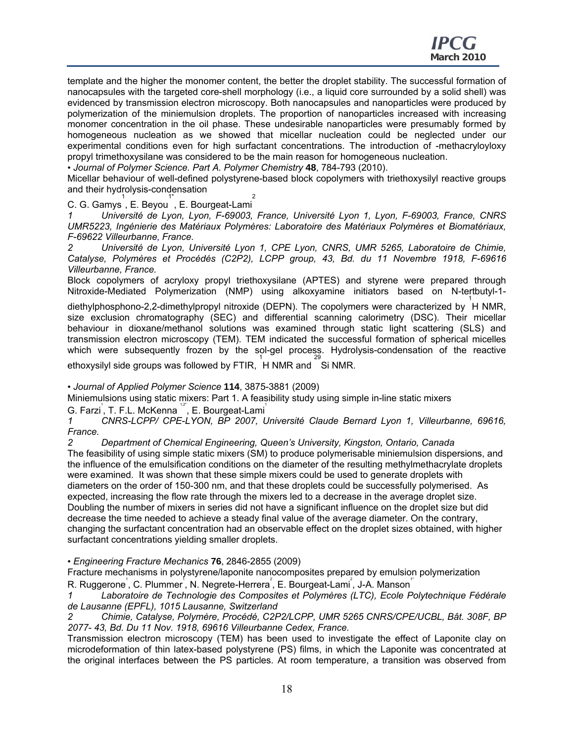template and the higher the monomer content, the better the droplet stability. The successful formation of nanocapsules with the targeted core-shell morphology (i.e., a liquid core surrounded by a solid shell) was evidenced by transmission electron microscopy. Both nanocapsules and nanoparticles were produced by polymerization of the miniemulsion droplets. The proportion of nanoparticles increased with increasing monomer concentration in the oil phase. These undesirable nanoparticles were presumably formed by homogeneous nucleation as we showed that micellar nucleation could be neglected under our experimental conditions even for high surfactant concentrations. The introduction of -methacryloyloxy propyl trimethoxysilane was considered to be the main reason for homogeneous nucleation.

• *Journal of Polymer Science. Part A. Polymer Chemistry* **48**, 784-793 (2010).

Micellar behaviour of well-defined polystyrene-based block copolymers with triethoxysilyl reactive groups and their hydrolysis-condensation

C. G. Gamys[1], E. Beyou[1*], E. Bourgeat-Lami[2]

*1 Université de Lyon, Lyon, F-69003, France, Université Lyon 1, Lyon, F-69003, France, CNRS UMR5223, Ingénierie des Matériaux Polymères: Laboratoire des Matériaux Polymères et Biomatériaux, F-69622 Villeurbanne, France.*

*2 Université de Lyon, Université Lyon 1, CPE Lyon, CNRS, UMR 5265, Laboratoire de Chimie, Catalyse, Polymères et Procédés (C2P2), LCPP group, 43, Bd. du 11 Novembre 1918, F-69616 Villeurbanne, France.*

Block copolymers of acryloxy propyl triethoxysilane (APTES) and styrene were prepared through Nitroxide-Mediated Polymerization (NMP) using alkoxyamine initiators based on N-tertbutyl-1-diethylphosphono-2,2-dimethylpropyl nitroxide (DEPN). The copolymers were characterized by $^{1}$H NMR, size exclusion chromatography (SEC) and differential scanning calorimetry (DSC). Their micellar behaviour in dioxane/methanol solutions was examined through static light scattering (SLS) and transmission electron microscopy (TEM). TEM indicated the successful formation of spherical micelles which were subsequently frozen by the sol-gel process. Hydrolysis-condensation of the reactive ethoxysilyl side groups was followed by FTIR, $^{1}$H NMR and $^{29}$Si NMR.

• *Journal of Applied Polymer Science* **114**, 3875-3881 (2009)

Miniemulsions using static mixers: Part 1. A feasibility study using simple in-line static mixers

G. Farzi[1], T. F.L. McKenna[1,2*], E. Bourgeat-Lami[1]

*1 CNRS-LCPP/ CPE-LYON, BP 2007, Université Claude Bernard Lyon 1, Villeurbanne, 69616, France.*

*2 Department of Chemical Engineering, Queen's University, Kingston, Ontario, Canada*

The feasibility of using simple static mixers (SM) to produce polymerisable miniemulsion dispersions, and the influence of the emulsification conditions on the diameter of the resulting methylmethacrylate droplets were examined. It was shown that these simple mixers could be used to generate droplets with diameters on the order of 150-300 nm, and that these droplets could be successfully polymerised. As expected, increasing the flow rate through the mixers led to a decrease in the average droplet size. Doubling the number of mixers in series did not have a significant influence on the droplet size but did decrease the time needed to achieve a steady final value of the average diameter. On the contrary, changing the surfactant concentration had an observable effect on the droplet sizes obtained, with higher surfactant concentrations yielding smaller droplets.

• *Engineering Fracture Mechanics* **76**, 2846-2855 (2009)

Fracture mechanisms in polystyrene/laponite nanocomposites prepared by emulsion polymerization

R. Ruggerone[1], C. Plummer[1], N. Negrete-Herrera[2], E. Bourgeat-Lami[2], J-A. Manson[1*]

*1 Laboratoire de Technologie des Composites et Polymères (LTC), Ecole Polytechnique Fédérale de Lausanne (EPFL), 1015 Lausanne, Switzerland*

*2 Chimie, Catalyse, Polymère, Procédé, C2P2/LCPP, UMR 5265 CNRS/CPE/UCBL, Bât. 308F, BP 2077- 43, Bd. Du 11 Nov. 1918, 69616 Villeurbanne Cedex, France.*

Transmission electron microscopy (TEM) has been used to investigate the effect of Laponite clay on microdeformation of thin latex-based polystyrene (PS) films, in which the Laponite was concentrated at the original interfaces between the PS particles. At room temperature, a transition was observed from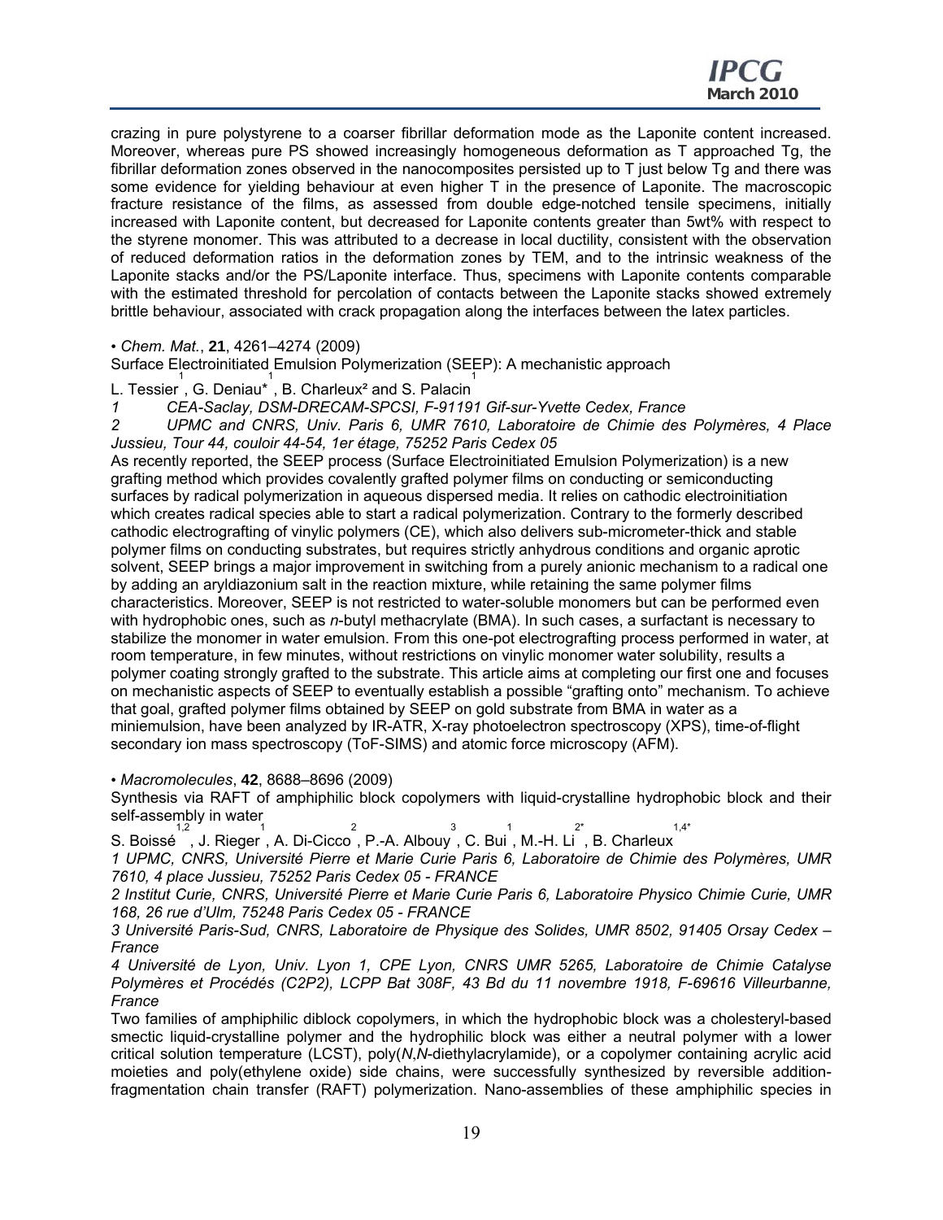crazing in pure polystyrene to a coarser fibrillar deformation mode as the Laponite content increased. Moreover, whereas pure PS showed increasingly homogeneous deformation as T approached Tg, the fibrillar deformation zones observed in the nanocomposites persisted up to T just below Tg and there was some evidence for yielding behaviour at even higher T in the presence of Laponite. The macroscopic fracture resistance of the films, as assessed from double edge-notched tensile specimens, initially increased with Laponite content, but decreased for Laponite contents greater than 5wt% with respect to the styrene monomer. This was attributed to a decrease in local ductility, consistent with the observation of reduced deformation ratios in the deformation zones by TEM, and to the intrinsic weakness of the Laponite stacks and/or the PS/Laponite interface. Thus, specimens with Laponite contents comparable with the estimated threshold for percolation of contacts between the Laponite stacks showed extremely brittle behaviour, associated with crack propagation along the interfaces between the latex particles.

• *Chem. Mat.*, **21**, 4261–4274 (2009)

Surface Electroinitiated Emulsion Polymerization (SEEP): A mechanistic approach

L. Tessier[1], G. Deniau*[1], B. Charleux[2] and S. Palacin[1]

*1 CEA-Saclay, DSM-DRECAM-SPCSI, F-91191 Gif-sur-Yvette Cedex, France*

*2 UPMC and CNRS, Univ. Paris 6, UMR 7610, Laboratoire de Chimie des Polymères, 4 Place Jussieu, Tour 44, couloir 44-54, 1er étage, 75252 Paris Cedex 05*

As recently reported, the SEEP process (Surface Electroinitiated Emulsion Polymerization) is a new grafting method which provides covalently grafted polymer films on conducting or semiconducting surfaces by radical polymerization in aqueous dispersed media. It relies on cathodic electroinitiation which creates radical species able to start a radical polymerization. Contrary to the formerly described cathodic electrografting of vinylic polymers (CE), which also delivers sub-micrometer-thick and stable polymer films on conducting substrates, but requires strictly anhydrous conditions and organic aprotic solvent, SEEP brings a major improvement in switching from a purely anionic mechanism to a radical one by adding an aryldiazonium salt in the reaction mixture, while retaining the same polymer films characteristics. Moreover, SEEP is not restricted to water-soluble monomers but can be performed even with hydrophobic ones, such as *n*-butyl methacrylate (BMA). In such cases, a surfactant is necessary to stabilize the monomer in water emulsion. From this one-pot electrografting process performed in water, at room temperature, in few minutes, without restrictions on vinylic monomer water solubility, results a polymer coating strongly grafted to the substrate. This article aims at completing our first one and focuses on mechanistic aspects of SEEP to eventually establish a possible "grafting onto" mechanism. To achieve that goal, grafted polymer films obtained by SEEP on gold substrate from BMA in water as a miniemulsion, have been analyzed by IR-ATR, X-ray photoelectron spectroscopy (XPS), time-of-flight secondary ion mass spectroscopy (ToF-SIMS) and atomic force microscopy (AFM).

• *Macromolecules*, **42**, 8688–8696 (2009)

Synthesis via RAFT of amphiphilic block copolymers with liquid-crystalline hydrophobic block and their self-assembly in water

S. Boissé[1,2], J. Rieger[1], A. Di-Cicco[2], P.-A. Albouy[3], C. Bui[1], M.-H. Li[2*], B. Charleux[1,4*]

*1 UPMC, CNRS, Université Pierre et Marie Curie Paris 6, Laboratoire de Chimie des Polymères, UMR 7610, 4 place Jussieu, 75252 Paris Cedex 05 - FRANCE*

*2 Institut Curie, CNRS, Université Pierre et Marie Curie Paris 6, Laboratoire Physico Chimie Curie, UMR 168, 26 rue d'Ulm, 75248 Paris Cedex 05 - FRANCE*

*3 Université Paris-Sud, CNRS, Laboratoire de Physique des Solides, UMR 8502, 91405 Orsay Cedex – France*

*4 Université de Lyon, Univ. Lyon 1, CPE Lyon, CNRS UMR 5265, Laboratoire de Chimie Catalyse Polymères et Procédés (C2P2), LCPP Bat 308F, 43 Bd du 11 novembre 1918, F-69616 Villeurbanne, France*

Two families of amphiphilic diblock copolymers, in which the hydrophobic block was a cholesteryl-based smectic liquid-crystalline polymer and the hydrophilic block was either a neutral polymer with a lower critical solution temperature (LCST), poly(*N*,*N*-diethylacrylamide), or a copolymer containing acrylic acid moieties and poly(ethylene oxide) side chains, were successfully synthesized by reversible addition-fragmentation chain transfer (RAFT) polymerization. Nano-assemblies of these amphiphilic species in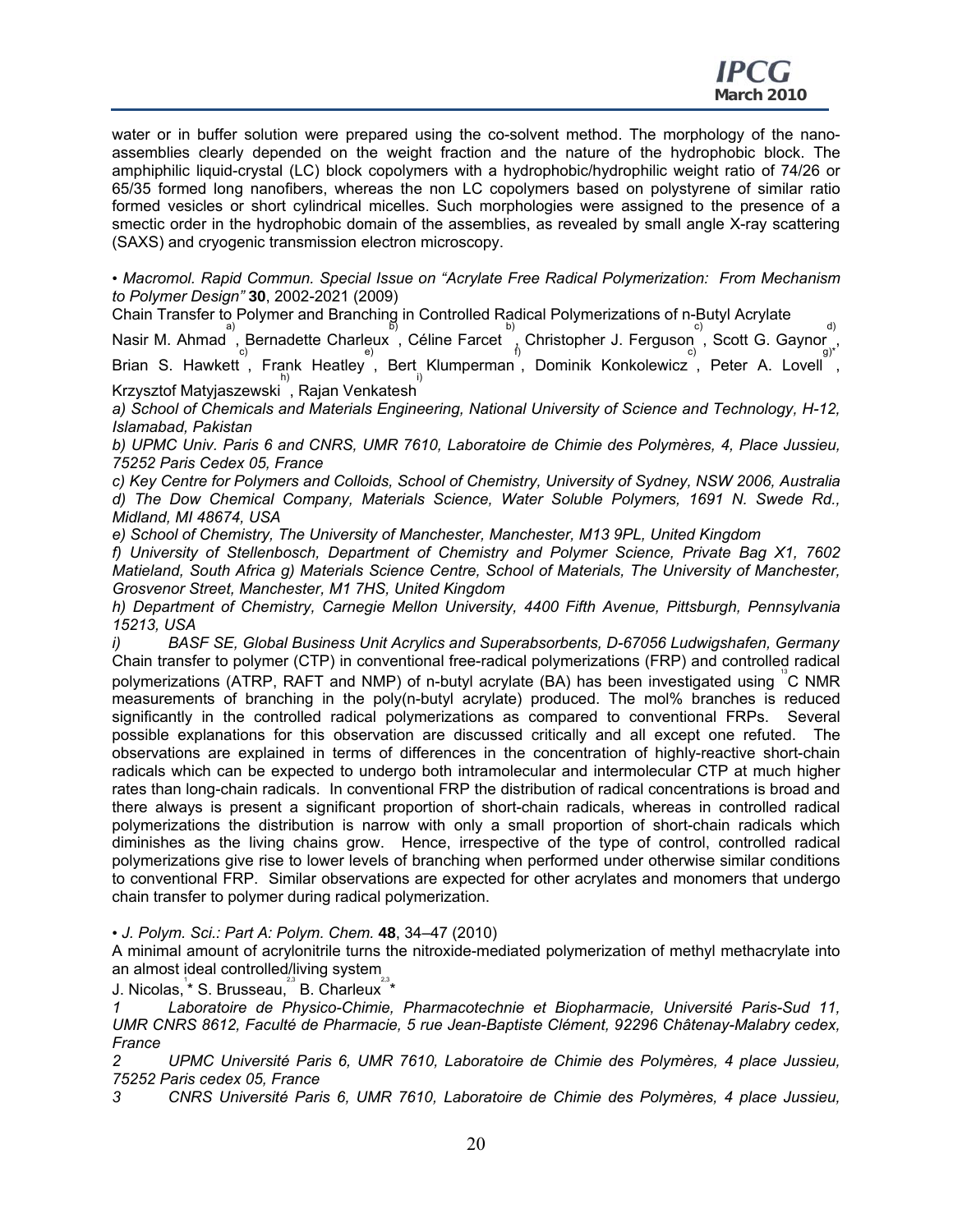water or in buffer solution were prepared using the co-solvent method. The morphology of the nano-assemblies clearly depended on the weight fraction and the nature of the hydrophobic block. The amphiphilic liquid-crystal (LC) block copolymers with a hydrophobic/hydrophilic weight ratio of 74/26 or 65/35 formed long nanofibers, whereas the non LC copolymers based on polystyrene of similar ratio formed vesicles or short cylindrical micelles. Such morphologies were assigned to the presence of a smectic order in the hydrophobic domain of the assemblies, as revealed by small angle X-ray scattering (SAXS) and cryogenic transmission electron microscopy.

• *Macromol. Rapid Commun. Special Issue on "Acrylate Free Radical Polymerization: From Mechanism to Polymer Design"* **30**, 2002-2021 (2009)

Chain Transfer to Polymer and Branching in Controlled Radical Polymerizations of n-Butyl Acrylate

Nasir M. Ahmad[a], Bernadette Charleux[b], Céline Farcet[b], Christopher J. Ferguson[c], Scott G. Gaynor[d], Brian S. Hawkett[c], Frank Heatley[e], Bert Klumperman[f], Dominik Konkolewicz[c], Peter A. Lovell[g]*, Krzysztof Matyjaszewski[h], Rajan Venkatesh[i]

*a) School of Chemicals and Materials Engineering, National University of Science and Technology, H-12, Islamabad, Pakistan*

*b) UPMC Univ. Paris 6 and CNRS, UMR 7610, Laboratoire de Chimie des Polymères, 4, Place Jussieu, 75252 Paris Cedex 05, France*

*c) Key Centre for Polymers and Colloids, School of Chemistry, University of Sydney, NSW 2006, Australia*

*d) The Dow Chemical Company, Materials Science, Water Soluble Polymers, 1691 N. Swede Rd., Midland, MI 48674, USA*

*e) School of Chemistry, The University of Manchester, Manchester, M13 9PL, United Kingdom*

*f) University of Stellenbosch, Department of Chemistry and Polymer Science, Private Bag X1, 7602 Matieland, South Africa g) Materials Science Centre, School of Materials, The University of Manchester, Grosvenor Street, Manchester, M1 7HS, United Kingdom*

*h) Department of Chemistry, Carnegie Mellon University, 4400 Fifth Avenue, Pittsburgh, Pennsylvania 15213, USA*

*i) BASF SE, Global Business Unit Acrylics and Superabsorbents, D-67056 Ludwigshafen, Germany*

Chain transfer to polymer (CTP) in conventional free-radical polymerizations (FRP) and controlled radical polymerizations (ATRP, RAFT and NMP) of n-butyl acrylate (BA) has been investigated using $^{13}$C NMR measurements of branching in the poly(n-butyl acrylate) produced. The mol% branches is reduced significantly in the controlled radical polymerizations as compared to conventional FRPs. Several possible explanations for this observation are discussed critically and all except one refuted. The observations are explained in terms of differences in the concentration of highly-reactive short-chain radicals which can be expected to undergo both intramolecular and intermolecular CTP at much higher rates than long-chain radicals. In conventional FRP the distribution of radical concentrations is broad and there always is present a significant proportion of short-chain radicals, whereas in controlled radical polymerizations the distribution is narrow with only a small proportion of short-chain radicals which diminishes as the living chains grow. Hence, irrespective of the type of control, controlled radical polymerizations give rise to lower levels of branching when performed under otherwise similar conditions to conventional FRP. Similar observations are expected for other acrylates and monomers that undergo chain transfer to polymer during radical polymerization.

• *J. Polym. Sci.: Part A: Polym. Chem.* **48**, 34–47 (2010)

A minimal amount of acrylonitrile turns the nitroxide-mediated polymerization of methyl methacrylate into an almost ideal controlled/living system

J. Nicolas,[1]* S. Brusseau,[2,3] B. Charleux[2,3]*

*1 Laboratoire de Physico-Chimie, Pharmacotechnie et Biopharmacie, Université Paris-Sud 11, UMR CNRS 8612, Faculté de Pharmacie, 5 rue Jean-Baptiste Clément, 92296 Châtenay-Malabry cedex, France*

*2 UPMC Université Paris 6, UMR 7610, Laboratoire de Chimie des Polymères, 4 place Jussieu, 75252 Paris cedex 05, France*

*3 CNRS Université Paris 6, UMR 7610, Laboratoire de Chimie des Polymères, 4 place Jussieu,*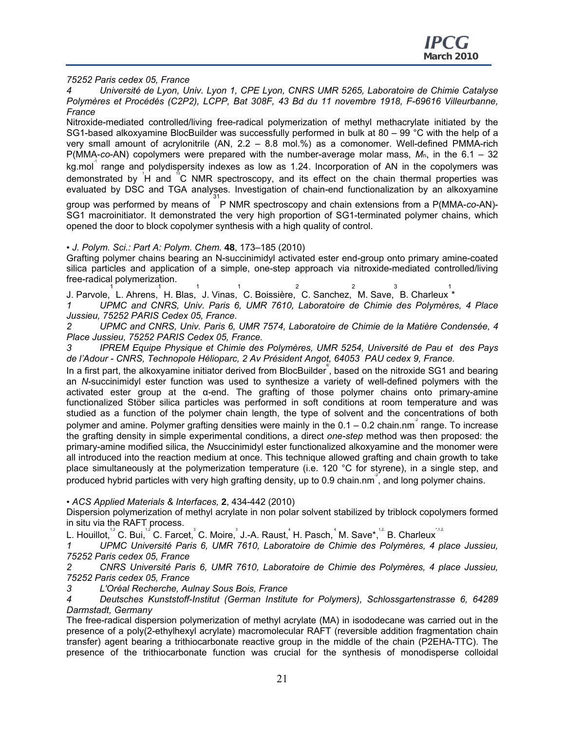*75252 Paris cedex 05, France*

*4 Université de Lyon, Univ. Lyon 1, CPE Lyon, CNRS UMR 5265, Laboratoire de Chimie Catalyse Polymères et Procédés (C2P2), LCPP, Bat 308F, 43 Bd du 11 novembre 1918, F-69616 Villeurbanne, France*

Nitroxide-mediated controlled/living free-radical polymerization of methyl methacrylate initiated by the SG1-based alkoxyamine BlocBuilder was successfully performed in bulk at 80 – 99 °C with the help of a very small amount of acrylonitrile (AN, 2.2 – 8.8 mol.%) as a comonomer. Well-defined PMMA-rich P(MMA-*co*-AN) copolymers were prepared with the number-average molar mass, $M_n$, in the 6.1 – 32 kg.mol$^{-1}$ range and polydispersity indexes as low as 1.24. Incorporation of AN in the copolymers was demonstrated by $^{1}$H and $^{13}$C NMR spectroscopy, and its effect on the chain thermal properties was evaluated by DSC and TGA analyses. Investigation of chain-end functionalization by an alkoxyamine group was performed by means of $^{31}$P NMR spectroscopy and chain extensions from a P(MMA-*co*-AN)-SG1 macroinitiator. It demonstrated the very high proportion of SG1-terminated polymer chains, which opened the door to block copolymer synthesis with a high quality of control.

• *J. Polym. Sci.: Part A: Polym. Chem.* **48**, 173–185 (2010)

Grafting polymer chains bearing an N-succinimidyl activated ester end-group onto primary amine-coated silica particles and application of a simple, one-step approach via nitroxide-mediated controlled/living free-radical polymerization.

J. Parvole,[1] L. Ahrens,[1] H. Blas,[1] J. Vinas,[1] C. Boissière,[2] C. Sanchez,[2] M. Save,[3] B. Charleux[1] *

*1 UPMC and CNRS, Univ. Paris 6, UMR 7610, Laboratoire de Chimie des Polymères, 4 Place Jussieu, 75252 PARIS Cedex 05, France.*

*2 UPMC and CNRS, Univ. Paris 6, UMR 7574, Laboratoire de Chimie de la Matière Condensée, 4 Place Jussieu, 75252 PARIS Cedex 05, France.*

*3 IPREM Equipe Physique et Chimie des Polymères, UMR 5254, Université de Pau et des Pays de l'Adour - CNRS, Technopole Hélioparc, 2 Av Président Angot, 64053 PAU cedex 9, France.*

In a first part, the alkoxyamine initiator derived from BlocBuilder®, based on the nitroxide SG1 and bearing an *N*-succinimidyl ester function was used to synthesize a variety of well-defined polymers with the activated ester group at the α-end. The grafting of those polymer chains onto primary-amine functionalized Stöber silica particles was performed in soft conditions at room temperature and was studied as a function of the polymer chain length, the type of solvent and the concentrations of both polymer and amine. Polymer grafting densities were mainly in the 0.1 – 0.2 chain.nm$^{-2}$ range. To increase the grafting density in simple experimental conditions, a direct *one-step* method was then proposed: the primary-amine modified silica, the *N*succinimidyl ester functionalized alkoxyamine and the monomer were all introduced into the reaction medium at once. This technique allowed grafting and chain growth to take place simultaneously at the polymerization temperature (i.e. 120 °C for styrene), in a single step, and produced hybrid particles with very high grafting density, up to 0.9 chain.nm$^{-2}$, and long polymer chains.

• *ACS Applied Materials & Interfaces,* **2**, 434-442 (2010)

Dispersion polymerization of methyl acrylate in non polar solvent stabilized by triblock copolymers formed in situ via the RAFT process.

L. Houillot,[1,2] C. Bui,[1,2] C. Farcet,[3] C. Moire,[3] J.-A. Raust,[4] H. Pasch,[4] M. Save*,[1,2] B. Charleux[*,1,2]

*1 UPMC Université Paris 6, UMR 7610, Laboratoire de Chimie des Polymères, 4 place Jussieu, 75252 Paris cedex 05, France*

*2 CNRS Université Paris 6, UMR 7610, Laboratoire de Chimie des Polymères, 4 place Jussieu, 75252 Paris cedex 05, France*

*3 L'Oréal Recherche, Aulnay Sous Bois, France*

*4 Deutsches Kunststoff-Institut (German Institute for Polymers), Schlossgartenstrasse 6, 64289 Darmstadt, Germany*

The free-radical dispersion polymerization of methyl acrylate (MA) in isododecane was carried out in the presence of a poly(2-ethylhexyl acrylate) macromolecular RAFT (reversible addition fragmentation chain transfer) agent bearing a trithiocarbonate reactive group in the middle of the chain (P2EHA-TTC). The presence of the trithiocarbonate function was crucial for the synthesis of monodisperse colloidal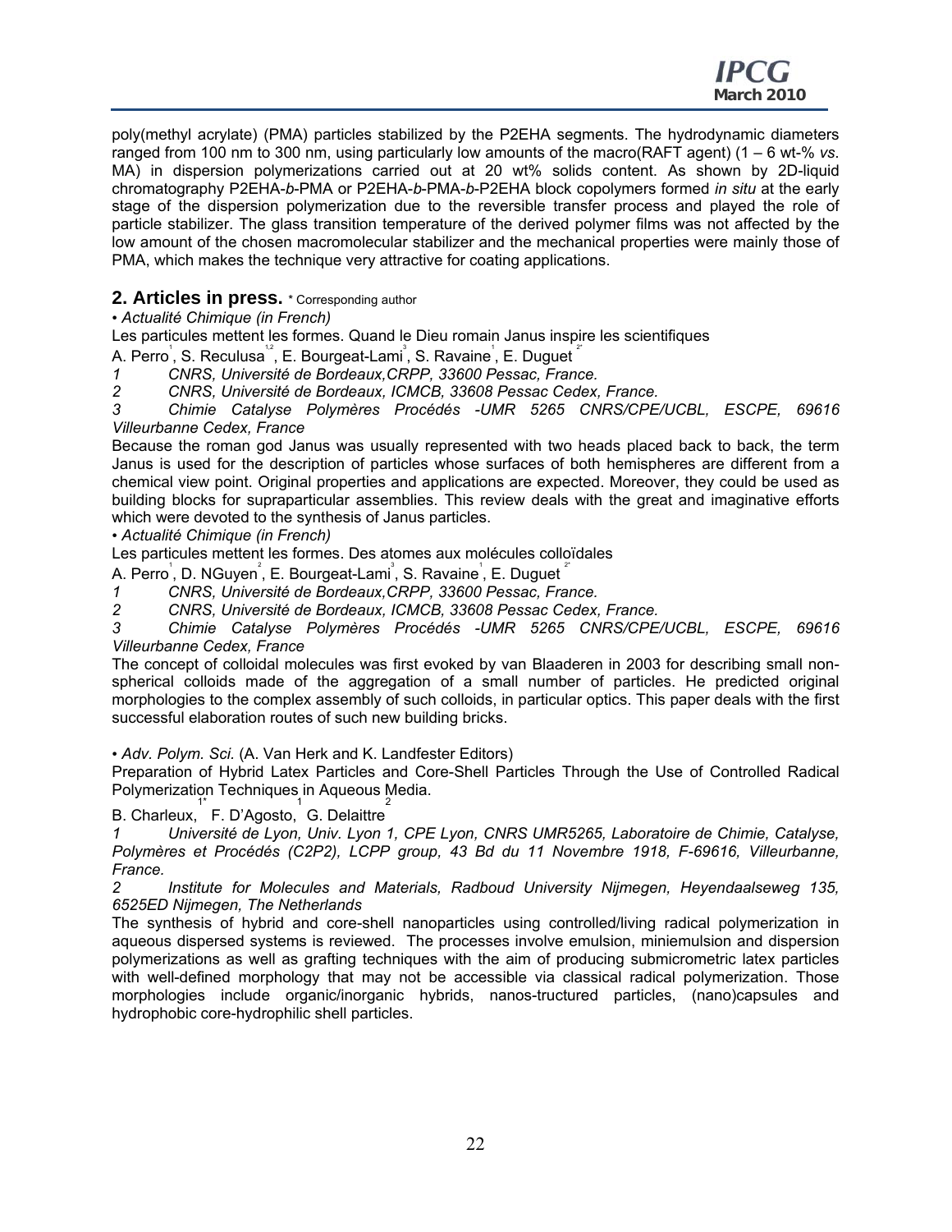poly(methyl acrylate) (PMA) particles stabilized by the P2EHA segments. The hydrodynamic diameters ranged from 100 nm to 300 nm, using particularly low amounts of the macro(RAFT agent) (1 – 6 wt-% *vs.* MA) in dispersion polymerizations carried out at 20 wt% solids content. As shown by 2D-liquid chromatography P2EHA-*b*-PMA or P2EHA-*b*-PMA-*b*-P2EHA block copolymers formed *in situ* at the early stage of the dispersion polymerization due to the reversible transfer process and played the role of particle stabilizer. The glass transition temperature of the derived polymer films was not affected by the low amount of the chosen macromolecular stabilizer and the mechanical properties were mainly those of PMA, which makes the technique very attractive for coating applications.

## 2. Articles in press. * Corresponding author

• *Actualité Chimique (in French)*

Les particules mettent les formes. Quand le Dieu romain Janus inspire les scientifiques

A. Perro[1], S. Reculusa[1,2], E. Bourgeat-Lami[3], S. Ravaine[1], E. Duguet[2*]

*1 CNRS, Université de Bordeaux,CRPP, 33600 Pessac, France.*

*2 CNRS, Université de Bordeaux, ICMCB, 33608 Pessac Cedex, France.*

*3 Chimie Catalyse Polymères Procédés -UMR 5265 CNRS/CPE/UCBL, ESCPE, 69616 Villeurbanne Cedex, France*

Because the roman god Janus was usually represented with two heads placed back to back, the term Janus is used for the description of particles whose surfaces of both hemispheres are different from a chemical view point. Original properties and applications are expected. Moreover, they could be used as building blocks for supraparticular assemblies. This review deals with the great and imaginative efforts which were devoted to the synthesis of Janus particles.

• *Actualité Chimique (in French)*

Les particules mettent les formes. Des atomes aux molécules colloïdales

A. Perro[1], D. NGuyen[2], E. Bourgeat-Lami[3], S. Ravaine[1], E. Duguet[2*]

*1 CNRS, Université de Bordeaux,CRPP, 33600 Pessac, France.*

*2 CNRS, Université de Bordeaux, ICMCB, 33608 Pessac Cedex, France.*

*3 Chimie Catalyse Polymères Procédés -UMR 5265 CNRS/CPE/UCBL, ESCPE, 69616 Villeurbanne Cedex, France*

The concept of colloidal molecules was first evoked by van Blaaderen in 2003 for describing small non-spherical colloids made of the aggregation of a small number of particles. He predicted original morphologies to the complex assembly of such colloids, in particular optics. This paper deals with the first successful elaboration routes of such new building bricks.

• *Adv. Polym. Sci.* (A. Van Herk and K. Landfester Editors)

Preparation of Hybrid Latex Particles and Core-Shell Particles Through the Use of Controlled Radical Polymerization Techniques in Aqueous Media.

B. Charleux,[1*] F. D'Agosto,[1] G. Delaittre[2]

*1 Université de Lyon, Univ. Lyon 1, CPE Lyon, CNRS UMR5265, Laboratoire de Chimie, Catalyse, Polymères et Procédés (C2P2), LCPP group, 43 Bd du 11 Novembre 1918, F-69616, Villeurbanne, France.*

*2 Institute for Molecules and Materials, Radboud University Nijmegen, Heyendaalseweg 135, 6525ED Nijmegen, The Netherlands*

The synthesis of hybrid and core-shell nanoparticles using controlled/living radical polymerization in aqueous dispersed systems is reviewed. The processes involve emulsion, miniemulsion and dispersion polymerizations as well as grafting techniques with the aim of producing submicrometric latex particles with well-defined morphology that may not be accessible via classical radical polymerization. Those morphologies include organic/inorganic hybrids, nanos-tructured particles, (nano)capsules and hydrophobic core-hydrophilic shell particles.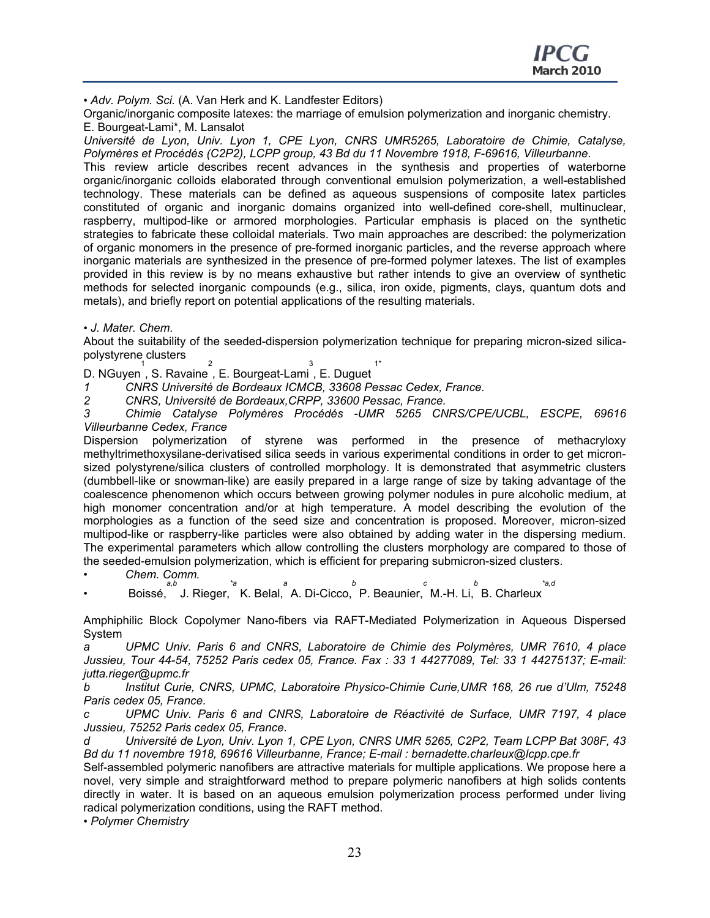• *Adv. Polym. Sci.* (A. Van Herk and K. Landfester Editors)

Organic/inorganic composite latexes: the marriage of emulsion polymerization and inorganic chemistry.

E. Bourgeat-Lami*, M. Lansalot

*Université de Lyon, Univ. Lyon 1, CPE Lyon, CNRS UMR5265, Laboratoire de Chimie, Catalyse, Polymères et Procédés (C2P2), LCPP group, 43 Bd du 11 Novembre 1918, F-69616, Villeurbanne.*

This review article describes recent advances in the synthesis and properties of waterborne organic/inorganic colloids elaborated through conventional emulsion polymerization, a well-established technology. These materials can be defined as aqueous suspensions of composite latex particles constituted of organic and inorganic domains organized into well-defined core-shell, multinuclear, raspberry, multipod-like or armored morphologies. Particular emphasis is placed on the synthetic strategies to fabricate these colloidal materials. Two main approaches are described: the polymerization of organic monomers in the presence of pre-formed inorganic particles, and the reverse approach where inorganic materials are synthesized in the presence of pre-formed polymer latexes. The list of examples provided in this review is by no means exhaustive but rather intends to give an overview of synthetic methods for selected inorganic compounds (e.g., silica, iron oxide, pigments, clays, quantum dots and metals), and briefly report on potential applications of the resulting materials.

• *J. Mater. Chem.*

About the suitability of the seeded-dispersion polymerization technique for preparing micron-sized silica-polystyrene clusters

D. NGuyen [1], S. Ravaine [2], E. Bourgeat-Lami [3], E. Duguet [1*]

*1 CNRS Université de Bordeaux ICMCB, 33608 Pessac Cedex, France.*

*2 CNRS, Université de Bordeaux,CRPP, 33600 Pessac, France.*

*3 Chimie Catalyse Polymères Procédés -UMR 5265 CNRS/CPE/UCBL, ESCPE, 69616 Villeurbanne Cedex, France*

Dispersion polymerization of styrene was performed in the presence of methacryloxy methyltrimethoxysilane-derivatised silica seeds in various experimental conditions in order to get micron-sized polystyrene/silica clusters of controlled morphology. It is demonstrated that asymmetric clusters (dumbbell-like or snowman-like) are easily prepared in a large range of size by taking advantage of the coalescence phenomenon which occurs between growing polymer nodules in pure alcoholic medium, at high monomer concentration and/or at high temperature. A model describing the evolution of the morphologies as a function of the seed size and concentration is proposed. Moreover, micron-sized multipod-like or raspberry-like particles were also obtained by adding water in the dispersing medium. The experimental parameters which allow controlling the clusters morphology are compared to those of the seeded-emulsion polymerization, which is efficient for preparing submicron-sized clusters.

• *Chem. Comm.*

• Boissé, [a,b] J. Rieger, [*a] K. Belal, [a] A. Di-Cicco, [b] P. Beaunier, [c] M.-H. Li, [b] B. Charleux [*a,d]

Amphiphilic Block Copolymer Nano-fibers via RAFT-Mediated Polymerization in Aqueous Dispersed System

*a UPMC Univ. Paris 6 and CNRS, Laboratoire de Chimie des Polymères, UMR 7610, 4 place Jussieu, Tour 44-54, 75252 Paris cedex 05, France. Fax : 33 1 44277089, Tel: 33 1 44275137; E-mail: jutta.rieger@upmc.fr*

*b Institut Curie, CNRS, UPMC, Laboratoire Physico-Chimie Curie,UMR 168, 26 rue d'Ulm, 75248 Paris cedex 05, France.*

*c UPMC Univ. Paris 6 and CNRS, Laboratoire de Réactivité de Surface, UMR 7197, 4 place Jussieu, 75252 Paris cedex 05, France.*

*d Université de Lyon, Univ. Lyon 1, CPE Lyon, CNRS UMR 5265, C2P2, Team LCPP Bat 308F, 43 Bd du 11 novembre 1918, 69616 Villeurbanne, France; E-mail : bernadette.charleux@lcpp.cpe.fr*

Self-assembled polymeric nanofibers are attractive materials for multiple applications. We propose here a novel, very simple and straightforward method to prepare polymeric nanofibers at high solids contents directly in water. It is based on an aqueous emulsion polymerization process performed under living radical polymerization conditions, using the RAFT method.

• *Polymer Chemistry*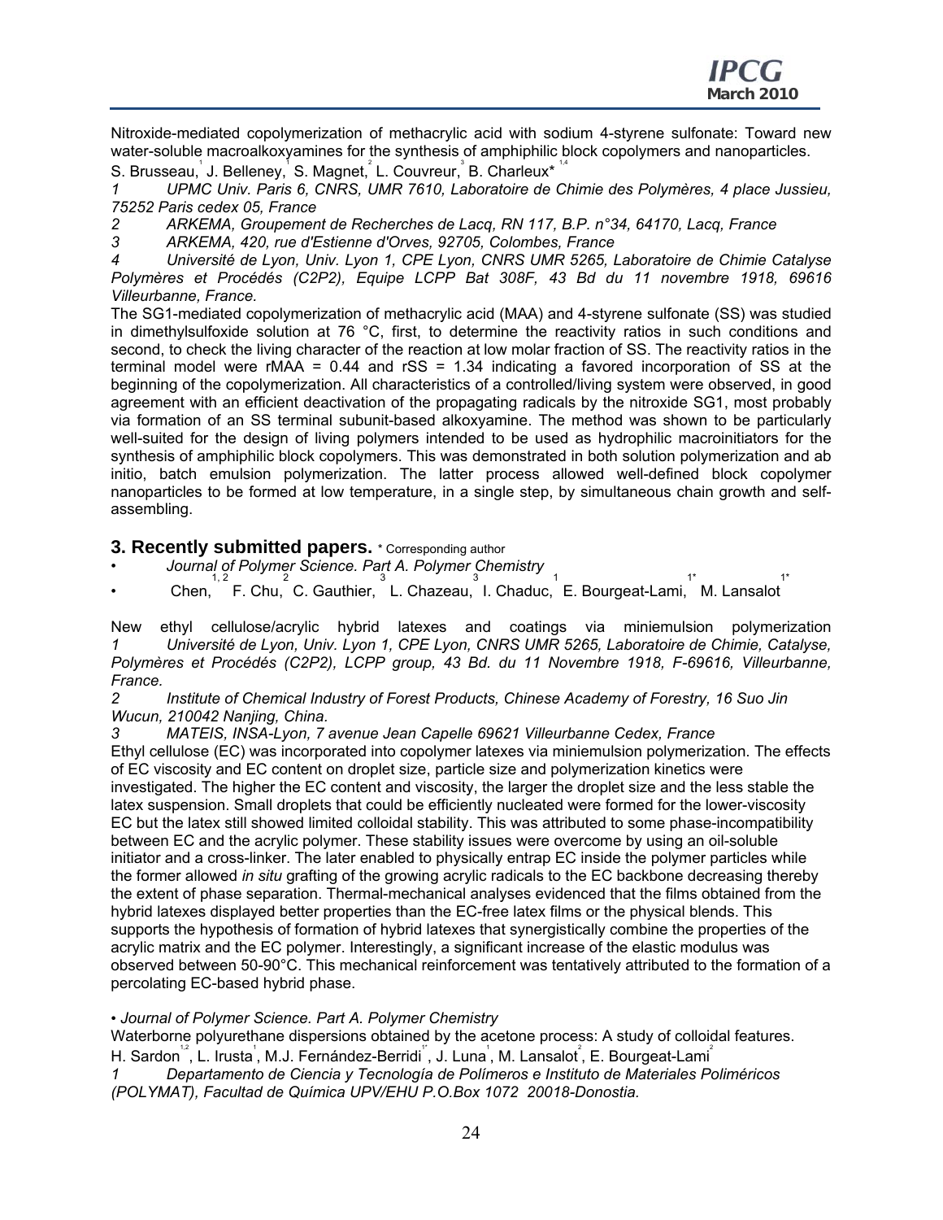Nitroxide-mediated copolymerization of methacrylic acid with sodium 4-styrene sulfonate: Toward new water-soluble macroalkoxyamines for the synthesis of amphiphilic block copolymers and nanoparticles.

S. Brusseau[1], J. Belleney[1], S. Magnet[2], L. Couvreur[3], B. Charleux*[1,4]

*1 UPMC Univ. Paris 6, CNRS, UMR 7610, Laboratoire de Chimie des Polymères, 4 place Jussieu, 75252 Paris cedex 05, France*

*2 ARKEMA, Groupement de Recherches de Lacq, RN 117, B.P. n°34, 64170, Lacq, France*

*3 ARKEMA, 420, rue d'Estienne d'Orves, 92705, Colombes, France*

*4 Université de Lyon, Univ. Lyon 1, CPE Lyon, CNRS UMR 5265, Laboratoire de Chimie Catalyse Polymères et Procédés (C2P2), Equipe LCPP Bat 308F, 43 Bd du 11 novembre 1918, 69616 Villeurbanne, France.*

The SG1-mediated copolymerization of methacrylic acid (MAA) and 4-styrene sulfonate (SS) was studied in dimethylsulfoxide solution at 76 °C, first, to determine the reactivity ratios in such conditions and second, to check the living character of the reaction at low molar fraction of SS. The reactivity ratios in the terminal model were rMAA = 0.44 and rSS = 1.34 indicating a favored incorporation of SS at the beginning of the copolymerization. All characteristics of a controlled/living system were observed, in good agreement with an efficient deactivation of the propagating radicals by the nitroxide SG1, most probably via formation of an SS terminal subunit-based alkoxyamine. The method was shown to be particularly well-suited for the design of living polymers intended to be used as hydrophilic macroinitiators for the synthesis of amphiphilic block copolymers. This was demonstrated in both solution polymerization and ab initio, batch emulsion polymerization. The latter process allowed well-defined block copolymer nanoparticles to be formed at low temperature, in a single step, by simultaneous chain growth and self-assembling.

## 3. Recently submitted papers. * Corresponding author

- *Journal of Polymer Science. Part A. Polymer Chemistry*
- Chen,[1, 2] F. Chu,[2] C. Gauthier,[3] L. Chazeau,[3] I. Chaduc,[1] E. Bourgeat-Lami,[1*] M. Lansalot[1*]

New ethyl cellulose/acrylic hybrid latexes and coatings via miniemulsion polymerization

*1 Université de Lyon, Univ. Lyon 1, CPE Lyon, CNRS UMR 5265, Laboratoire de Chimie, Catalyse, Polymères et Procédés (C2P2), LCPP group, 43 Bd. du 11 Novembre 1918, F-69616, Villeurbanne, France.*

*2 Institute of Chemical Industry of Forest Products, Chinese Academy of Forestry, 16 Suo Jin Wucun, 210042 Nanjing, China.*

*3 MATEIS, INSA-Lyon, 7 avenue Jean Capelle 69621 Villeurbanne Cedex, France*

Ethyl cellulose (EC) was incorporated into copolymer latexes via miniemulsion polymerization. The effects of EC viscosity and EC content on droplet size, particle size and polymerization kinetics were investigated. The higher the EC content and viscosity, the larger the droplet size and the less stable the latex suspension. Small droplets that could be efficiently nucleated were formed for the lower-viscosity EC but the latex still showed limited colloidal stability. This was attributed to some phase-incompatibility between EC and the acrylic polymer. These stability issues were overcome by using an oil-soluble initiator and a cross-linker. The later enabled to physically entrap EC inside the polymer particles while the former allowed *in situ* grafting of the growing acrylic radicals to the EC backbone decreasing thereby the extent of phase separation. Thermal-mechanical analyses evidenced that the films obtained from the hybrid latexes displayed better properties than the EC-free latex films or the physical blends. This supports the hypothesis of formation of hybrid latexes that synergistically combine the properties of the acrylic matrix and the EC polymer. Interestingly, a significant increase of the elastic modulus was observed between 50-90°C. This mechanical reinforcement was tentatively attributed to the formation of a percolating EC-based hybrid phase.

- *Journal of Polymer Science. Part A. Polymer Chemistry*

Waterborne polyurethane dispersions obtained by the acetone process: A study of colloidal features.

H. Sardon[1,2], L. Irusta[1], M.J. Fernández-Berridi[1*], J. Luna[1], M. Lansalot[2], E. Bourgeat-Lami[2]

*1 Departamento de Ciencia y Tecnología de Polímeros e Instituto de Materiales Poliméricos (POLYMAT), Facultad de Química UPV/EHU P.O.Box 1072 20018-Donostia.*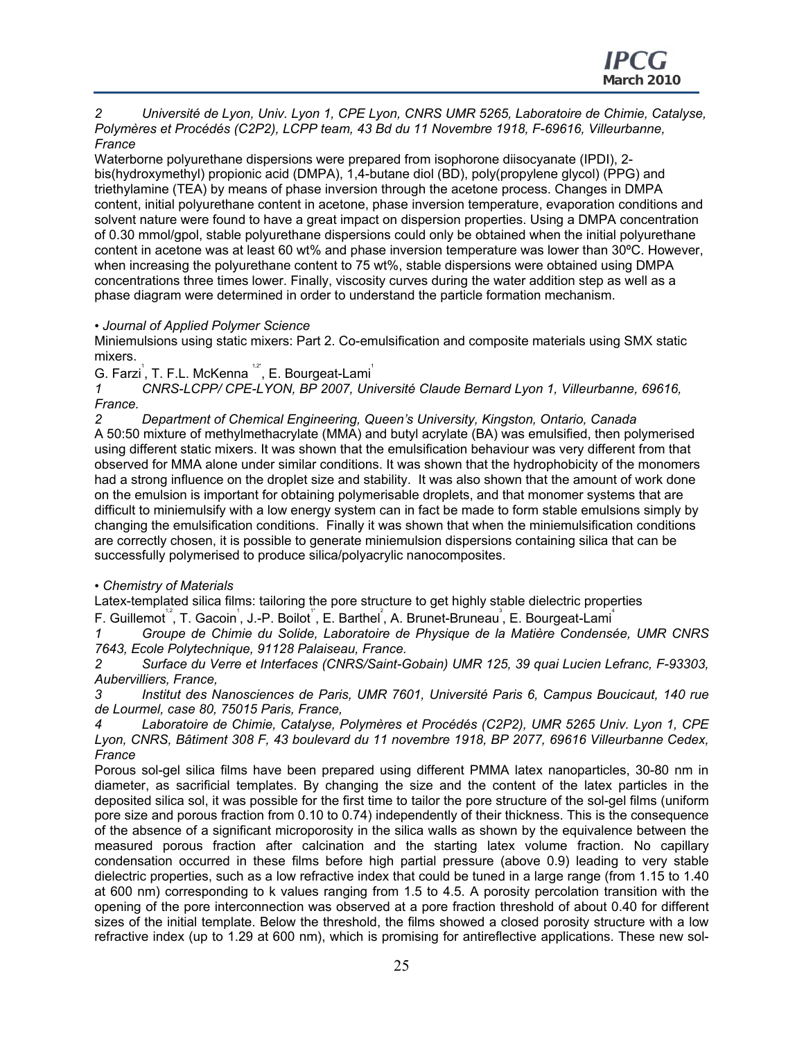2 Université de Lyon, Univ. Lyon 1, CPE Lyon, CNRS UMR 5265, Laboratoire de Chimie, Catalyse, Polymères et Procédés (C2P2), LCPP team, 43 Bd du 11 Novembre 1918, F-69616, Villeurbanne, France

Waterborne polyurethane dispersions were prepared from isophorone diisocyanate (IPDI), 2-bis(hydroxymethyl) propionic acid (DMPA), 1,4-butane diol (BD), poly(propylene glycol) (PPG) and triethylamine (TEA) by means of phase inversion through the acetone process. Changes in DMPA content, initial polyurethane content in acetone, phase inversion temperature, evaporation conditions and solvent nature were found to have a great impact on dispersion properties. Using a DMPA concentration of 0.30 mmol/gpol, stable polyurethane dispersions could only be obtained when the initial polyurethane content in acetone was at least 60 wt% and phase inversion temperature was lower than 30ºC. However, when increasing the polyurethane content to 75 wt%, stable dispersions were obtained using DMPA concentrations three times lower. Finally, viscosity curves during the water addition step as well as a phase diagram were determined in order to understand the particle formation mechanism.

• *Journal of Applied Polymer Science*

Miniemulsions using static mixers: Part 2. Co-emulsification and composite materials using SMX static mixers.

G. Farzi[1], T. F.L. McKenna [1,2*], E. Bourgeat-Lami[1]

*1 CNRS-LCPP/ CPE-LYON, BP 2007, Université Claude Bernard Lyon 1, Villeurbanne, 69616, France.*

*2 Department of Chemical Engineering, Queen's University, Kingston, Ontario, Canada*

A 50:50 mixture of methylmethacrylate (MMA) and butyl acrylate (BA) was emulsified, then polymerised using different static mixers. It was shown that the emulsification behaviour was very different from that observed for MMA alone under similar conditions. It was shown that the hydrophobicity of the monomers had a strong influence on the droplet size and stability. It was also shown that the amount of work done on the emulsion is important for obtaining polymerisable droplets, and that monomer systems that are difficult to miniemulsify with a low energy system can in fact be made to form stable emulsions simply by changing the emulsification conditions. Finally it was shown that when the miniemulsification conditions are correctly chosen, it is possible to generate miniemulsion dispersions containing silica that can be successfully polymerised to produce silica/polyacrylic nanocomposites.

• *Chemistry of Materials*

Latex-templated silica films: tailoring the pore structure to get highly stable dielectric properties

F. Guillemot[1,2], T. Gacoin[1], J.-P. Boilot[1*], E. Barthel[2], A. Brunet-Bruneau[3], E. Bourgeat-Lami[4]

*1 Groupe de Chimie du Solide, Laboratoire de Physique de la Matière Condensée, UMR CNRS 7643, Ecole Polytechnique, 91128 Palaiseau, France.*

*2 Surface du Verre et Interfaces (CNRS/Saint-Gobain) UMR 125, 39 quai Lucien Lefranc, F-93303, Aubervilliers, France,*

*3 Institut des Nanosciences de Paris, UMR 7601, Université Paris 6, Campus Boucicaut, 140 rue de Lourmel, case 80, 75015 Paris, France,*

*4 Laboratoire de Chimie, Catalyse, Polymères et Procédés (C2P2), UMR 5265 Univ. Lyon 1, CPE Lyon, CNRS, Bâtiment 308 F, 43 boulevard du 11 novembre 1918, BP 2077, 69616 Villeurbanne Cedex, France*

Porous sol-gel silica films have been prepared using different PMMA latex nanoparticles, 30-80 nm in diameter, as sacrificial templates. By changing the size and the content of the latex particles in the deposited silica sol, it was possible for the first time to tailor the pore structure of the sol-gel films (uniform pore size and porous fraction from 0.10 to 0.74) independently of their thickness. This is the consequence of the absence of a significant microporosity in the silica walls as shown by the equivalence between the measured porous fraction after calcination and the starting latex volume fraction. No capillary condensation occurred in these films before high partial pressure (above 0.9) leading to very stable dielectric properties, such as a low refractive index that could be tuned in a large range (from 1.15 to 1.40 at 600 nm) corresponding to k values ranging from 1.5 to 4.5. A porosity percolation transition with the opening of the pore interconnection was observed at a pore fraction threshold of about 0.40 for different sizes of the initial template. Below the threshold, the films showed a closed porosity structure with a low refractive index (up to 1.29 at 600 nm), which is promising for antireflective applications. These new sol-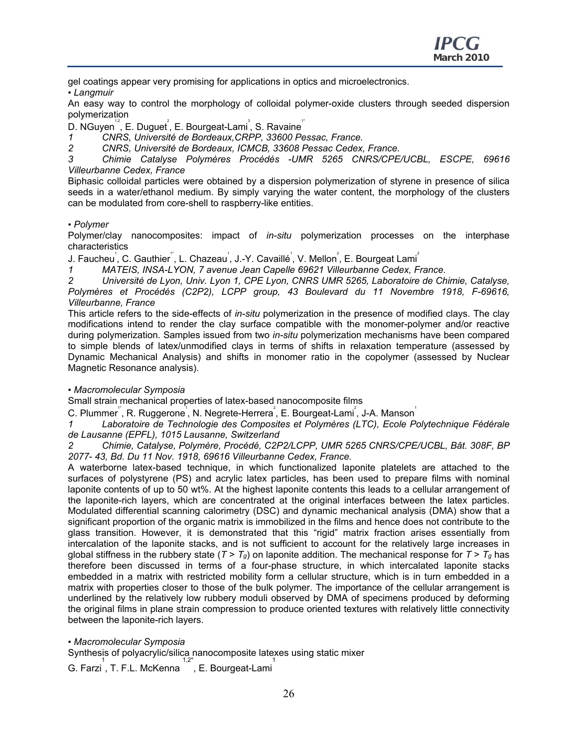gel coatings appear very promising for applications in optics and microelectronics.

*• Langmuir*

An easy way to control the morphology of colloidal polymer-oxide clusters through seeded dispersion polymerization

D. NGuyen[1,2], E. Duguet[2], E. Bourgeat-Lami[3], S. Ravaine[1*]

*1 CNRS, Université de Bordeaux,CRPP, 33600 Pessac, France.*

*2 CNRS, Université de Bordeaux, ICMCB, 33608 Pessac Cedex, France.*

*3 Chimie Catalyse Polymères Procédés -UMR 5265 CNRS/CPE/UCBL, ESCPE, 69616 Villeurbanne Cedex, France*

Biphasic colloidal particles were obtained by a dispersion polymerization of styrene in presence of silica seeds in a water/ethanol medium. By simply varying the water content, the morphology of the clusters can be modulated from core-shell to raspberry-like entities.

*• Polymer*

Polymer/clay nanocomposites: impact of *in-situ* polymerization processes on the interphase characteristics

J. Faucheu[1], C. Gauthier[1*], L. Chazeau[1], J.-Y. Cavaillé[1], V. Mellon[2], E. Bourgeat Lami[2]

*1 MATEIS, INSA-LYON, 7 avenue Jean Capelle 69621 Villeurbanne Cedex, France.*

*2 Université de Lyon, Univ. Lyon 1, CPE Lyon, CNRS UMR 5265, Laboratoire de Chimie, Catalyse, Polymères et Procédés (C2P2), LCPP group, 43 Boulevard du 11 Novembre 1918, F-69616, Villeurbanne, France*

This article refers to the side-effects of *in-situ* polymerization in the presence of modified clays. The clay modifications intend to render the clay surface compatible with the monomer-polymer and/or reactive during polymerization. Samples issued from two *in-situ* polymerization mechanisms have been compared to simple blends of latex/unmodified clays in terms of shifts in relaxation temperature (assessed by Dynamic Mechanical Analysis) and shifts in monomer ratio in the copolymer (assessed by Nuclear Magnetic Resonance analysis).

*• Macromolecular Symposia*

Small strain mechanical properties of latex-based nanocomposite films

C. Plummer[1*], R. Ruggerone[1], N. Negrete-Herrera[2], E. Bourgeat-Lami[2], J-A. Manson[1]

*1 Laboratoire de Technologie des Composites et Polymères (LTC), Ecole Polytechnique Fédérale de Lausanne (EPFL), 1015 Lausanne, Switzerland*

*2 Chimie, Catalyse, Polymère, Procédé, C2P2/LCPP, UMR 5265 CNRS/CPE/UCBL, Bât. 308F, BP 2077- 43, Bd. Du 11 Nov. 1918, 69616 Villeurbanne Cedex, France.*

A waterborne latex-based technique, in which functionalized laponite platelets are attached to the surfaces of polystyrene (PS) and acrylic latex particles, has been used to prepare films with nominal laponite contents of up to 50 wt%. At the highest laponite contents this leads to a cellular arrangement of the laponite-rich layers, which are concentrated at the original interfaces between the latex particles. Modulated differential scanning calorimetry (DSC) and dynamic mechanical analysis (DMA) show that a significant proportion of the organic matrix is immobilized in the films and hence does not contribute to the glass transition. However, it is demonstrated that this "rigid" matrix fraction arises essentially from intercalation of the laponite stacks, and is not sufficient to account for the relatively large increases in global stiffness in the rubbery state ($T > T_g$) on laponite addition. The mechanical response for $T > T_g$ has therefore been discussed in terms of a four-phase structure, in which intercalated laponite stacks embedded in a matrix with restricted mobility form a cellular structure, which is in turn embedded in a matrix with properties closer to those of the bulk polymer. The importance of the cellular arrangement is underlined by the relatively low rubbery moduli observed by DMA of specimens produced by deforming the original films in plane strain compression to produce oriented textures with relatively little connectivity between the laponite-rich layers.

*• Macromolecular Symposia*

Synthesis of polyacrylic/silica nanocomposite latexes using static mixer

G. Farzi[1], T. F.L. McKenna[1,2*], E. Bourgeat-Lami[1]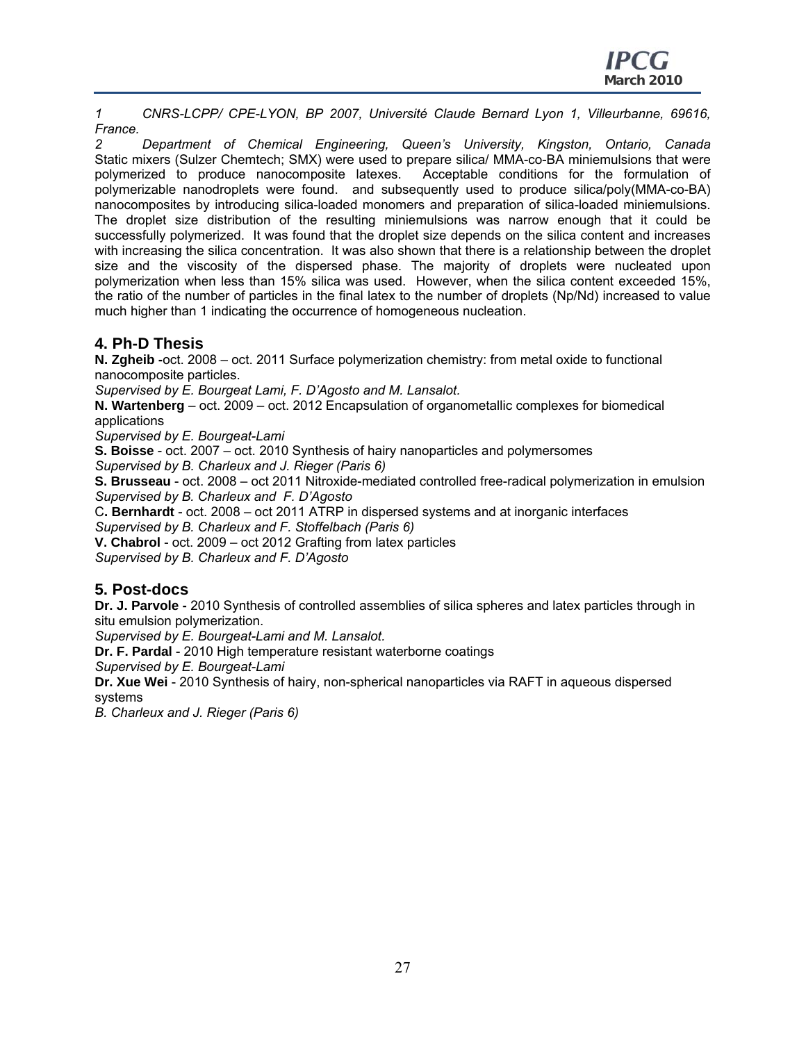*1 CNRS-LCPP/ CPE-LYON, BP 2007, Université Claude Bernard Lyon 1, Villeurbanne, 69616, France.*

*2 Department of Chemical Engineering, Queen's University, Kingston, Ontario, Canada*

Static mixers (Sulzer Chemtech; SMX) were used to prepare silica/ MMA-co-BA miniemulsions that were polymerized to produce nanocomposite latexes. Acceptable conditions for the formulation of polymerizable nanodroplets were found. and subsequently used to produce silica/poly(MMA-co-BA) nanocomposites by introducing silica-loaded monomers and preparation of silica-loaded miniemulsions. The droplet size distribution of the resulting miniemulsions was narrow enough that it could be successfully polymerized. It was found that the droplet size depends on the silica content and increases with increasing the silica concentration. It was also shown that there is a relationship between the droplet size and the viscosity of the dispersed phase. The majority of droplets were nucleated upon polymerization when less than 15% silica was used. However, when the silica content exceeded 15%, the ratio of the number of particles in the final latex to the number of droplets ($N_p/N_d$) increased to value much higher than 1 indicating the occurrence of homogeneous nucleation.

## 4. Ph-D Thesis

**N. Zgheib -**oct. 2008 – oct. 2011 Surface polymerization chemistry: from metal oxide to functional nanocomposite particles.

*Supervised by E. Bourgeat Lami, F. D'Agosto and M. Lansalot.*

**N. Wartenberg** – oct. 2009 – oct. 2012 Encapsulation of organometallic complexes for biomedical applications

*Supervised by E. Bourgeat-Lami*

**S. Boisse** - oct. 2007 – oct. 2010 Synthesis of hairy nanoparticles and polymersomes

*Supervised by B. Charleux and J. Rieger (Paris 6)*

**S. Brusseau** - oct. 2008 – oct 2011 Nitroxide-mediated controlled free-radical polymerization in emulsion

*Supervised by B. Charleux and F. D'Agosto*

C**. Bernhardt** - oct. 2008 – oct 2011 ATRP in dispersed systems and at inorganic interfaces

*Supervised by B. Charleux and F. Stoffelbach (Paris 6)*

**V. Chabrol** - oct. 2009 – oct 2012 Grafting from latex particles

*Supervised by B. Charleux and F. D'Agosto*

## 5. Post-docs

**Dr. J. Parvole -** 2010 Synthesis of controlled assemblies of silica spheres and latex particles through in situ emulsion polymerization.

*Supervised by E. Bourgeat-Lami and M. Lansalot.*

**Dr. F. Pardal** - 2010 High temperature resistant waterborne coatings

*Supervised by E. Bourgeat-Lami*

**Dr. Xue Wei** - 2010 Synthesis of hairy, non-spherical nanoparticles via RAFT in aqueous dispersed systems

*B. Charleux and J. Rieger (Paris 6)*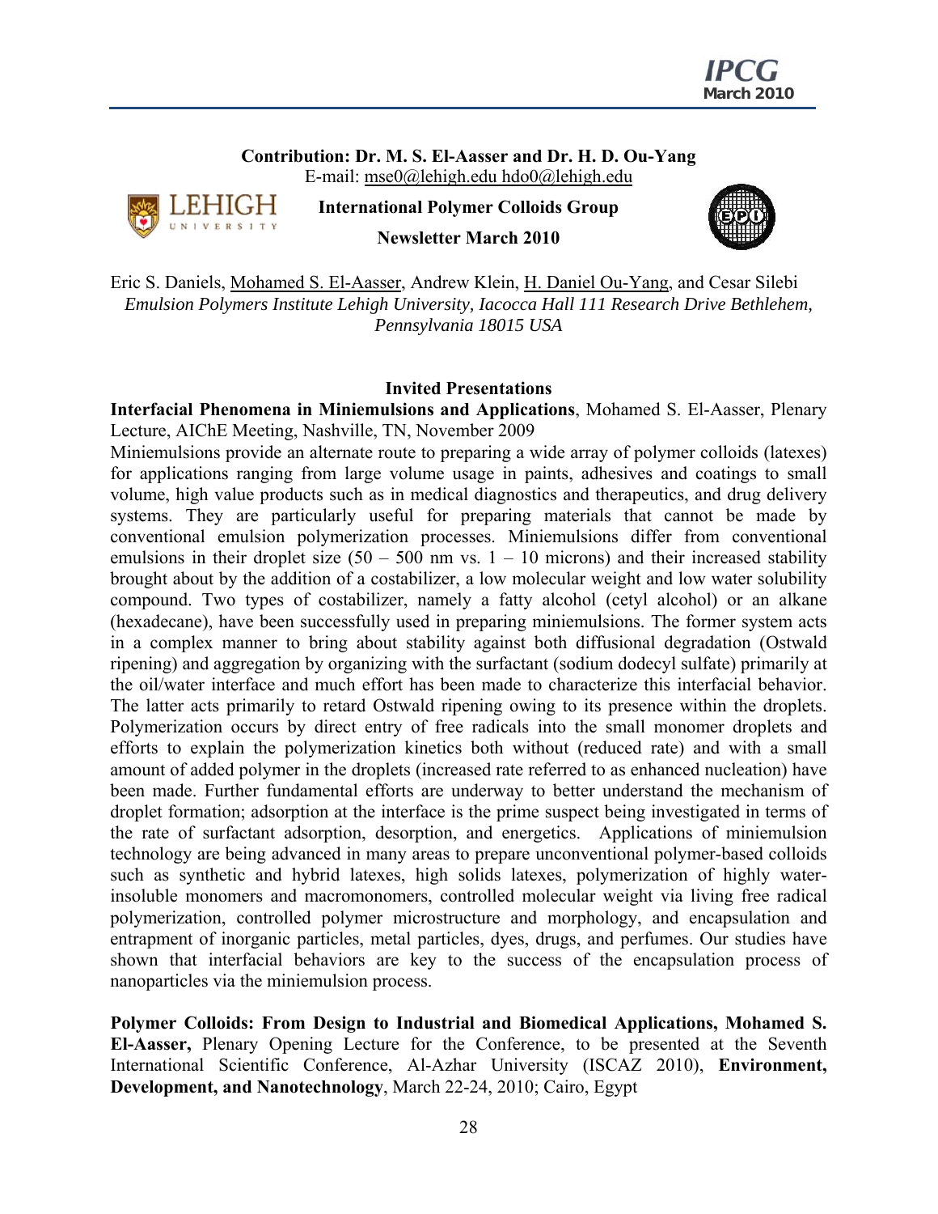**Contribution: Dr. M. S. El-Aasser and Dr. H. D. Ou-Yang**
E-mail: mse0@lehigh.edu hdo0@lehigh.edu

**International Polymer Colloids Group**

**Newsletter March 2010**

Eric S. Daniels, Mohamed S. El-Aasser, Andrew Klein, H. Daniel Ou-Yang, and Cesar Silebi
*Emulsion Polymers Institute Lehigh University, Iacocca Hall 111 Research Drive Bethlehem, Pennsylvania 18015 USA*

## Invited Presentations

**Interfacial Phenomena in Miniemulsions and Applications**, Mohamed S. El-Aasser, Plenary Lecture, AIChE Meeting, Nashville, TN, November 2009

Miniemulsions provide an alternate route to preparing a wide array of polymer colloids (latexes) for applications ranging from large volume usage in paints, adhesives and coatings to small volume, high value products such as in medical diagnostics and therapeutics, and drug delivery systems. They are particularly useful for preparing materials that cannot be made by conventional emulsion polymerization processes. Miniemulsions differ from conventional emulsions in their droplet size (50 – 500 nm vs. 1 – 10 microns) and their increased stability brought about by the addition of a costabilizer, a low molecular weight and low water solubility compound. Two types of costabilizer, namely a fatty alcohol (cetyl alcohol) or an alkane (hexadecane), have been successfully used in preparing miniemulsions. The former system acts in a complex manner to bring about stability against both diffusional degradation (Ostwald ripening) and aggregation by organizing with the surfactant (sodium dodecyl sulfate) primarily at the oil/water interface and much effort has been made to characterize this interfacial behavior. The latter acts primarily to retard Ostwald ripening owing to its presence within the droplets. Polymerization occurs by direct entry of free radicals into the small monomer droplets and efforts to explain the polymerization kinetics both without (reduced rate) and with a small amount of added polymer in the droplets (increased rate referred to as enhanced nucleation) have been made. Further fundamental efforts are underway to better understand the mechanism of droplet formation; adsorption at the interface is the prime suspect being investigated in terms of the rate of surfactant adsorption, desorption, and energetics. Applications of miniemulsion technology are being advanced in many areas to prepare unconventional polymer-based colloids such as synthetic and hybrid latexes, high solids latexes, polymerization of highly water-insoluble monomers and macromonomers, controlled molecular weight via living free radical polymerization, controlled polymer microstructure and morphology, and encapsulation and entrapment of inorganic particles, metal particles, dyes, drugs, and perfumes. Our studies have shown that interfacial behaviors are key to the success of the encapsulation process of nanoparticles via the miniemulsion process.

**Polymer Colloids: From Design to Industrial and Biomedical Applications, Mohamed S. El-Aasser,** Plenary Opening Lecture for the Conference, to be presented at the Seventh International Scientific Conference, Al-Azhar University (ISCAZ 2010), **Environment, Development, and Nanotechnology**, March 22-24, 2010; Cairo, Egypt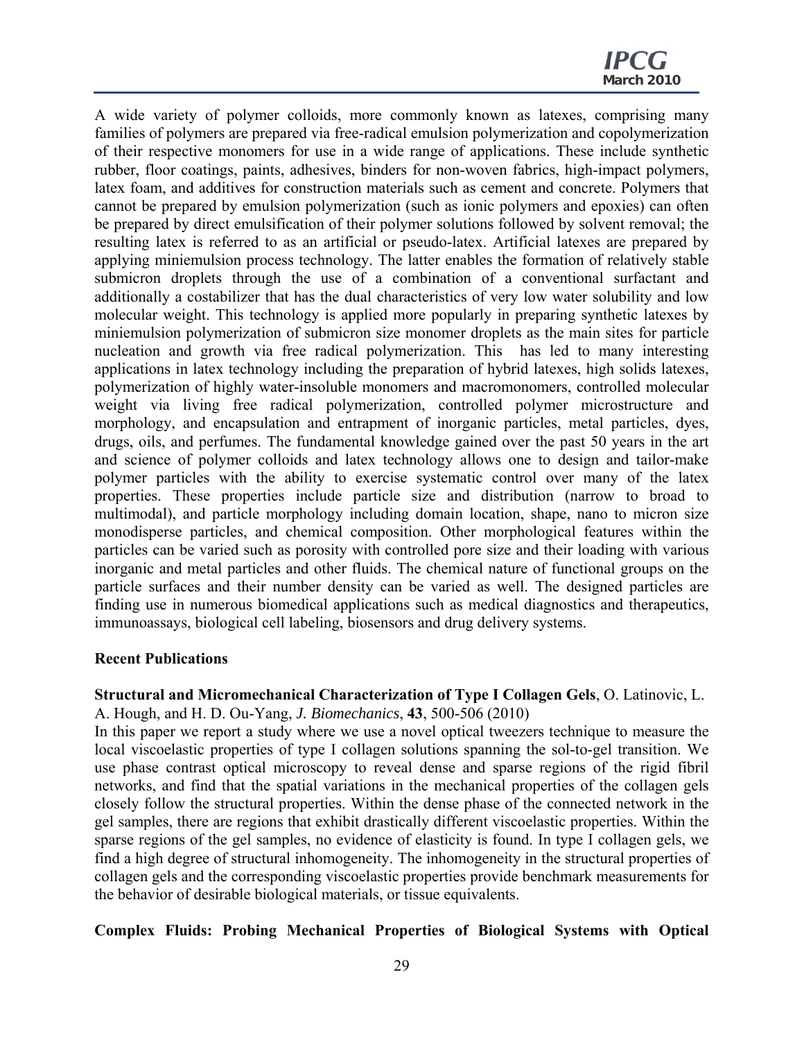A wide variety of polymer colloids, more commonly known as latexes, comprising many families of polymers are prepared via free-radical emulsion polymerization and copolymerization of their respective monomers for use in a wide range of applications. These include synthetic rubber, floor coatings, paints, adhesives, binders for non-woven fabrics, high-impact polymers, latex foam, and additives for construction materials such as cement and concrete. Polymers that cannot be prepared by emulsion polymerization (such as ionic polymers and epoxies) can often be prepared by direct emulsification of their polymer solutions followed by solvent removal; the resulting latex is referred to as an artificial or pseudo-latex. Artificial latexes are prepared by applying miniemulsion process technology. The latter enables the formation of relatively stable submicron droplets through the use of a combination of a conventional surfactant and additionally a costabilizer that has the dual characteristics of very low water solubility and low molecular weight. This technology is applied more popularly in preparing synthetic latexes by miniemulsion polymerization of submicron size monomer droplets as the main sites for particle nucleation and growth via free radical polymerization. This has led to many interesting applications in latex technology including the preparation of hybrid latexes, high solids latexes, polymerization of highly water-insoluble monomers and macromonomers, controlled molecular weight via living free radical polymerization, controlled polymer microstructure and morphology, and encapsulation and entrapment of inorganic particles, metal particles, dyes, drugs, oils, and perfumes. The fundamental knowledge gained over the past 50 years in the art and science of polymer colloids and latex technology allows one to design and tailor-make polymer particles with the ability to exercise systematic control over many of the latex properties. These properties include particle size and distribution (narrow to broad to multimodal), and particle morphology including domain location, shape, nano to micron size monodisperse particles, and chemical composition. Other morphological features within the particles can be varied such as porosity with controlled pore size and their loading with various inorganic and metal particles and other fluids. The chemical nature of functional groups on the particle surfaces and their number density can be varied as well. The designed particles are finding use in numerous biomedical applications such as medical diagnostics and therapeutics, immunoassays, biological cell labeling, biosensors and drug delivery systems.

**Recent Publications**

**Structural and Micromechanical Characterization of Type I Collagen Gels**, O. Latinovic, L. A. Hough, and H. D. Ou-Yang, *J. Biomechanics*, **43**, 500-506 (2010)

In this paper we report a study where we use a novel optical tweezers technique to measure the local viscoelastic properties of type I collagen solutions spanning the sol-to-gel transition. We use phase contrast optical microscopy to reveal dense and sparse regions of the rigid fibril networks, and find that the spatial variations in the mechanical properties of the collagen gels closely follow the structural properties. Within the dense phase of the connected network in the gel samples, there are regions that exhibit drastically different viscoelastic properties. Within the sparse regions of the gel samples, no evidence of elasticity is found. In type I collagen gels, we find a high degree of structural inhomogeneity. The inhomogeneity in the structural properties of collagen gels and the corresponding viscoelastic properties provide benchmark measurements for the behavior of desirable biological materials, or tissue equivalents.

**Complex Fluids: Probing Mechanical Properties of Biological Systems with Optical**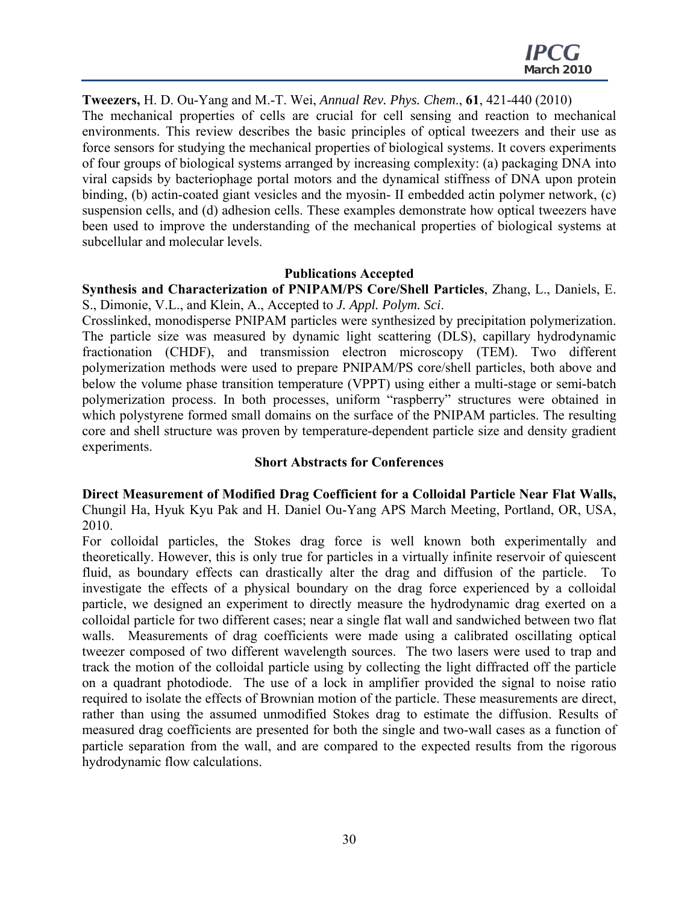**Tweezers,** H. D. Ou-Yang and M.-T. Wei, *Annual Rev. Phys. Chem*., **61**, 421-440 (2010)

The mechanical properties of cells are crucial for cell sensing and reaction to mechanical environments. This review describes the basic principles of optical tweezers and their use as force sensors for studying the mechanical properties of biological systems. It covers experiments of four groups of biological systems arranged by increasing complexity: (a) packaging DNA into viral capsids by bacteriophage portal motors and the dynamical stiffness of DNA upon protein binding, (b) actin-coated giant vesicles and the myosin- II embedded actin polymer network, (c) suspension cells, and (d) adhesion cells. These examples demonstrate how optical tweezers have been used to improve the understanding of the mechanical properties of biological systems at subcellular and molecular levels.

## Publications Accepted

**Synthesis and Characterization of PNIPAM/PS Core/Shell Particles**, Zhang, L., Daniels, E. S., Dimonie, V.L., and Klein, A., Accepted to *J. Appl. Polym. Sci*.

Crosslinked, monodisperse PNIPAM particles were synthesized by precipitation polymerization. The particle size was measured by dynamic light scattering (DLS), capillary hydrodynamic fractionation (CHDF), and transmission electron microscopy (TEM). Two different polymerization methods were used to prepare PNIPAM/PS core/shell particles, both above and below the volume phase transition temperature (VPPT) using either a multi-stage or semi-batch polymerization process. In both processes, uniform "raspberry" structures were obtained in which polystyrene formed small domains on the surface of the PNIPAM particles. The resulting core and shell structure was proven by temperature-dependent particle size and density gradient experiments.

## Short Abstracts for Conferences

**Direct Measurement of Modified Drag Coefficient for a Colloidal Particle Near Flat Walls,** Chungil Ha, Hyuk Kyu Pak and H. Daniel Ou-Yang APS March Meeting, Portland, OR, USA, 2010.

For colloidal particles, the Stokes drag force is well known both experimentally and theoretically. However, this is only true for particles in a virtually infinite reservoir of quiescent fluid, as boundary effects can drastically alter the drag and diffusion of the particle. To investigate the effects of a physical boundary on the drag force experienced by a colloidal particle, we designed an experiment to directly measure the hydrodynamic drag exerted on a colloidal particle for two different cases; near a single flat wall and sandwiched between two flat walls. Measurements of drag coefficients were made using a calibrated oscillating optical tweezer composed of two different wavelength sources. The two lasers were used to trap and track the motion of the colloidal particle using by collecting the light diffracted off the particle on a quadrant photodiode. The use of a lock in amplifier provided the signal to noise ratio required to isolate the effects of Brownian motion of the particle. These measurements are direct, rather than using the assumed unmodified Stokes drag to estimate the diffusion. Results of measured drag coefficients are presented for both the single and two-wall cases as a function of particle separation from the wall, and are compared to the expected results from the rigorous hydrodynamic flow calculations.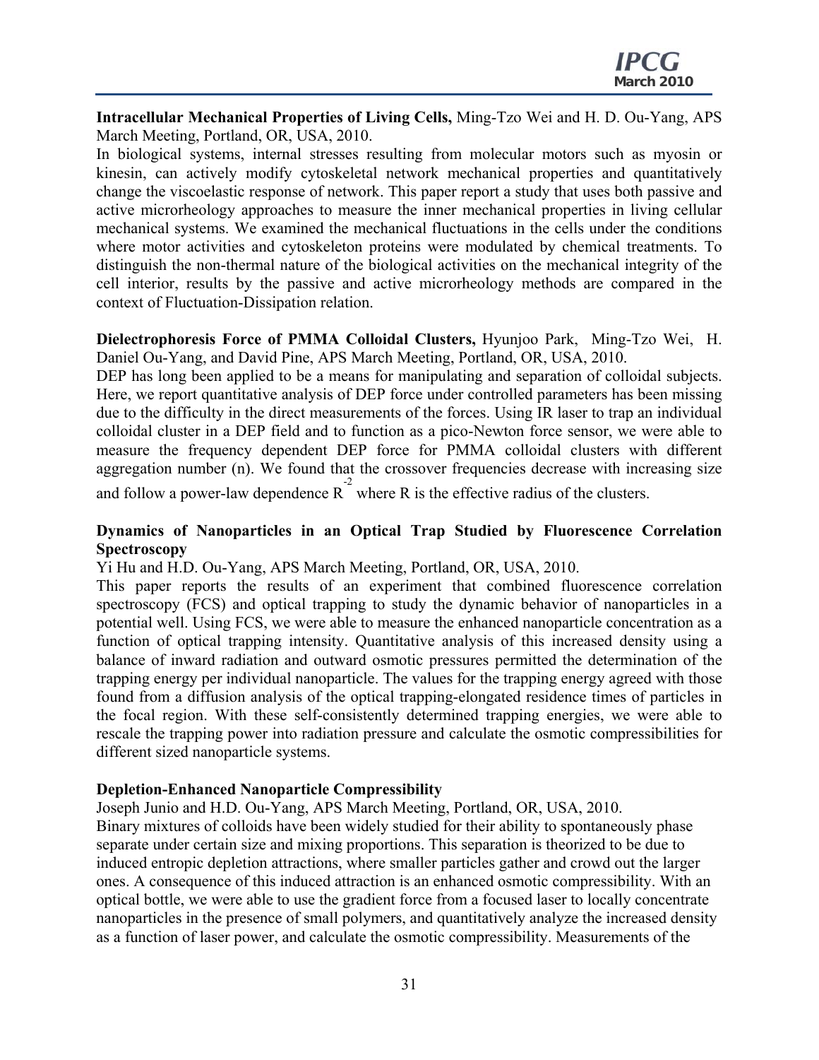**Intracellular Mechanical Properties of Living Cells,** Ming-Tzo Wei and H. D. Ou-Yang, APS March Meeting, Portland, OR, USA, 2010.

In biological systems, internal stresses resulting from molecular motors such as myosin or kinesin, can actively modify cytoskeletal network mechanical properties and quantitatively change the viscoelastic response of network. This paper report a study that uses both passive and active microrheology approaches to measure the inner mechanical properties in living cellular mechanical systems. We examined the mechanical fluctuations in the cells under the conditions where motor activities and cytoskeleton proteins were modulated by chemical treatments. To distinguish the non-thermal nature of the biological activities on the mechanical integrity of the cell interior, results by the passive and active microrheology methods are compared in the context of Fluctuation-Dissipation relation.

**Dielectrophoresis Force of PMMA Colloidal Clusters,** Hyunjoo Park, Ming-Tzo Wei, H. Daniel Ou-Yang, and David Pine, APS March Meeting, Portland, OR, USA, 2010.

DEP has long been applied to be a means for manipulating and separation of colloidal subjects. Here, we report quantitative analysis of DEP force under controlled parameters has been missing due to the difficulty in the direct measurements of the forces. Using IR laser to trap an individual colloidal cluster in a DEP field and to function as a pico-Newton force sensor, we were able to measure the frequency dependent DEP force for PMMA colloidal clusters with different aggregation number (n). We found that the crossover frequencies decrease with increasing size and follow a power-law dependence $R^{-2}$ where R is the effective radius of the clusters.

**Dynamics of Nanoparticles in an Optical Trap Studied by Fluorescence Correlation Spectroscopy**

Yi Hu and H.D. Ou-Yang, APS March Meeting, Portland, OR, USA, 2010.

This paper reports the results of an experiment that combined fluorescence correlation spectroscopy (FCS) and optical trapping to study the dynamic behavior of nanoparticles in a potential well. Using FCS, we were able to measure the enhanced nanoparticle concentration as a function of optical trapping intensity. Quantitative analysis of this increased density using a balance of inward radiation and outward osmotic pressures permitted the determination of the trapping energy per individual nanoparticle. The values for the trapping energy agreed with those found from a diffusion analysis of the optical trapping-elongated residence times of particles in the focal region. With these self-consistently determined trapping energies, we were able to rescale the trapping power into radiation pressure and calculate the osmotic compressibilities for different sized nanoparticle systems.

**Depletion-Enhanced Nanoparticle Compressibility**

Joseph Junio and H.D. Ou-Yang, APS March Meeting, Portland, OR, USA, 2010.

Binary mixtures of colloids have been widely studied for their ability to spontaneously phase separate under certain size and mixing proportions. This separation is theorized to be due to induced entropic depletion attractions, where smaller particles gather and crowd out the larger ones. A consequence of this induced attraction is an enhanced osmotic compressibility. With an optical bottle, we were able to use the gradient force from a focused laser to locally concentrate nanoparticles in the presence of small polymers, and quantitatively analyze the increased density as a function of laser power, and calculate the osmotic compressibility. Measurements of the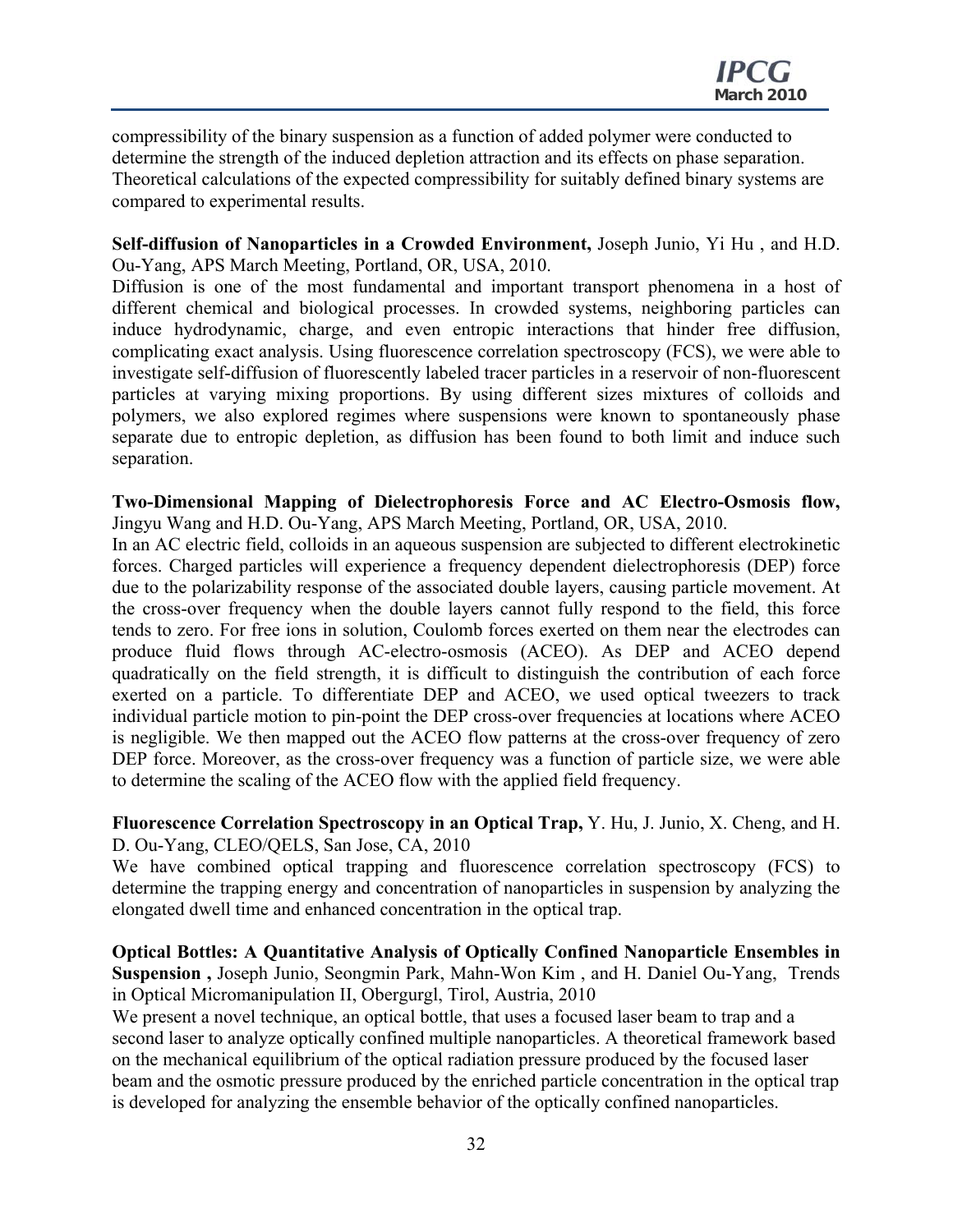compressibility of the binary suspension as a function of added polymer were conducted to determine the strength of the induced depletion attraction and its effects on phase separation. Theoretical calculations of the expected compressibility for suitably defined binary systems are compared to experimental results.

**Self-diffusion of Nanoparticles in a Crowded Environment,** Joseph Junio, Yi Hu , and H.D. Ou-Yang, APS March Meeting, Portland, OR, USA, 2010.

Diffusion is one of the most fundamental and important transport phenomena in a host of different chemical and biological processes. In crowded systems, neighboring particles can induce hydrodynamic, charge, and even entropic interactions that hinder free diffusion, complicating exact analysis. Using fluorescence correlation spectroscopy (FCS), we were able to investigate self-diffusion of fluorescently labeled tracer particles in a reservoir of non-fluorescent particles at varying mixing proportions. By using different sizes mixtures of colloids and polymers, we also explored regimes where suspensions were known to spontaneously phase separate due to entropic depletion, as diffusion has been found to both limit and induce such separation.

**Two-Dimensional Mapping of Dielectrophoresis Force and AC Electro-Osmosis flow,** Jingyu Wang and H.D. Ou-Yang, APS March Meeting, Portland, OR, USA, 2010.

In an AC electric field, colloids in an aqueous suspension are subjected to different electrokinetic forces. Charged particles will experience a frequency dependent dielectrophoresis (DEP) force due to the polarizability response of the associated double layers, causing particle movement. At the cross-over frequency when the double layers cannot fully respond to the field, this force tends to zero. For free ions in solution, Coulomb forces exerted on them near the electrodes can produce fluid flows through AC-electro-osmosis (ACEO). As DEP and ACEO depend quadratically on the field strength, it is difficult to distinguish the contribution of each force exerted on a particle. To differentiate DEP and ACEO, we used optical tweezers to track individual particle motion to pin-point the DEP cross-over frequencies at locations where ACEO is negligible. We then mapped out the ACEO flow patterns at the cross-over frequency of zero DEP force. Moreover, as the cross-over frequency was a function of particle size, we were able to determine the scaling of the ACEO flow with the applied field frequency.

**Fluorescence Correlation Spectroscopy in an Optical Trap,** Y. Hu, J. Junio, X. Cheng, and H. D. Ou-Yang, CLEO/QELS, San Jose, CA, 2010

We have combined optical trapping and fluorescence correlation spectroscopy (FCS) to determine the trapping energy and concentration of nanoparticles in suspension by analyzing the elongated dwell time and enhanced concentration in the optical trap.

**Optical Bottles: A Quantitative Analysis of Optically Confined Nanoparticle Ensembles in Suspension ,** Joseph Junio, Seongmin Park, Mahn-Won Kim , and H. Daniel Ou-Yang, Trends in Optical Micromanipulation II, Obergurgl, Tirol, Austria, 2010

We present a novel technique, an optical bottle, that uses a focused laser beam to trap and a second laser to analyze optically confined multiple nanoparticles. A theoretical framework based on the mechanical equilibrium of the optical radiation pressure produced by the focused laser beam and the osmotic pressure produced by the enriched particle concentration in the optical trap is developed for analyzing the ensemble behavior of the optically confined nanoparticles.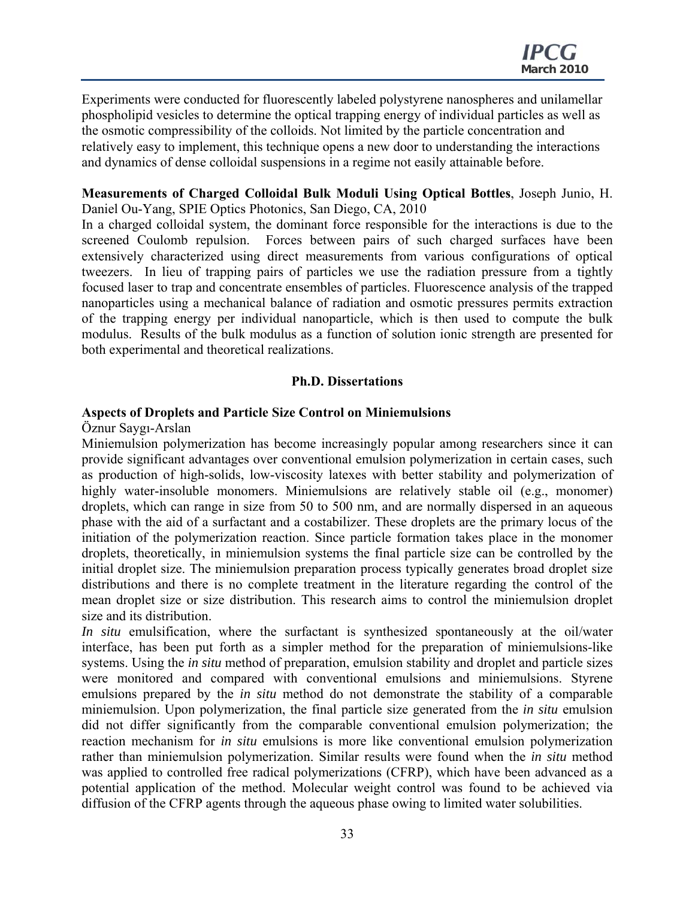Experiments were conducted for fluorescently labeled polystyrene nanospheres and unilamellar phospholipid vesicles to determine the optical trapping energy of individual particles as well as the osmotic compressibility of the colloids. Not limited by the particle concentration and relatively easy to implement, this technique opens a new door to understanding the interactions and dynamics of dense colloidal suspensions in a regime not easily attainable before.

**Measurements of Charged Colloidal Bulk Moduli Using Optical Bottles**, Joseph Junio, H. Daniel Ou-Yang, SPIE Optics Photonics, San Diego, CA, 2010

In a charged colloidal system, the dominant force responsible for the interactions is due to the screened Coulomb repulsion. Forces between pairs of such charged surfaces have been extensively characterized using direct measurements from various configurations of optical tweezers. In lieu of trapping pairs of particles we use the radiation pressure from a tightly focused laser to trap and concentrate ensembles of particles. Fluorescence analysis of the trapped nanoparticles using a mechanical balance of radiation and osmotic pressures permits extraction of the trapping energy per individual nanoparticle, which is then used to compute the bulk modulus. Results of the bulk modulus as a function of solution ionic strength are presented for both experimental and theoretical realizations.

## Ph.D. Dissertations

**Aspects of Droplets and Particle Size Control on Miniemulsions**

Öznur Saygı-Arslan

Miniemulsion polymerization has become increasingly popular among researchers since it can provide significant advantages over conventional emulsion polymerization in certain cases, such as production of high-solids, low-viscosity latexes with better stability and polymerization of highly water-insoluble monomers. Miniemulsions are relatively stable oil (e.g., monomer) droplets, which can range in size from 50 to 500 nm, and are normally dispersed in an aqueous phase with the aid of a surfactant and a costabilizer. These droplets are the primary locus of the initiation of the polymerization reaction. Since particle formation takes place in the monomer droplets, theoretically, in miniemulsion systems the final particle size can be controlled by the initial droplet size. The miniemulsion preparation process typically generates broad droplet size distributions and there is no complete treatment in the literature regarding the control of the mean droplet size or size distribution. This research aims to control the miniemulsion droplet size and its distribution.

*In situ* emulsification, where the surfactant is synthesized spontaneously at the oil/water interface, has been put forth as a simpler method for the preparation of miniemulsions-like systems. Using the *in situ* method of preparation, emulsion stability and droplet and particle sizes were monitored and compared with conventional emulsions and miniemulsions. Styrene emulsions prepared by the *in situ* method do not demonstrate the stability of a comparable miniemulsion. Upon polymerization, the final particle size generated from the *in situ* emulsion did not differ significantly from the comparable conventional emulsion polymerization; the reaction mechanism for *in situ* emulsions is more like conventional emulsion polymerization rather than miniemulsion polymerization. Similar results were found when the *in situ* method was applied to controlled free radical polymerizations (CFRP), which have been advanced as a potential application of the method. Molecular weight control was found to be achieved via diffusion of the CFRP agents through the aqueous phase owing to limited water solubilities.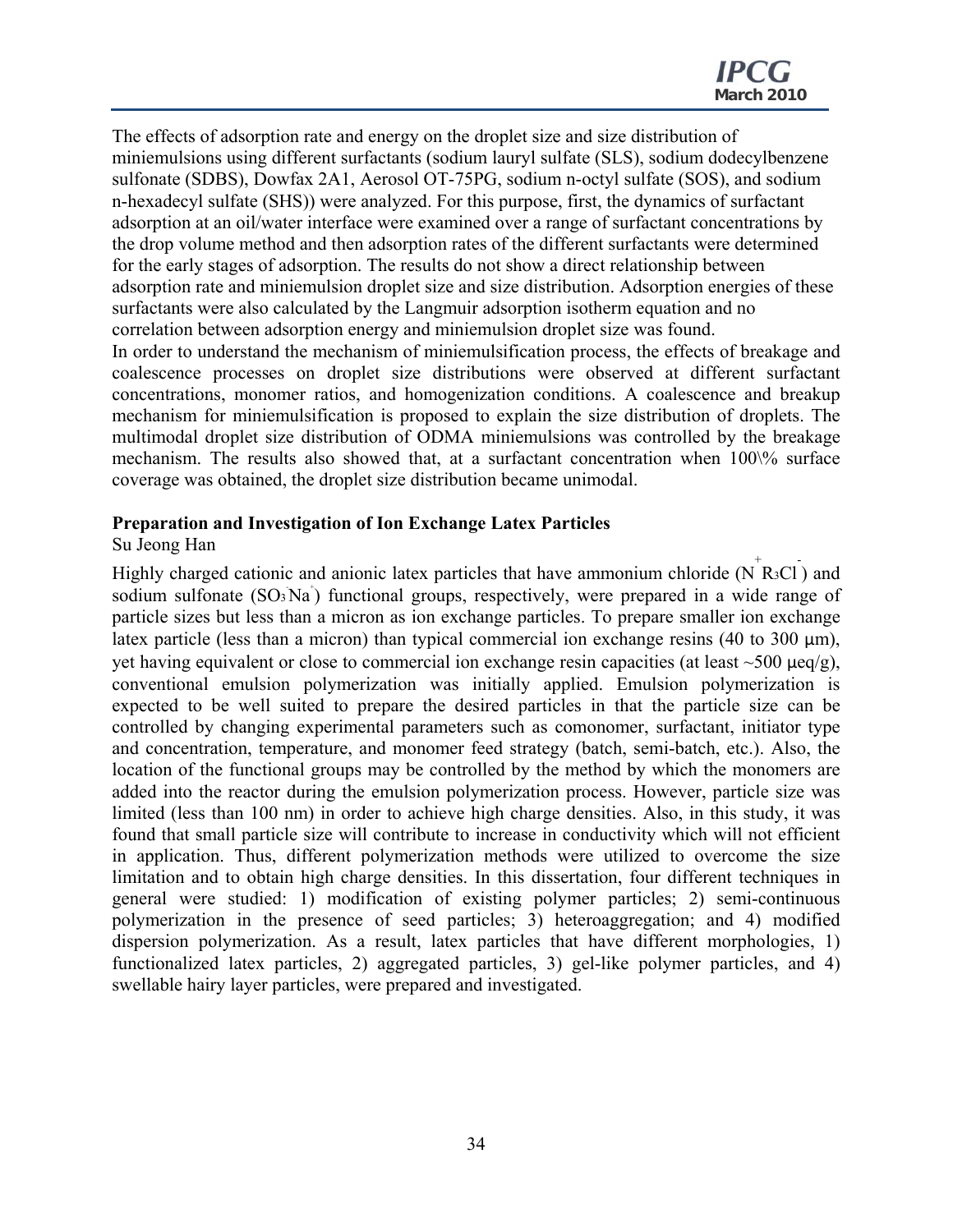The effects of adsorption rate and energy on the droplet size and size distribution of miniemulsions using different surfactants (sodium lauryl sulfate (SLS), sodium dodecylbenzene sulfonate (SDBS), Dowfax 2A1, Aerosol OT-75PG, sodium n-octyl sulfate (SOS), and sodium n-hexadecyl sulfate (SHS)) were analyzed. For this purpose, first, the dynamics of surfactant adsorption at an oil/water interface were examined over a range of surfactant concentrations by the drop volume method and then adsorption rates of the different surfactants were determined for the early stages of adsorption. The results do not show a direct relationship between adsorption rate and miniemulsion droplet size and size distribution. Adsorption energies of these surfactants were also calculated by the Langmuir adsorption isotherm equation and no correlation between adsorption energy and miniemulsion droplet size was found.

In order to understand the mechanism of miniemulsification process, the effects of breakage and coalescence processes on droplet size distributions were observed at different surfactant concentrations, monomer ratios, and homogenization conditions. A coalescence and breakup mechanism for miniemulsification is proposed to explain the size distribution of droplets. The multimodal droplet size distribution of ODMA miniemulsions was controlled by the breakage mechanism. The results also showed that, at a surfactant concentration when 100\% surface coverage was obtained, the droplet size distribution became unimodal.

**Preparation and Investigation of Ion Exchange Latex Particles**

Su Jeong Han

Highly charged cationic and anionic latex particles that have ammonium chloride ($N^+R_3Cl^-$) and sodium sulfonate ($SO_3^-Na^+$) functional groups, respectively, were prepared in a wide range of particle sizes but less than a micron as ion exchange particles. To prepare smaller ion exchange latex particle (less than a micron) than typical commercial ion exchange resins (40 to 300 μm), yet having equivalent or close to commercial ion exchange resin capacities (at least ~500 μeq/g), conventional emulsion polymerization was initially applied. Emulsion polymerization is expected to be well suited to prepare the desired particles in that the particle size can be controlled by changing experimental parameters such as comonomer, surfactant, initiator type and concentration, temperature, and monomer feed strategy (batch, semi-batch, etc.). Also, the location of the functional groups may be controlled by the method by which the monomers are added into the reactor during the emulsion polymerization process. However, particle size was limited (less than 100 nm) in order to achieve high charge densities. Also, in this study, it was found that small particle size will contribute to increase in conductivity which will not efficient in application. Thus, different polymerization methods were utilized to overcome the size limitation and to obtain high charge densities. In this dissertation, four different techniques in general were studied: 1) modification of existing polymer particles; 2) semi-continuous polymerization in the presence of seed particles; 3) heteroaggregation; and 4) modified dispersion polymerization. As a result, latex particles that have different morphologies, 1) functionalized latex particles, 2) aggregated particles, 3) gel-like polymer particles, and 4) swellable hairy layer particles, were prepared and investigated.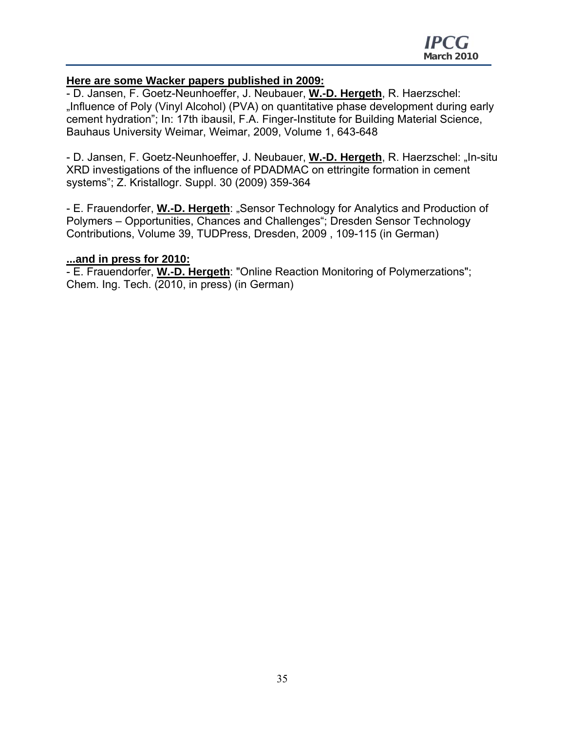**<u>Here are some Wacker papers published in 2009:</u>**

- D. Jansen, F. Goetz-Neunhoeffer, J. Neubauer, **<u>W.-D. Hergeth</u>**, R. Haerzschel: „Influence of Poly (Vinyl Alcohol) (PVA) on quantitative phase development during early cement hydration"; In: 17th ibausil, F.A. Finger-Institute for Building Material Science, Bauhaus University Weimar, Weimar, 2009, Volume 1, 643-648

- D. Jansen, F. Goetz-Neunhoeffer, J. Neubauer, **<u>W.-D. Hergeth</u>**, R. Haerzschel: „In-situ XRD investigations of the influence of PDADMAC on ettringite formation in cement systems"; Z. Kristallogr. Suppl. 30 (2009) 359-364

- E. Frauendorfer, **<u>W.-D. Hergeth</u>**: „Sensor Technology for Analytics and Production of Polymers – Opportunities, Chances and Challenges"; Dresden Sensor Technology Contributions, Volume 39, TUDPress, Dresden, 2009 , 109-115 (in German)

**<u>...and in press for 2010:</u>**

- E. Frauendorfer, **<u>W.-D. Hergeth</u>**: "Online Reaction Monitoring of Polymerzations"; Chem. Ing. Tech. (2010, in press) (in German)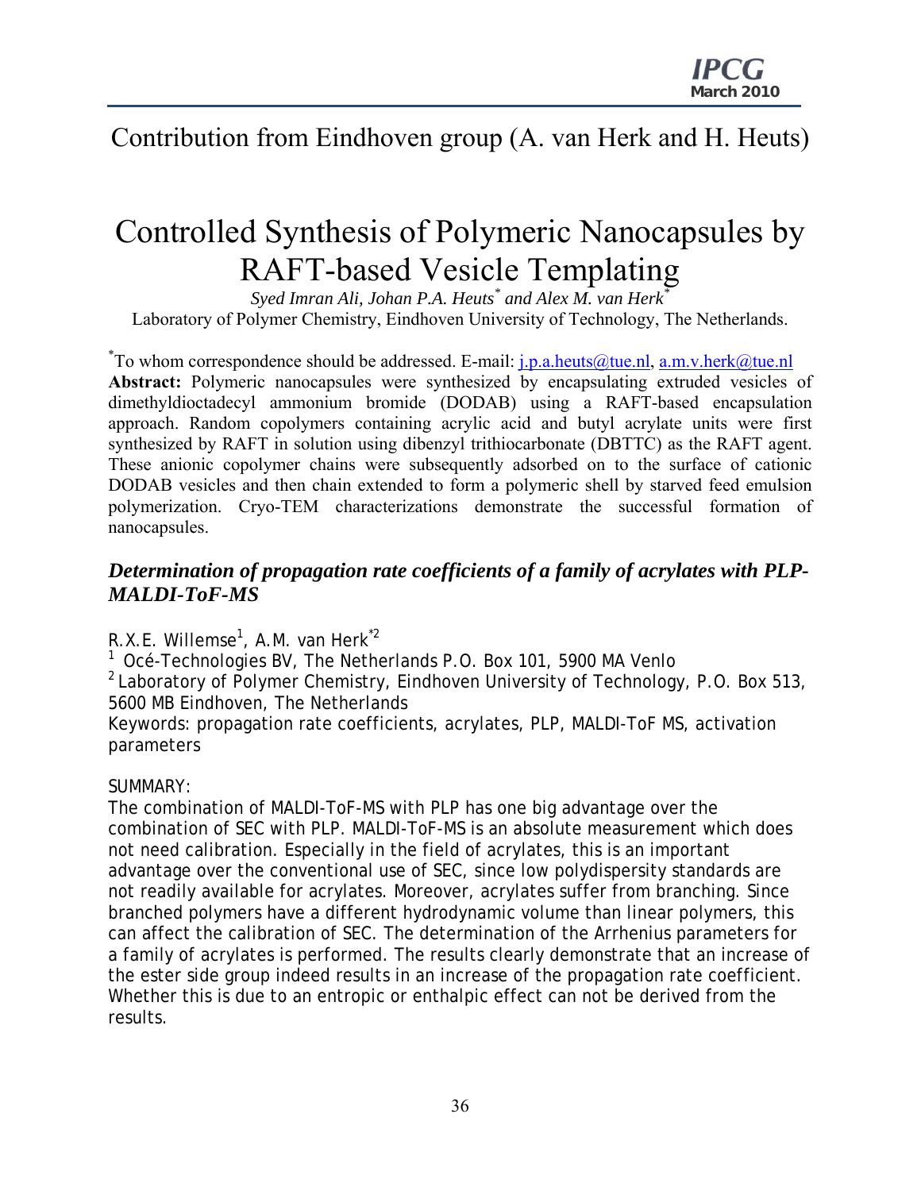# Contribution from Eindhoven group (A. van Herk and H. Heuts)

## Controlled Synthesis of Polymeric Nanocapsules by RAFT-based Vesicle Templating

*Syed Imran Ali, Johan P.A. Heuts\* and Alex M. van Herk\**

Laboratory of Polymer Chemistry, Eindhoven University of Technology, The Netherlands.

\*To whom correspondence should be addressed. E-mail: j.p.a.heuts@tue.nl, a.m.v.herk@tue.nl

**Abstract:** Polymeric nanocapsules were synthesized by encapsulating extruded vesicles of dimethyldioctadecyl ammonium bromide (DODAB) using a RAFT-based encapsulation approach. Random copolymers containing acrylic acid and butyl acrylate units were first synthesized by RAFT in solution using dibenzyl trithiocarbonate (DBTTC) as the RAFT agent. These anionic copolymer chains were subsequently adsorbed on to the surface of cationic DODAB vesicles and then chain extended to form a polymeric shell by starved feed emulsion polymerization. Cryo-TEM characterizations demonstrate the successful formation of nanocapsules.

### *Determination of propagation rate coefficients of a family of acrylates with PLP-MALDI-ToF-MS*

R.X.E. Willemse[1], A.M. van Herk\*[2]

[1] Océ-Technologies BV, The Netherlands P.O. Box 101, 5900 MA Venlo

[2] Laboratory of Polymer Chemistry, Eindhoven University of Technology, P.O. Box 513, 5600 MB Eindhoven, The Netherlands

Keywords: propagation rate coefficients, acrylates, PLP, MALDI-ToF MS, activation parameters

SUMMARY:

The combination of MALDI-ToF-MS with PLP has one big advantage over the combination of SEC with PLP. MALDI-ToF-MS is an absolute measurement which does not need calibration. Especially in the field of acrylates, this is an important advantage over the conventional use of SEC, since low polydispersity standards are not readily available for acrylates. Moreover, acrylates suffer from branching. Since branched polymers have a different hydrodynamic volume than linear polymers, this can affect the calibration of SEC. The determination of the Arrhenius parameters for a family of acrylates is performed. The results clearly demonstrate that an increase of the ester side group indeed results in an increase of the propagation rate coefficient. Whether this is due to an entropic or enthalpic effect can not be derived from the results.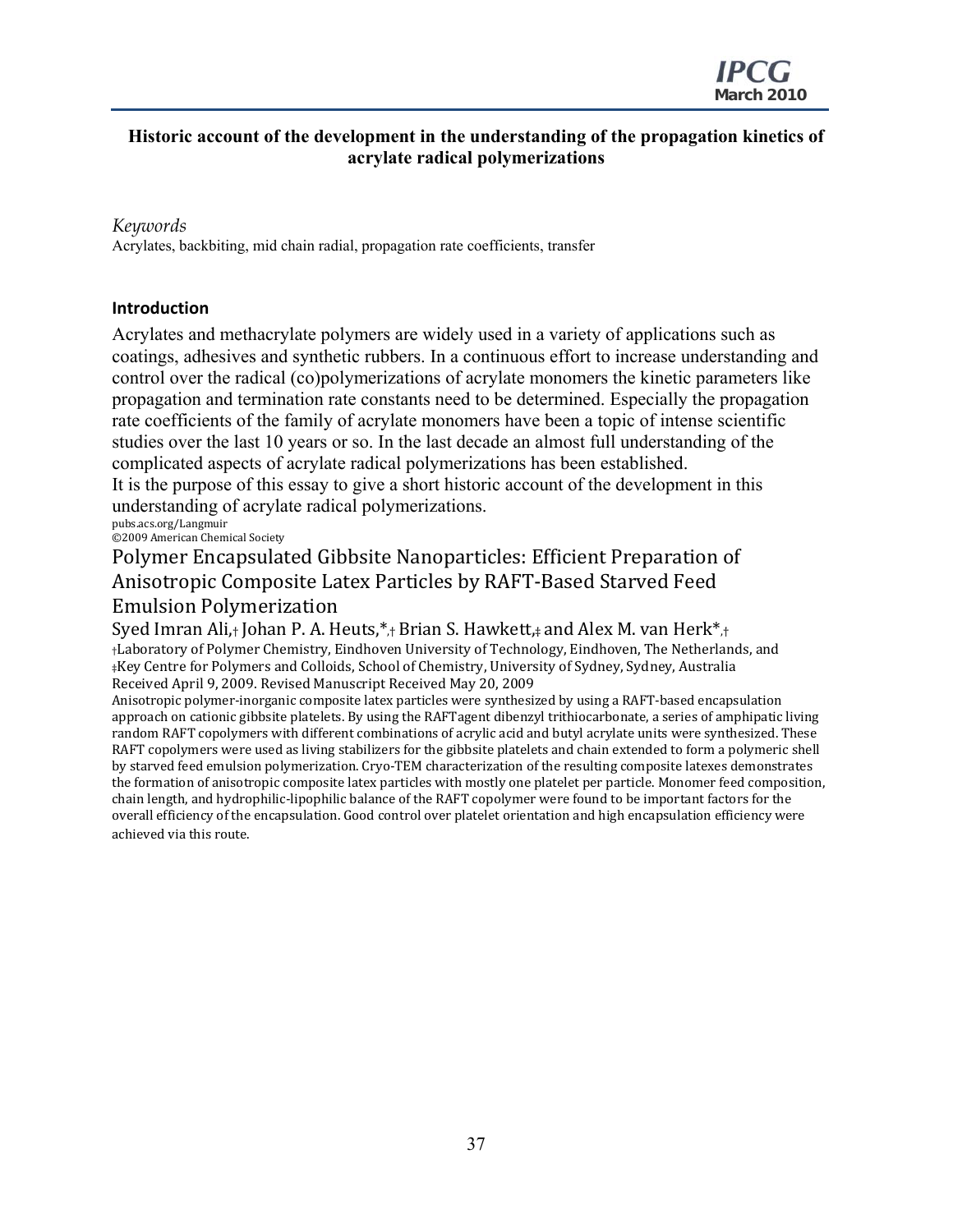## Historic account of the development in the understanding of the propagation kinetics of acrylate radical polymerizations

*Keywords*
Acrylates, backbiting, mid chain radial, propagation rate coefficients, transfer

### Introduction

Acrylates and methacrylate polymers are widely used in a variety of applications such as coatings, adhesives and synthetic rubbers. In a continuous effort to increase understanding and control over the radical (co)polymerizations of acrylate monomers the kinetic parameters like propagation and termination rate constants need to be determined. Especially the propagation rate coefficients of the family of acrylate monomers have been a topic of intense scientific studies over the last 10 years or so. In the last decade an almost full understanding of the complicated aspects of acrylate radical polymerizations has been established.
It is the purpose of this essay to give a short historic account of the development in this understanding of acrylate radical polymerizations.

pubs.acs.org/Langmuir
©2009 American Chemical Society

## Polymer Encapsulated Gibbsite Nanoparticles: Efficient Preparation of Anisotropic Composite Latex Particles by RAFT-Based Starved Feed Emulsion Polymerization

Syed Imran Ali,[†] Johan P. A. Heuts,*[†] Brian S. Hawkett,[‡] and Alex M. van Herk*[†]

[†]Laboratory of Polymer Chemistry, Eindhoven University of Technology, Eindhoven, The Netherlands, and [‡]Key Centre for Polymers and Colloids, School of Chemistry, University of Sydney, Sydney, Australia
Received April 9, 2009. Revised Manuscript Received May 20, 2009

Anisotropic polymer-inorganic composite latex particles were synthesized by using a RAFT-based encapsulation approach on cationic gibbsite platelets. By using the RAFTagent dibenzyl trithiocarbonate, a series of amphipatic living random RAFT copolymers with different combinations of acrylic acid and butyl acrylate units were synthesized. These RAFT copolymers were used as living stabilizers for the gibbsite platelets and chain extended to form a polymeric shell by starved feed emulsion polymerization. Cryo-TEM characterization of the resulting composite latexes demonstrates the formation of anisotropic composite latex particles with mostly one platelet per particle. Monomer feed composition, chain length, and hydrophilic-lipophilic balance of the RAFT copolymer were found to be important factors for the overall efficiency of the encapsulation. Good control over platelet orientation and high encapsulation efficiency were achieved via this route.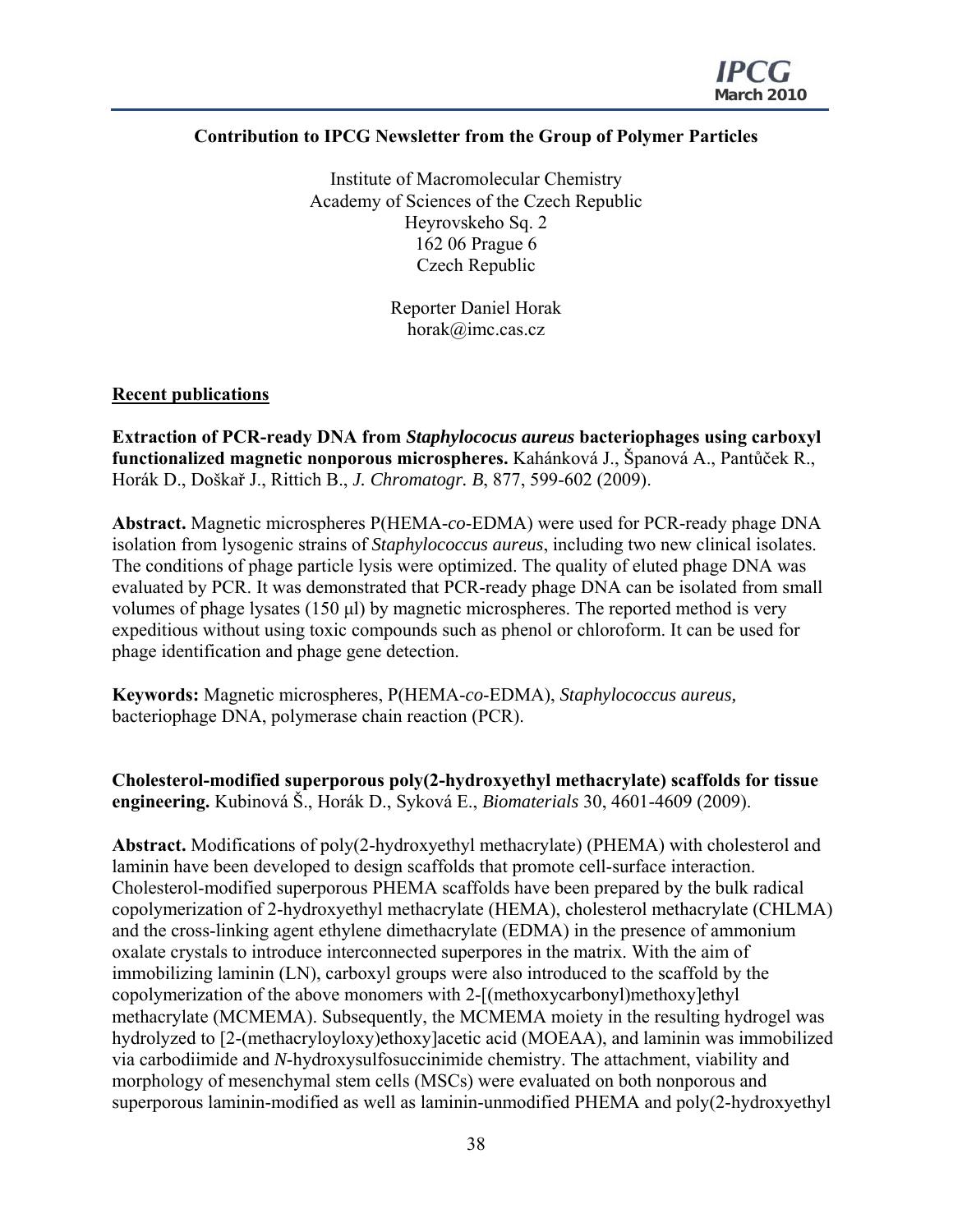**Contribution to IPCG Newsletter from the Group of Polymer Particles**

Institute of Macromolecular Chemistry
Academy of Sciences of the Czech Republic
Heyrovskeho Sq. 2
162 06 Prague 6
Czech Republic

Reporter Daniel Horak
horak@imc.cas.cz

## Recent publications

**Extraction of PCR-ready DNA from *Staphylococus aureus* bacteriophages using carboxyl functionalized magnetic nonporous microspheres.** Kahánková J., Španová A., Pantůček R., Horák D., Doškař J., Rittich B., *J. Chromatogr. B*, 877, 599-602 (2009).

**Abstract.** Magnetic microspheres P(HEMA-*co*-EDMA) were used for PCR-ready phage DNA isolation from lysogenic strains of *Staphylococcus aureus*, including two new clinical isolates. The conditions of phage particle lysis were optimized. The quality of eluted phage DNA was evaluated by PCR. It was demonstrated that PCR-ready phage DNA can be isolated from small volumes of phage lysates (150 μl) by magnetic microspheres. The reported method is very expeditious without using toxic compounds such as phenol or chloroform. It can be used for phage identification and phage gene detection.

**Keywords:** Magnetic microspheres, P(HEMA-*co*-EDMA), *Staphylococcus aureus,* bacteriophage DNA, polymerase chain reaction (PCR).

**Cholesterol-modified superporous poly(2-hydroxyethyl methacrylate) scaffolds for tissue engineering.** Kubinová Š., Horák D., Syková E., *Biomaterials* 30, 4601-4609 (2009).

**Abstract.** Modifications of poly(2-hydroxyethyl methacrylate) (PHEMA) with cholesterol and laminin have been developed to design scaffolds that promote cell-surface interaction. Cholesterol-modified superporous PHEMA scaffolds have been prepared by the bulk radical copolymerization of 2-hydroxyethyl methacrylate (HEMA), cholesterol methacrylate (CHLMA) and the cross-linking agent ethylene dimethacrylate (EDMA) in the presence of ammonium oxalate crystals to introduce interconnected superpores in the matrix. With the aim of immobilizing laminin (LN), carboxyl groups were also introduced to the scaffold by the copolymerization of the above monomers with 2-[(methoxycarbonyl)methoxy]ethyl methacrylate (MCMEMA). Subsequently, the MCMEMA moiety in the resulting hydrogel was hydrolyzed to [2-(methacryloyloxy)ethoxy]acetic acid (MOEAA), and laminin was immobilized via carbodiimide and *N*-hydroxysulfosuccinimide chemistry. The attachment, viability and morphology of mesenchymal stem cells (MSCs) were evaluated on both nonporous and superporous laminin-modified as well as laminin-unmodified PHEMA and poly(2-hydroxyethyl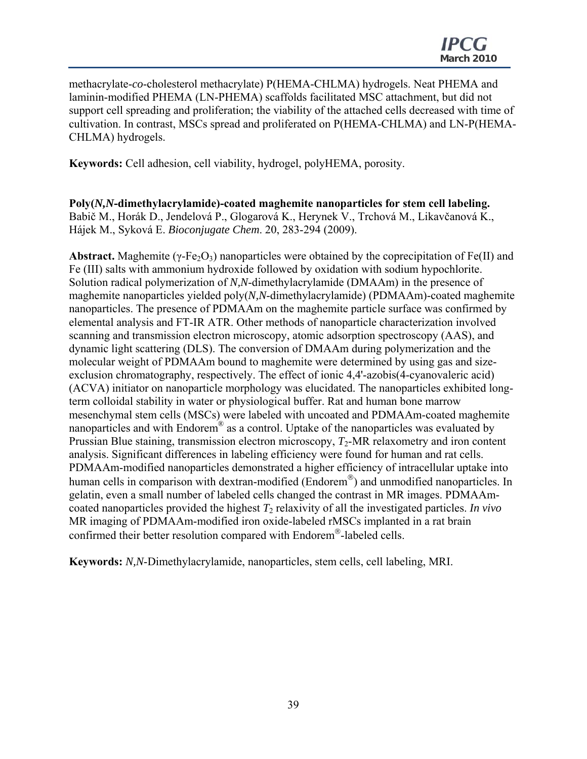methacrylate-*co*-cholesterol methacrylate) P(HEMA-CHLMA) hydrogels. Neat PHEMA and laminin-modified PHEMA (LN-PHEMA) scaffolds facilitated MSC attachment, but did not support cell spreading and proliferation; the viability of the attached cells decreased with time of cultivation. In contrast, MSCs spread and proliferated on P(HEMA-CHLMA) and LN-P(HEMA-CHLMA) hydrogels.

**Keywords:** Cell adhesion, cell viability, hydrogel, polyHEMA, porosity.

**Poly(*N,N*-dimethylacrylamide)-coated maghemite nanoparticles for stem cell labeling.**
Babič M., Horák D., Jendelová P., Glogarová K., Herynek V., Trchová M., Likavčanová K., Hájek M., Syková E. *Bioconjugate Chem*. 20, 283-294 (2009).

**Abstract.** Maghemite ($\gamma$-$Fe_2O_3$) nanoparticles were obtained by the coprecipitation of Fe(II) and Fe (III) salts with ammonium hydroxide followed by oxidation with sodium hypochlorite. Solution radical polymerization of *N,N*-dimethylacrylamide (DMAAm) in the presence of maghemite nanoparticles yielded poly(*N,N*-dimethylacrylamide) (PDMAAm)-coated maghemite nanoparticles. The presence of PDMAAm on the maghemite particle surface was confirmed by elemental analysis and FT-IR ATR. Other methods of nanoparticle characterization involved scanning and transmission electron microscopy, atomic adsorption spectroscopy (AAS), and dynamic light scattering (DLS). The conversion of DMAAm during polymerization and the molecular weight of PDMAAm bound to maghemite were determined by using gas and size-exclusion chromatography, respectively. The effect of ionic 4,4'-azobis(4-cyanovaleric acid) (ACVA) initiator on nanoparticle morphology was elucidated. The nanoparticles exhibited long-term colloidal stability in water or physiological buffer. Rat and human bone marrow mesenchymal stem cells (MSCs) were labeled with uncoated and PDMAAm-coated maghemite nanoparticles and with Endorem® as a control. Uptake of the nanoparticles was evaluated by Prussian Blue staining, transmission electron microscopy, $T_2$-MR relaxometry and iron content analysis. Significant differences in labeling efficiency were found for human and rat cells. PDMAAm-modified nanoparticles demonstrated a higher efficiency of intracellular uptake into human cells in comparison with dextran-modified (Endorem®) and unmodified nanoparticles. In gelatin, even a small number of labeled cells changed the contrast in MR images. PDMAAm-coated nanoparticles provided the highest $T_2$ relaxivity of all the investigated particles. *In vivo* MR imaging of PDMAAm-modified iron oxide-labeled rMSCs implanted in a rat brain confirmed their better resolution compared with Endorem®-labeled cells.

**Keywords:** *N,N*-Dimethylacrylamide, nanoparticles, stem cells, cell labeling, MRI.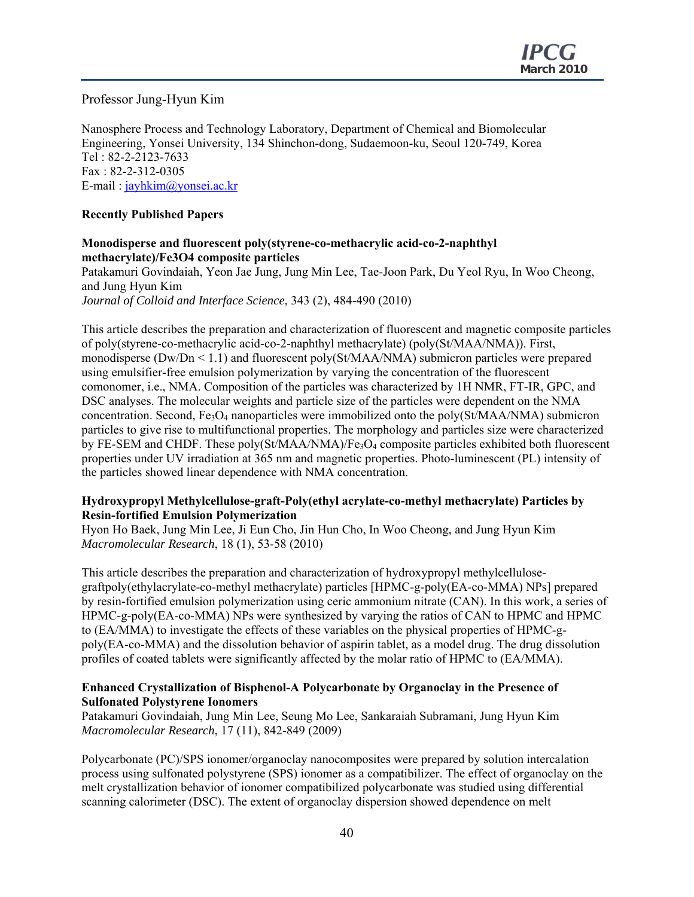Professor Jung-Hyun Kim

Nanosphere Process and Technology Laboratory, Department of Chemical and Biomolecular Engineering, Yonsei University, 134 Shinchon-dong, Sudaemoon-ku, Seoul 120-749, Korea
Tel : 82-2-2123-7633
Fax : 82-2-312-0305
E-mail : jayhkim@yonsei.ac.kr

**Recently Published Papers**

**Monodisperse and fluorescent poly(styrene-co-methacrylic acid-co-2-naphthyl methacrylate)/Fe3O4 composite particles**
Patakamuri Govindaiah, Yeon Jae Jung, Jung Min Lee, Tae-Joon Park, Du Yeol Ryu, In Woo Cheong, and Jung Hyun Kim
*Journal of Colloid and Interface Science*, 343 (2), 484-490 (2010)

This article describes the preparation and characterization of fluorescent and magnetic composite particles of poly(styrene-co-methacrylic acid-co-2-naphthyl methacrylate) (poly(St/MAA/NMA)). First, monodisperse (Dw/Dn < 1.1) and fluorescent poly(St/MAA/NMA) submicron particles were prepared using emulsifier-free emulsion polymerization by varying the concentration of the fluorescent comonomer, i.e., NMA. Composition of the particles was characterized by 1H NMR, FT-IR, GPC, and DSC analyses. The molecular weights and particle size of the particles were dependent on the NMA concentration. Second, $Fe_3O_4$ nanoparticles were immobilized onto the poly(St/MAA/NMA) submicron particles to give rise to multifunctional properties. The morphology and particles size were characterized by FE-SEM and CHDF. These poly(St/MAA/NMA)/$Fe_3O_4$ composite particles exhibited both fluorescent properties under UV irradiation at 365 nm and magnetic properties. Photo-luminescent (PL) intensity of the particles showed linear dependence with NMA concentration.

**Hydroxypropyl Methylcellulose-graft-Poly(ethyl acrylate-co-methyl methacrylate) Particles by Resin-fortified Emulsion Polymerization**
Hyon Ho Baek, Jung Min Lee, Ji Eun Cho, Jin Hun Cho, In Woo Cheong, and Jung Hyun Kim
*Macromolecular Research*, 18 (1), 53-58 (2010)

This article describes the preparation and characterization of hydroxypropyl methylcellulose-graftpoly(ethylacrylate-co-methyl methacrylate) particles [HPMC-g-poly(EA-co-MMA) NPs] prepared by resin-fortified emulsion polymerization using ceric ammonium nitrate (CAN). In this work, a series of HPMC-g-poly(EA-co-MMA) NPs were synthesized by varying the ratios of CAN to HPMC and HPMC to (EA/MMA) to investigate the effects of these variables on the physical properties of HPMC-g-poly(EA-co-MMA) and the dissolution behavior of aspirin tablet, as a model drug. The drug dissolution profiles of coated tablets were significantly affected by the molar ratio of HPMC to (EA/MMA).

**Enhanced Crystallization of Bisphenol-A Polycarbonate by Organoclay in the Presence of Sulfonated Polystyrene Ionomers**
Patakamuri Govindaiah, Jung Min Lee, Seung Mo Lee, Sankaraiah Subramani, Jung Hyun Kim
*Macromolecular Research*, 17 (11), 842-849 (2009)

Polycarbonate (PC)/SPS ionomer/organoclay nanocomposites were prepared by solution intercalation process using sulfonated polystyrene (SPS) ionomer as a compatibilizer. The effect of organoclay on the melt crystallization behavior of ionomer compatibilized polycarbonate was studied using differential scanning calorimeter (DSC). The extent of organoclay dispersion showed dependence on melt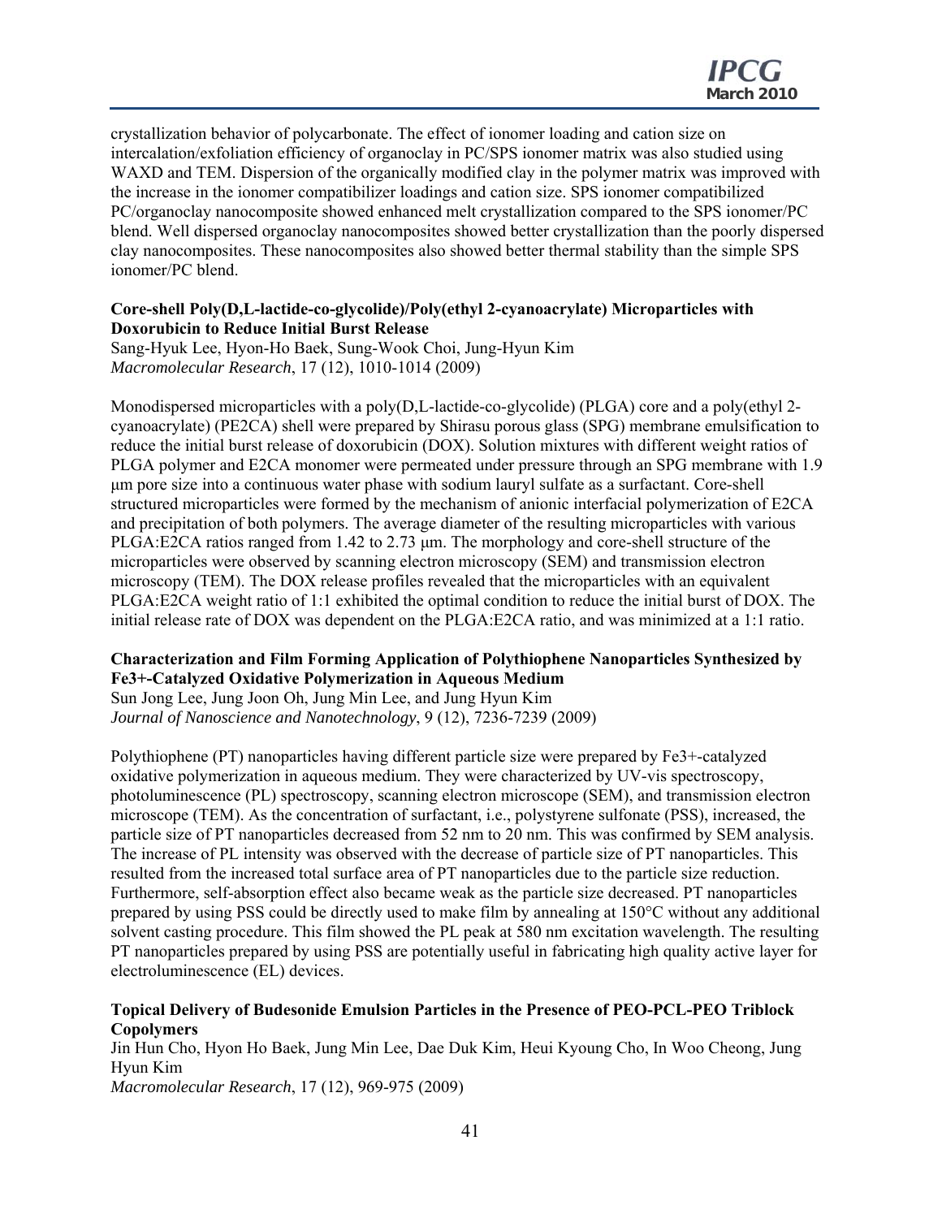crystallization behavior of polycarbonate. The effect of ionomer loading and cation size on intercalation/exfoliation efficiency of organoclay in PC/SPS ionomer matrix was also studied using WAXD and TEM. Dispersion of the organically modified clay in the polymer matrix was improved with the increase in the ionomer compatibilizer loadings and cation size. SPS ionomer compatibilized PC/organoclay nanocomposite showed enhanced melt crystallization compared to the SPS ionomer/PC blend. Well dispersed organoclay nanocomposites showed better crystallization than the poorly dispersed clay nanocomposites. These nanocomposites also showed better thermal stability than the simple SPS ionomer/PC blend.

**Core-shell Poly(D,L-lactide-co-glycolide)/Poly(ethyl 2-cyanoacrylate) Microparticles with Doxorubicin to Reduce Initial Burst Release**
Sang-Hyuk Lee, Hyon-Ho Baek, Sung-Wook Choi, Jung-Hyun Kim
*Macromolecular Research*, 17 (12), 1010-1014 (2009)

Monodispersed microparticles with a poly(D,L-lactide-co-glycolide) (PLGA) core and a poly(ethyl 2-cyanoacrylate) (PE2CA) shell were prepared by Shirasu porous glass (SPG) membrane emulsification to reduce the initial burst release of doxorubicin (DOX). Solution mixtures with different weight ratios of PLGA polymer and E2CA monomer were permeated under pressure through an SPG membrane with 1.9 μm pore size into a continuous water phase with sodium lauryl sulfate as a surfactant. Core-shell structured microparticles were formed by the mechanism of anionic interfacial polymerization of E2CA and precipitation of both polymers. The average diameter of the resulting microparticles with various PLGA:E2CA ratios ranged from 1.42 to 2.73 μm. The morphology and core-shell structure of the microparticles were observed by scanning electron microscopy (SEM) and transmission electron microscopy (TEM). The DOX release profiles revealed that the microparticles with an equivalent PLGA:E2CA weight ratio of 1:1 exhibited the optimal condition to reduce the initial burst of DOX. The initial release rate of DOX was dependent on the PLGA:E2CA ratio, and was minimized at a 1:1 ratio.

**Characterization and Film Forming Application of Polythiophene Nanoparticles Synthesized by $Fe^{3+}$-Catalyzed Oxidative Polymerization in Aqueous Medium**
Sun Jong Lee, Jung Joon Oh, Jung Min Lee, and Jung Hyun Kim
*Journal of Nanoscience and Nanotechnology*, 9 (12), 7236-7239 (2009)

Polythiophene (PT) nanoparticles having different particle size were prepared by $Fe^{3+}$-catalyzed oxidative polymerization in aqueous medium. They were characterized by UV-vis spectroscopy, photoluminescence (PL) spectroscopy, scanning electron microscope (SEM), and transmission electron microscope (TEM). As the concentration of surfactant, i.e., polystyrene sulfonate (PSS), increased, the particle size of PT nanoparticles decreased from 52 nm to 20 nm. This was confirmed by SEM analysis. The increase of PL intensity was observed with the decrease of particle size of PT nanoparticles. This resulted from the increased total surface area of PT nanoparticles due to the particle size reduction. Furthermore, self-absorption effect also became weak as the particle size decreased. PT nanoparticles prepared by using PSS could be directly used to make film by annealing at 150°C without any additional solvent casting procedure. This film showed the PL peak at 580 nm excitation wavelength. The resulting PT nanoparticles prepared by using PSS are potentially useful in fabricating high quality active layer for electroluminescence (EL) devices.

**Topical Delivery of Budesonide Emulsion Particles in the Presence of PEO-PCL-PEO Triblock Copolymers**
Jin Hun Cho, Hyon Ho Baek, Jung Min Lee, Dae Duk Kim, Heui Kyoung Cho, In Woo Cheong, Jung Hyun Kim
*Macromolecular Research*, 17 (12), 969-975 (2009)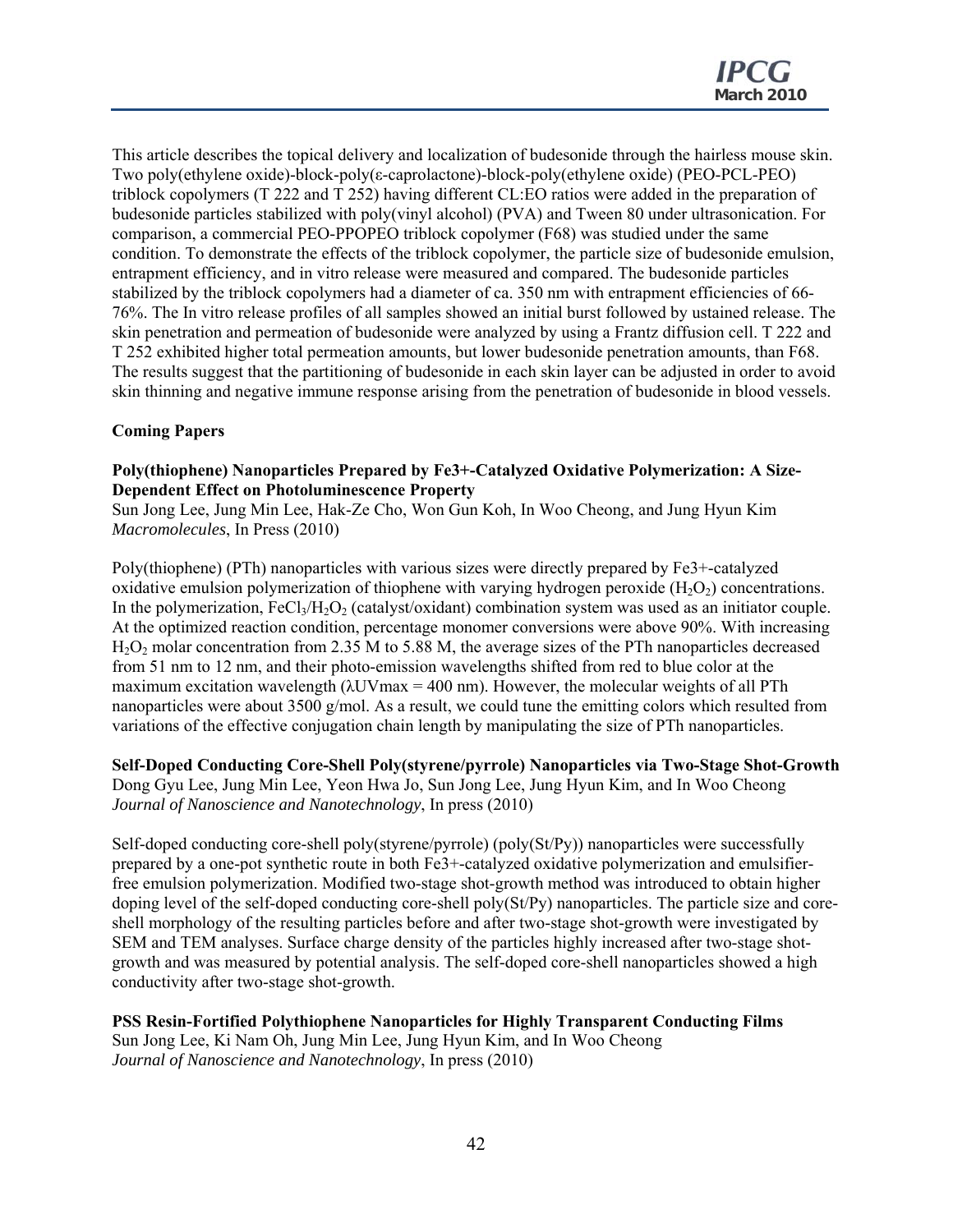This article describes the topical delivery and localization of budesonide through the hairless mouse skin. Two poly(ethylene oxide)-block-poly(ε-caprolactone)-block-poly(ethylene oxide) (PEO-PCL-PEO) triblock copolymers (T 222 and T 252) having different CL:EO ratios were added in the preparation of budesonide particles stabilized with poly(vinyl alcohol) (PVA) and Tween 80 under ultrasonication. For comparison, a commercial PEO-PPOPEO triblock copolymer (F68) was studied under the same condition. To demonstrate the effects of the triblock copolymer, the particle size of budesonide emulsion, entrapment efficiency, and in vitro release were measured and compared. The budesonide particles stabilized by the triblock copolymers had a diameter of ca. 350 nm with entrapment efficiencies of 66-76%. The In vitro release profiles of all samples showed an initial burst followed by ustained release. The skin penetration and permeation of budesonide were analyzed by using a Frantz diffusion cell. T 222 and T 252 exhibited higher total permeation amounts, but lower budesonide penetration amounts, than F68. The results suggest that the partitioning of budesonide in each skin layer can be adjusted in order to avoid skin thinning and negative immune response arising from the penetration of budesonide in blood vessels.

**Coming Papers**

**Poly(thiophene) Nanoparticles Prepared by Fe3+-Catalyzed Oxidative Polymerization: A Size-Dependent Effect on Photoluminescence Property**
Sun Jong Lee, Jung Min Lee, Hak-Ze Cho, Won Gun Koh, In Woo Cheong, and Jung Hyun Kim
*Macromolecules*, In Press (2010)

Poly(thiophene) (PTh) nanoparticles with various sizes were directly prepared by Fe3+-catalyzed oxidative emulsion polymerization of thiophene with varying hydrogen peroxide ($H_2O_2$) concentrations. In the polymerization, $FeCl_3/H_2O_2$ (catalyst/oxidant) combination system was used as an initiator couple. At the optimized reaction condition, percentage monomer conversions were above 90%. With increasing $H_2O_2$ molar concentration from 2.35 M to 5.88 M, the average sizes of the PTh nanoparticles decreased from 51 nm to 12 nm, and their photo-emission wavelengths shifted from red to blue color at the maximum excitation wavelength ($\lambda$UVmax = 400 nm). However, the molecular weights of all PTh nanoparticles were about 3500 g/mol. As a result, we could tune the emitting colors which resulted from variations of the effective conjugation chain length by manipulating the size of PTh nanoparticles.

**Self-Doped Conducting Core-Shell Poly(styrene/pyrrole) Nanoparticles via Two-Stage Shot-Growth**
Dong Gyu Lee, Jung Min Lee, Yeon Hwa Jo, Sun Jong Lee, Jung Hyun Kim, and In Woo Cheong
*Journal of Nanoscience and Nanotechnology*, In press (2010)

Self-doped conducting core-shell poly(styrene/pyrrole) (poly(St/Py)) nanoparticles were successfully prepared by a one-pot synthetic route in both Fe3+-catalyzed oxidative polymerization and emulsifier-free emulsion polymerization. Modified two-stage shot-growth method was introduced to obtain higher doping level of the self-doped conducting core-shell poly(St/Py) nanoparticles. The particle size and core-shell morphology of the resulting particles before and after two-stage shot-growth were investigated by SEM and TEM analyses. Surface charge density of the particles highly increased after two-stage shot-growth and was measured by potential analysis. The self-doped core-shell nanoparticles showed a high conductivity after two-stage shot-growth.

**PSS Resin-Fortified Polythiophene Nanoparticles for Highly Transparent Conducting Films**
Sun Jong Lee, Ki Nam Oh, Jung Min Lee, Jung Hyun Kim, and In Woo Cheong
*Journal of Nanoscience and Nanotechnology*, In press (2010)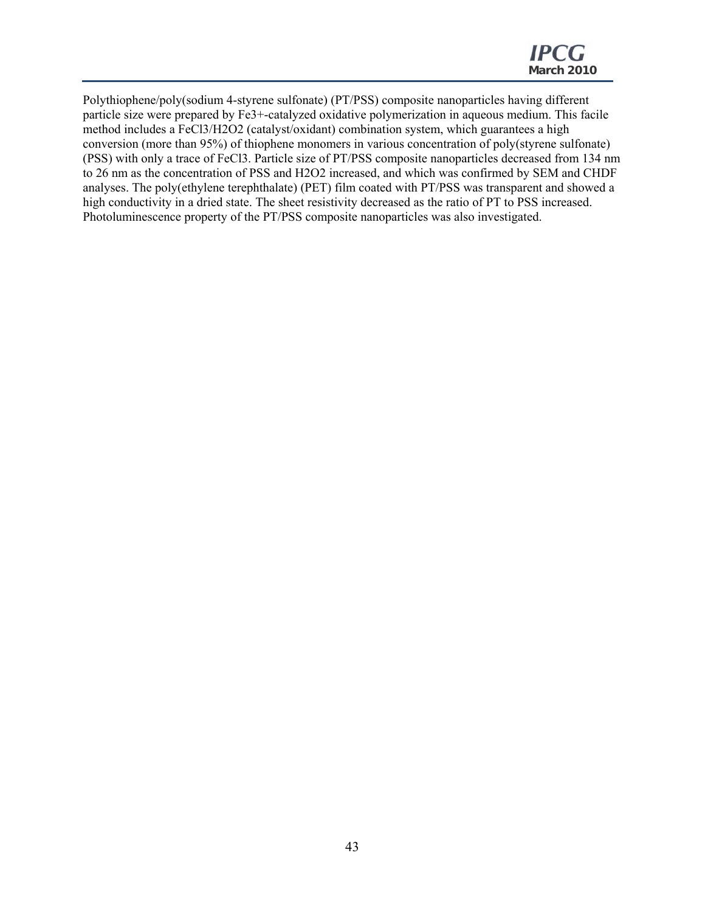Polythiophene/poly(sodium 4-styrene sulfonate) (PT/PSS) composite nanoparticles having different particle size were prepared by $Fe^{3+}$-catalyzed oxidative polymerization in aqueous medium. This facile method includes a $FeCl_3/H_2O_2$ (catalyst/oxidant) combination system, which guarantees a high conversion (more than 95%) of thiophene monomers in various concentration of poly(styrene sulfonate) (PSS) with only a trace of $FeCl_3$. Particle size of PT/PSS composite nanoparticles decreased from 134 nm to 26 nm as the concentration of PSS and $H_2O_2$ increased, and which was confirmed by SEM and CHDF analyses. The poly(ethylene terephthalate) (PET) film coated with PT/PSS was transparent and showed a high conductivity in a dried state. The sheet resistivity decreased as the ratio of PT to PSS increased. Photoluminescence property of the PT/PSS composite nanoparticles was also investigated.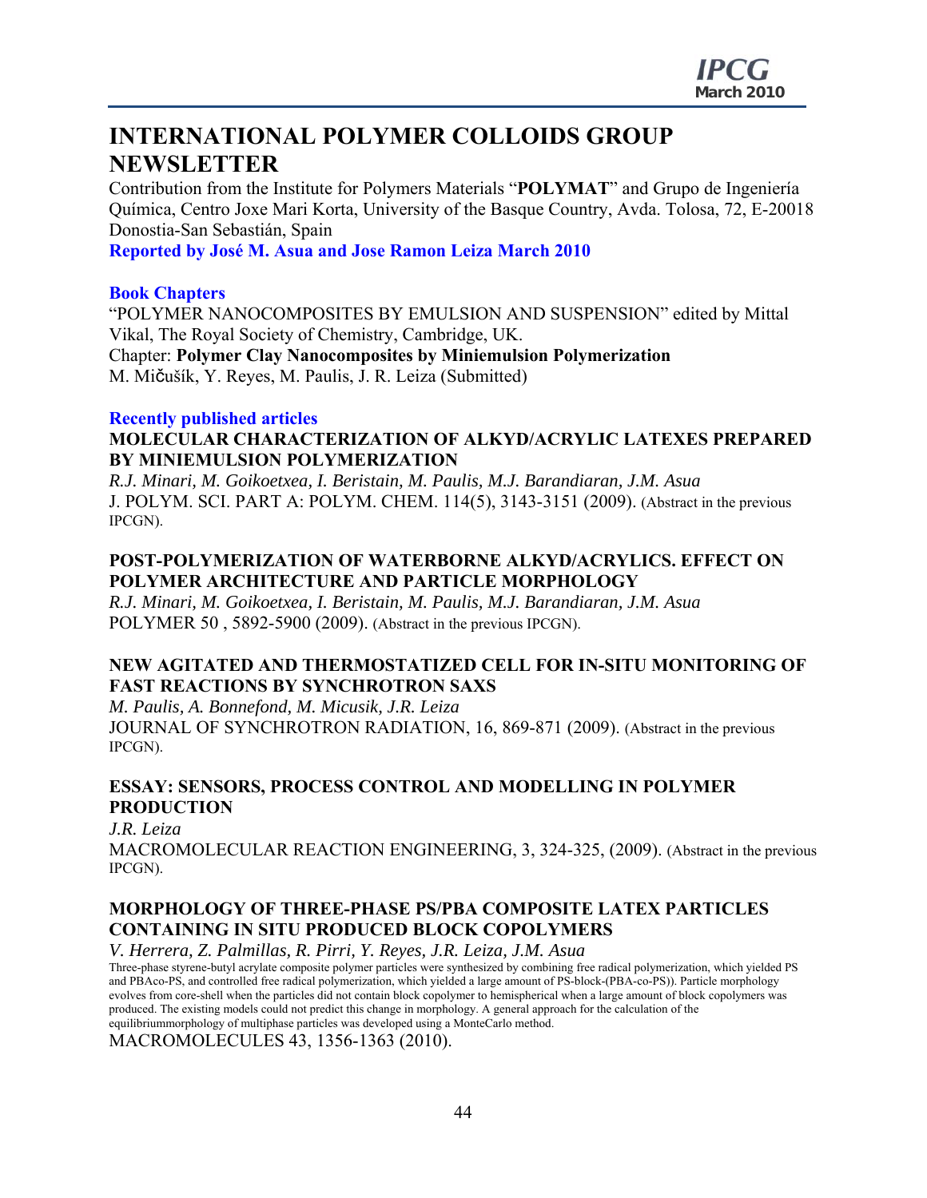# INTERNATIONAL POLYMER COLLOIDS GROUP NEWSLETTER

Contribution from the Institute for Polymers Materials "**POLYMAT**" and Grupo de Ingeniería Química, Centro Joxe Mari Korta, University of the Basque Country, Avda. Tolosa, 72, E-20018 Donostia-San Sebastián, Spain

**Reported by José M. Asua and Jose Ramon Leiza March 2010**

## Book Chapters

"POLYMER NANOCOMPOSITES BY EMULSION AND SUSPENSION" edited by Mittal Vikal, The Royal Society of Chemistry, Cambridge, UK.
Chapter: **Polymer Clay Nanocomposites by Miniemulsion Polymerization**
M. Mičušík, Y. Reyes, M. Paulis, J. R. Leiza (Submitted)

## Recently published articles

### MOLECULAR CHARACTERIZATION OF ALKYD/ACRYLIC LATEXES PREPARED BY MINIEMULSION POLYMERIZATION

*R.J. Minari, M. Goikoetxea, I. Beristain, M. Paulis, M.J. Barandiaran, J.M. Asua*
J. POLYM. SCI. PART A: POLYM. CHEM. 114(5), 3143-3151 (2009). (Abstract in the previous IPCGN).

### POST-POLYMERIZATION OF WATERBORNE ALKYD/ACRYLICS. EFFECT ON POLYMER ARCHITECTURE AND PARTICLE MORPHOLOGY

*R.J. Minari, M. Goikoetxea, I. Beristain, M. Paulis, M.J. Barandiaran, J.M. Asua*
POLYMER 50 , 5892-5900 (2009). (Abstract in the previous IPCGN).

### NEW AGITATED AND THERMOSTATIZED CELL FOR IN-SITU MONITORING OF FAST REACTIONS BY SYNCHROTRON SAXS

*M. Paulis, A. Bonnefond, M. Micusik, J.R. Leiza*
JOURNAL OF SYNCHROTRON RADIATION, 16, 869-871 (2009). (Abstract in the previous IPCGN).

### ESSAY: SENSORS, PROCESS CONTROL AND MODELLING IN POLYMER PRODUCTION

*J.R. Leiza*
MACROMOLECULAR REACTION ENGINEERING, 3, 324-325, (2009). (Abstract in the previous IPCGN).

### MORPHOLOGY OF THREE-PHASE PS/PBA COMPOSITE LATEX PARTICLES CONTAINING IN SITU PRODUCED BLOCK COPOLYMERS

*V. Herrera, Z. Palmillas, R. Pirri, Y. Reyes, J.R. Leiza, J.M. Asua*

Three-phase styrene-butyl acrylate composite polymer particles were synthesized by combining free radical polymerization, which yielded PS and PBAco-PS, and controlled free radical polymerization, which yielded a large amount of PS-block-(PBA-co-PS)). Particle morphology evolves from core-shell when the particles did not contain block copolymer to hemispherical when a large amount of block copolymers was produced. The existing models could not predict this change in morphology. A general approach for the calculation of the equilibriummorphology of multiphase particles was developed using a MonteCarlo method.

MACROMOLECULES 43, 1356-1363 (2010).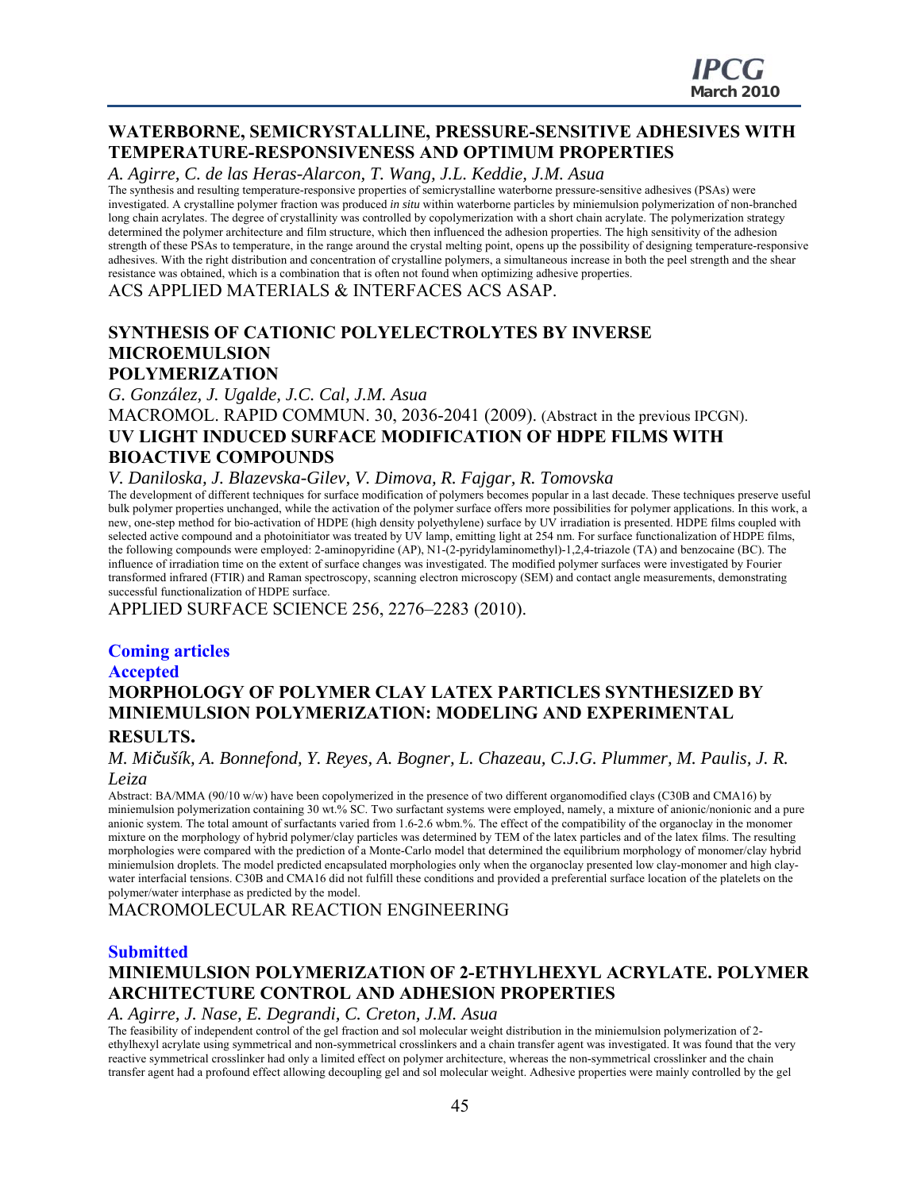## WATERBORNE, SEMICRYSTALLINE, PRESSURE-SENSITIVE ADHESIVES WITH TEMPERATURE-RESPONSIVENESS AND OPTIMUM PROPERTIES

*A. Agirre, C. de las Heras-Alarcon, T. Wang, J.L. Keddie, J.M. Asua*

The synthesis and resulting temperature-responsive properties of semicrystalline waterborne pressure-sensitive adhesives (PSAs) were investigated. A crystalline polymer fraction was produced *in situ* within waterborne particles by miniemulsion polymerization of non-branched long chain acrylates. The degree of crystallinity was controlled by copolymerization with a short chain acrylate. The polymerization strategy determined the polymer architecture and film structure, which then influenced the adhesion properties. The high sensitivity of the adhesion strength of these PSAs to temperature, in the range around the crystal melting point, opens up the possibility of designing temperature-responsive adhesives. With the right distribution and concentration of crystalline polymers, a simultaneous increase in both the peel strength and the shear resistance was obtained, which is a combination that is often not found when optimizing adhesive properties.

ACS APPLIED MATERIALS & INTERFACES ACS ASAP.

## SYNTHESIS OF CATIONIC POLYELECTROLYTES BY INVERSE MICROEMULSION POLYMERIZATION

*G. González, J. Ugalde, J.C. Cal, J.M. Asua*

MACROMOL. RAPID COMMUN. 30, 2036-2041 (2009). (Abstract in the previous IPCGN).

## UV LIGHT INDUCED SURFACE MODIFICATION OF HDPE FILMS WITH BIOACTIVE COMPOUNDS

*V. Daniloska, J. Blazevska-Gilev, V. Dimova, R. Fajgar, R. Tomovska*

The development of different techniques for surface modification of polymers becomes popular in a last decade. These techniques preserve useful bulk polymer properties unchanged, while the activation of the polymer surface offers more possibilities for polymer applications. In this work, a new, one-step method for bio-activation of HDPE (high density polyethylene) surface by UV irradiation is presented. HDPE films coupled with selected active compound and a photoinitiator was treated by UV lamp, emitting light at 254 nm. For surface functionalization of HDPE films, the following compounds were employed: 2-aminopyridine (AP), N1-(2-pyridylaminomethyl)-1,2,4-triazole (TA) and benzocaine (BC). The influence of irradiation time on the extent of surface changes was investigated. The modified polymer surfaces were investigated by Fourier transformed infrared (FTIR) and Raman spectroscopy, scanning electron microscopy (SEM) and contact angle measurements, demonstrating successful functionalization of HDPE surface.

APPLIED SURFACE SCIENCE 256, 2276–2283 (2010).

## Coming articles

### Accepted

## MORPHOLOGY OF POLYMER CLAY LATEX PARTICLES SYNTHESIZED BY MINIEMULSION POLYMERIZATION: MODELING AND EXPERIMENTAL RESULTS.

*M. Mičušík, A. Bonnefond, Y. Reyes, A. Bogner, L. Chazeau, C.J.G. Plummer, M. Paulis, J. R. Leiza*

Abstract: BA/MMA (90/10 w/w) have been copolymerized in the presence of two different organomodified clays (C30B and CMA16) by miniemulsion polymerization containing 30 wt.% SC. Two surfactant systems were employed, namely, a mixture of anionic/nonionic and a pure anionic system. The total amount of surfactants varied from 1.6-2.6 wbm.%. The effect of the compatibility of the organoclay in the monomer mixture on the morphology of hybrid polymer/clay particles was determined by TEM of the latex particles and of the latex films. The resulting morphologies were compared with the prediction of a Monte-Carlo model that determined the equilibrium morphology of monomer/clay hybrid miniemulsion droplets. The model predicted encapsulated morphologies only when the organoclay presented low clay-monomer and high clay-water interfacial tensions. C30B and CMA16 did not fulfill these conditions and provided a preferential surface location of the platelets on the polymer/water interphase as predicted by the model.

MACROMOLECULAR REACTION ENGINEERING

### Submitted

## MINIEMULSION POLYMERIZATION OF 2-ETHYLHEXYL ACRYLATE. POLYMER ARCHITECTURE CONTROL AND ADHESION PROPERTIES

*A. Agirre, J. Nase, E. Degrandi, C. Creton, J.M. Asua*

The feasibility of independent control of the gel fraction and sol molecular weight distribution in the miniemulsion polymerization of 2-ethylhexyl acrylate using symmetrical and non-symmetrical crosslinkers and a chain transfer agent was investigated. It was found that the very reactive symmetrical crosslinker had only a limited effect on polymer architecture, whereas the non-symmetrical crosslinker and the chain transfer agent had a profound effect allowing decoupling gel and sol molecular weight. Adhesive properties were mainly controlled by the gel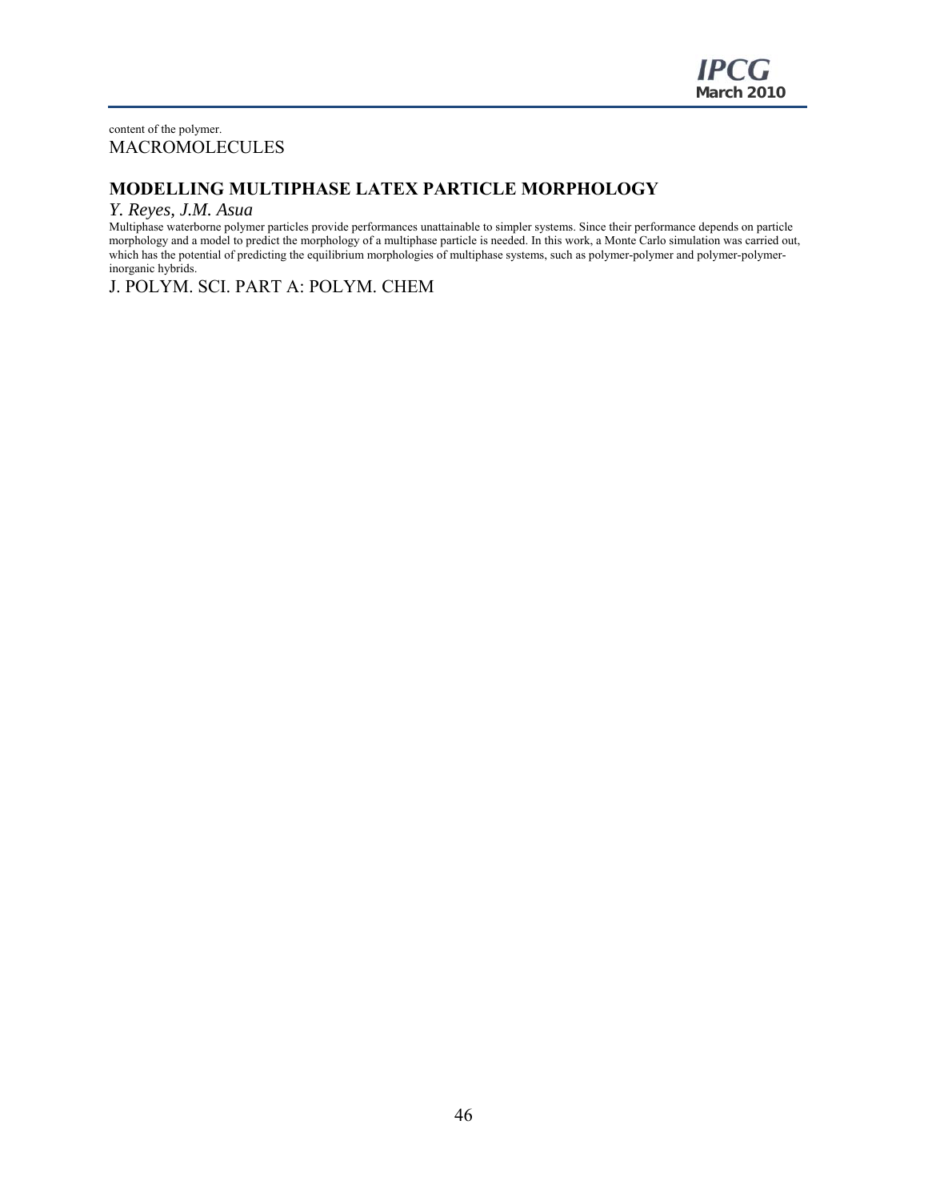content of the polymer.
MACROMOLECULES

## MODELLING MULTIPHASE LATEX PARTICLE MORPHOLOGY

*Y. Reyes, J.M. Asua*

Multiphase waterborne polymer particles provide performances unattainable to simpler systems. Since their performance depends on particle morphology and a model to predict the morphology of a multiphase particle is needed. In this work, a Monte Carlo simulation was carried out, which has the potential of predicting the equilibrium morphologies of multiphase systems, such as polymer-polymer and polymer-polymer-inorganic hybrids.

J. POLYM. SCI. PART A: POLYM. CHEM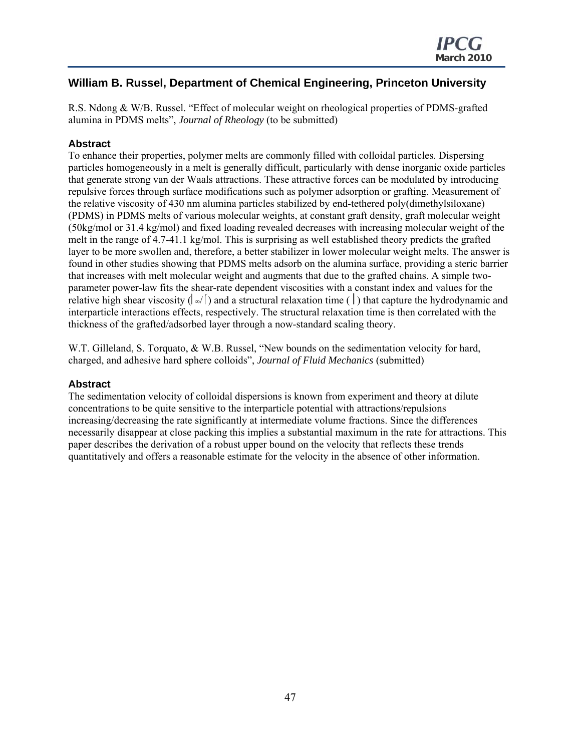## William B. Russel, Department of Chemical Engineering, Princeton University

R.S. Ndong & W/B. Russel. "Effect of molecular weight on rheological properties of PDMS-grafted alumina in PDMS melts", *Journal of Rheology* (to be submitted)

### Abstract

To enhance their properties, polymer melts are commonly filled with colloidal particles. Dispersing particles homogeneously in a melt is generally difficult, particularly with dense inorganic oxide particles that generate strong van der Waals attractions. These attractive forces can be modulated by introducing repulsive forces through surface modifications such as polymer adsorption or grafting. Measurement of the relative viscosity of 430 nm alumina particles stabilized by end-tethered poly(dimethylsiloxane) (PDMS) in PDMS melts of various molecular weights, at constant graft density, graft molecular weight (50kg/mol or 31.4 kg/mol) and fixed loading revealed decreases with increasing molecular weight of the melt in the range of 4.7-41.1 kg/mol. This is surprising as well established theory predicts the grafted layer to be more swollen and, therefore, a better stabilizer in lower molecular weight melts. The answer is found in other studies showing that PDMS melts adsorb on the alumina surface, providing a steric barrier that increases with melt molecular weight and augments that due to the grafted chains. A simple two-parameter power-law fits the shear-rate dependent viscosities with a constant index and values for the relative high shear viscosity ($\eta_\infty/\eta$) and a structural relaxation time ($\tau$) that capture the hydrodynamic and interparticle interactions effects, respectively. The structural relaxation time is then correlated with the thickness of the grafted/adsorbed layer through a now-standard scaling theory.

W.T. Gilleland, S. Torquato, & W.B. Russel, "New bounds on the sedimentation velocity for hard, charged, and adhesive hard sphere colloids", *Journal of Fluid Mechanics* (submitted)

### Abstract

The sedimentation velocity of colloidal dispersions is known from experiment and theory at dilute concentrations to be quite sensitive to the interparticle potential with attractions/repulsions increasing/decreasing the rate significantly at intermediate volume fractions. Since the differences necessarily disappear at close packing this implies a substantial maximum in the rate for attractions. This paper describes the derivation of a robust upper bound on the velocity that reflects these trends quantitatively and offers a reasonable estimate for the velocity in the absence of other information.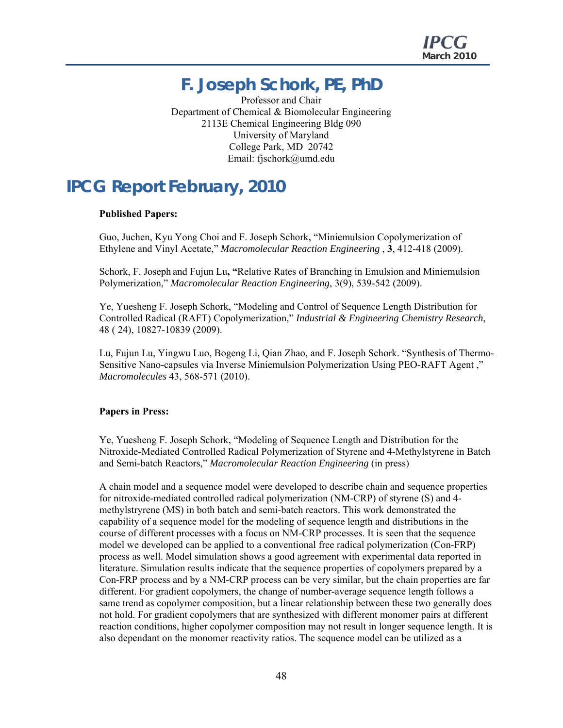# F. Joseph Schork, PE, PhD

Professor and Chair
Department of Chemical & Biomolecular Engineering
2113E Chemical Engineering Bldg 090
University of Maryland
College Park, MD 20742
Email: fjschork@umd.edu

# IPCG Report February, 2010

**Published Papers:**

Guo, Juchen, Kyu Yong Choi and F. Joseph Schork, "Miniemulsion Copolymerization of Ethylene and Vinyl Acetate," *Macromolecular Reaction Engineering* , **3**, 412-418 (2009).

Schork, F. Joseph and Fujun Lu**, "**Relative Rates of Branching in Emulsion and Miniemulsion Polymerization," *Macromolecular Reaction Engineering*, 3(9), 539-542 (2009).

Ye, Yuesheng F. Joseph Schork, "Modeling and Control of Sequence Length Distribution for Controlled Radical (RAFT) Copolymerization," *Industrial & Engineering Chemistry Research*, 48 ( 24), 10827-10839 (2009).

Lu, Fujun Lu, Yingwu Luo, Bogeng Li, Qian Zhao, and F. Joseph Schork. "Synthesis of Thermo-Sensitive Nano-capsules via Inverse Miniemulsion Polymerization Using PEO-RAFT Agent ," *Macromolecules* 43, 568-571 (2010).

**Papers in Press:**

Ye, Yuesheng F. Joseph Schork, "Modeling of Sequence Length and Distribution for the Nitroxide-Mediated Controlled Radical Polymerization of Styrene and 4-Methylstyrene in Batch and Semi-batch Reactors," *Macromolecular Reaction Engineering* (in press)

A chain model and a sequence model were developed to describe chain and sequence properties for nitroxide-mediated controlled radical polymerization (NM-CRP) of styrene (S) and 4-methylstryrene (MS) in both batch and semi-batch reactors. This work demonstrated the capability of a sequence model for the modeling of sequence length and distributions in the course of different processes with a focus on NM-CRP processes. It is seen that the sequence model we developed can be applied to a conventional free radical polymerization (Con-FRP) process as well. Model simulation shows a good agreement with experimental data reported in literature. Simulation results indicate that the sequence properties of copolymers prepared by a Con-FRP process and by a NM-CRP process can be very similar, but the chain properties are far different. For gradient copolymers, the change of number-average sequence length follows a same trend as copolymer composition, but a linear relationship between these two generally does not hold. For gradient copolymers that are synthesized with different monomer pairs at different reaction conditions, higher copolymer composition may not result in longer sequence length. It is also dependant on the monomer reactivity ratios. The sequence model can be utilized as a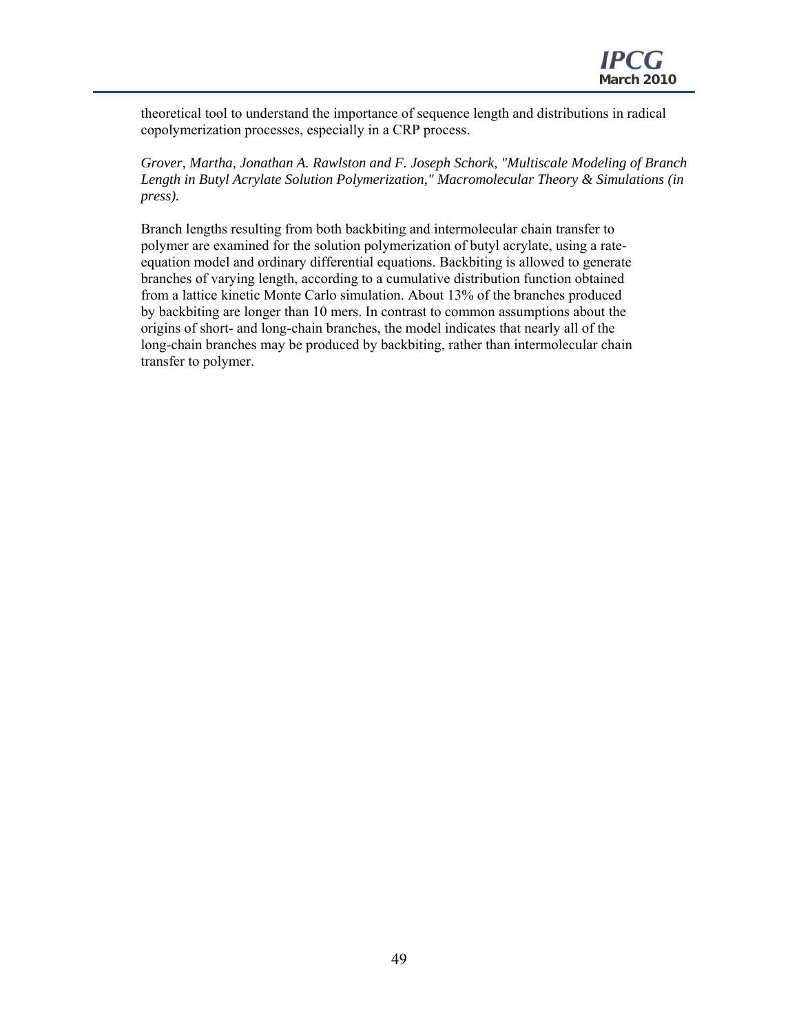theoretical tool to understand the importance of sequence length and distributions in radical copolymerization processes, especially in a CRP process.

*Grover, Martha, Jonathan A. Rawlston and F. Joseph Schork, "Multiscale Modeling of Branch Length in Butyl Acrylate Solution Polymerization," Macromolecular Theory & Simulations (in press).*

Branch lengths resulting from both backbiting and intermolecular chain transfer to polymer are examined for the solution polymerization of butyl acrylate, using a rate-equation model and ordinary differential equations. Backbiting is allowed to generate branches of varying length, according to a cumulative distribution function obtained from a lattice kinetic Monte Carlo simulation. About 13% of the branches produced by backbiting are longer than 10 mers. In contrast to common assumptions about the origins of short- and long-chain branches, the model indicates that nearly all of the long-chain branches may be produced by backbiting, rather than intermolecular chain transfer to polymer.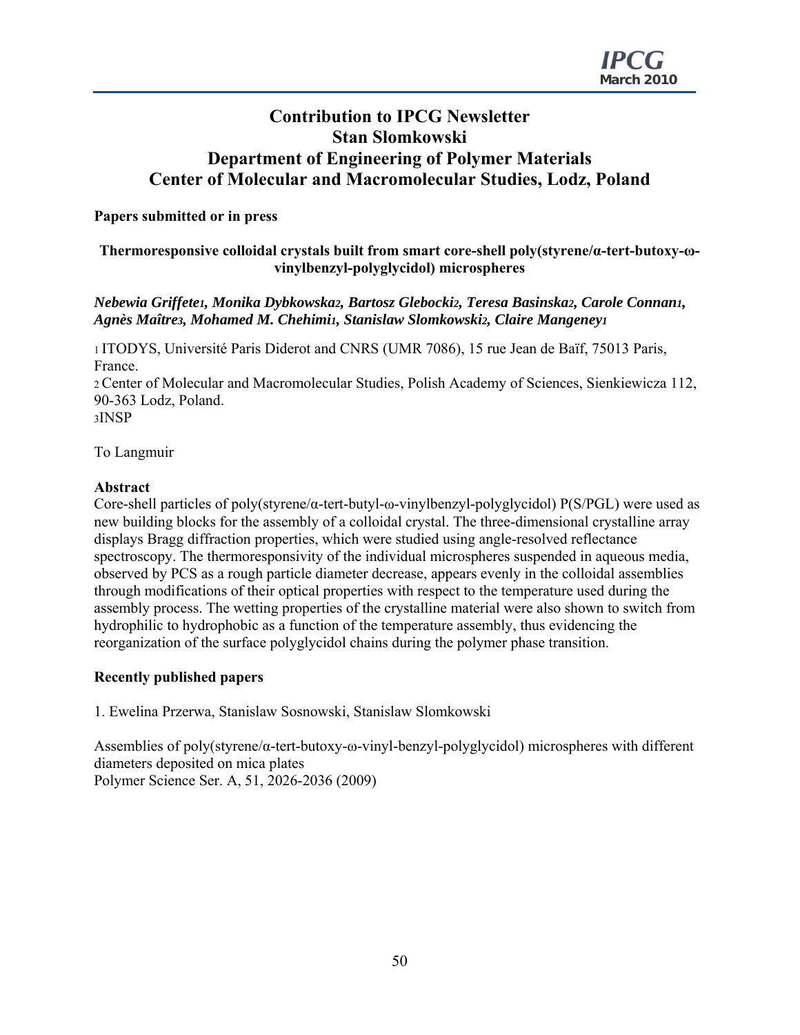# Contribution to IPCG Newsletter
# Stan Slomkowski
# Department of Engineering of Polymer Materials
# Center of Molecular and Macromolecular Studies, Lodz, Poland

**Papers submitted or in press**

### Thermoresponsive colloidal crystals built from smart core-shell poly(styrene/α-tert-butoxy-ω-vinylbenzyl-polyglycidol) microspheres

***Nebewia Griffete[1], Monika Dybkowska[2], Bartosz Glebocki[2], Teresa Basinska[2], Carole Connan[1], Agnès Maître[3], Mohamed M. Chehimi[1], Stanislaw Slomkowski[2], Claire Mangeney[1]***

[1] ITODYS, Université Paris Diderot and CNRS (UMR 7086), 15 rue Jean de Baïf, 75013 Paris, France.
[2] Center of Molecular and Macromolecular Studies, Polish Academy of Sciences, Sienkiewicza 112, 90-363 Lodz, Poland.
[3]INSP

To Langmuir

**Abstract**
Core-shell particles of poly(styrene/α-tert-butyl-ω-vinylbenzyl-polyglycidol) P(S/PGL) were used as new building blocks for the assembly of a colloidal crystal. The three-dimensional crystalline array displays Bragg diffraction properties, which were studied using angle-resolved reflectance spectroscopy. The thermoresponsivity of the individual microspheres suspended in aqueous media, observed by PCS as a rough particle diameter decrease, appears evenly in the colloidal assemblies through modifications of their optical properties with respect to the temperature used during the assembly process. The wetting properties of the crystalline material were also shown to switch from hydrophilic to hydrophobic as a function of the temperature assembly, thus evidencing the reorganization of the surface polyglycidol chains during the polymer phase transition.

**Recently published papers**

1. Ewelina Przerwa, Stanislaw Sosnowski, Stanislaw Slomkowski

Assemblies of poly(styrene/α-tert-butoxy-ω-vinyl-benzyl-polyglycidol) microspheres with different diameters deposited on mica plates
Polymer Science Ser. A, 51, 2026-2036 (2009)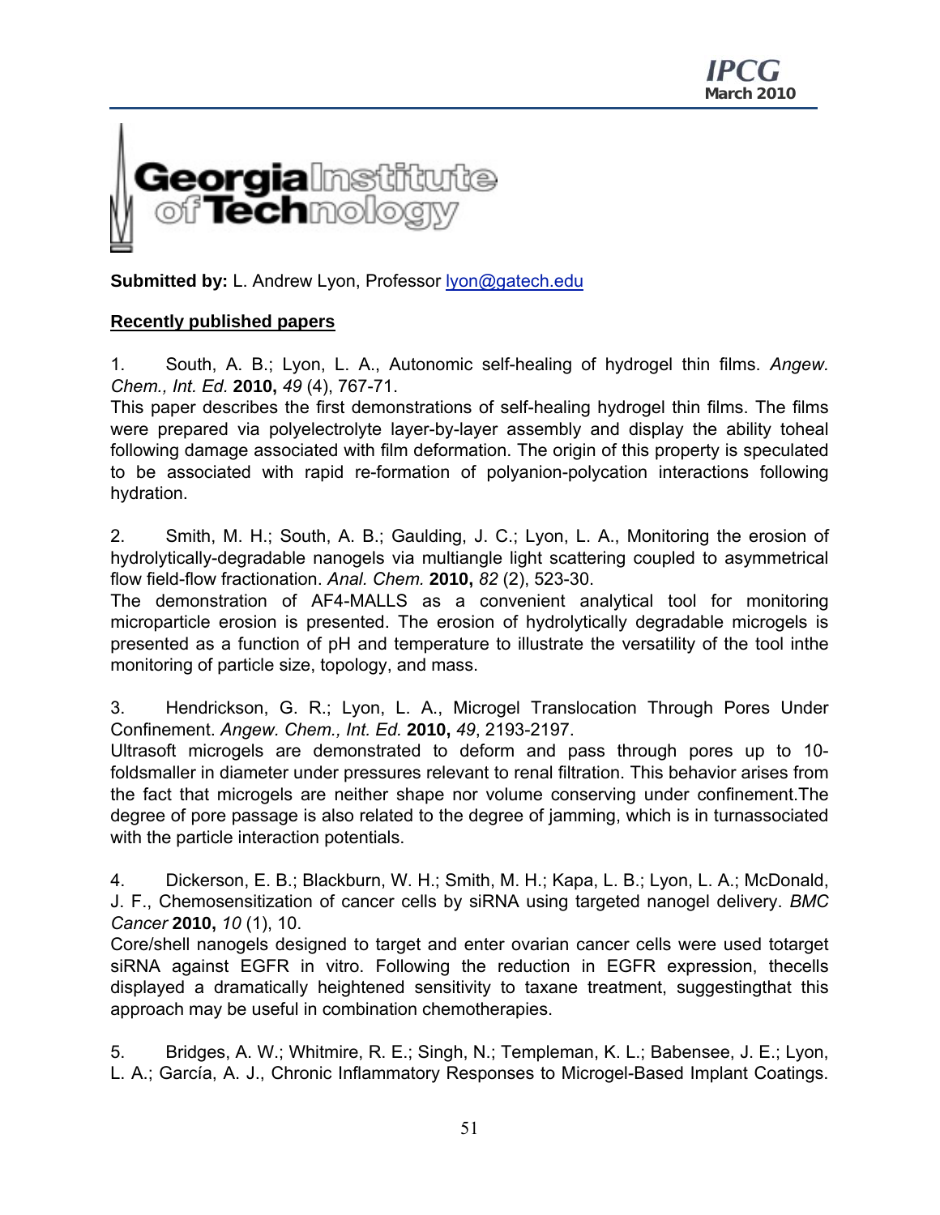Georgia Institute of Technology

**Submitted by:** L. Andrew Lyon, Professor lyon@gatech.edu

**Recently published papers**

1. South, A. B.; Lyon, L. A., Autonomic self-healing of hydrogel thin films. *Angew. Chem., Int. Ed.* **2010,** *49* (4), 767-71.
This paper describes the first demonstrations of self-healing hydrogel thin films. The films were prepared via polyelectrolyte layer-by-layer assembly and display the ability toheal following damage associated with film deformation. The origin of this property is speculated to be associated with rapid re-formation of polyanion-polycation interactions following hydration.

2. Smith, M. H.; South, A. B.; Gaulding, J. C.; Lyon, L. A., Monitoring the erosion of hydrolytically-degradable nanogels via multiangle light scattering coupled to asymmetrical flow field-flow fractionation. *Anal. Chem.* **2010,** *82* (2), 523-30.
The demonstration of AF4-MALLS as a convenient analytical tool for monitoring microparticle erosion is presented. The erosion of hydrolytically degradable microgels is presented as a function of pH and temperature to illustrate the versatility of the tool inthe monitoring of particle size, topology, and mass.

3. Hendrickson, G. R.; Lyon, L. A., Microgel Translocation Through Pores Under Confinement. *Angew. Chem., Int. Ed.* **2010,** *49*, 2193-2197.
Ultrasoft microgels are demonstrated to deform and pass through pores up to 10-foldsmaller in diameter under pressures relevant to renal filtration. This behavior arises from the fact that microgels are neither shape nor volume conserving under confinement.The degree of pore passage is also related to the degree of jamming, which is in turnassociated with the particle interaction potentials.

4. Dickerson, E. B.; Blackburn, W. H.; Smith, M. H.; Kapa, L. B.; Lyon, L. A.; McDonald, J. F., Chemosensitization of cancer cells by siRNA using targeted nanogel delivery. *BMC Cancer* **2010,** *10* (1), 10.
Core/shell nanogels designed to target and enter ovarian cancer cells were used totarget siRNA against EGFR in vitro. Following the reduction in EGFR expression, thecells displayed a dramatically heightened sensitivity to taxane treatment, suggestingthat this approach may be useful in combination chemotherapies.

5. Bridges, A. W.; Whitmire, R. E.; Singh, N.; Templeman, K. L.; Babensee, J. E.; Lyon, L. A.; García, A. J., Chronic Inflammatory Responses to Microgel-Based Implant Coatings.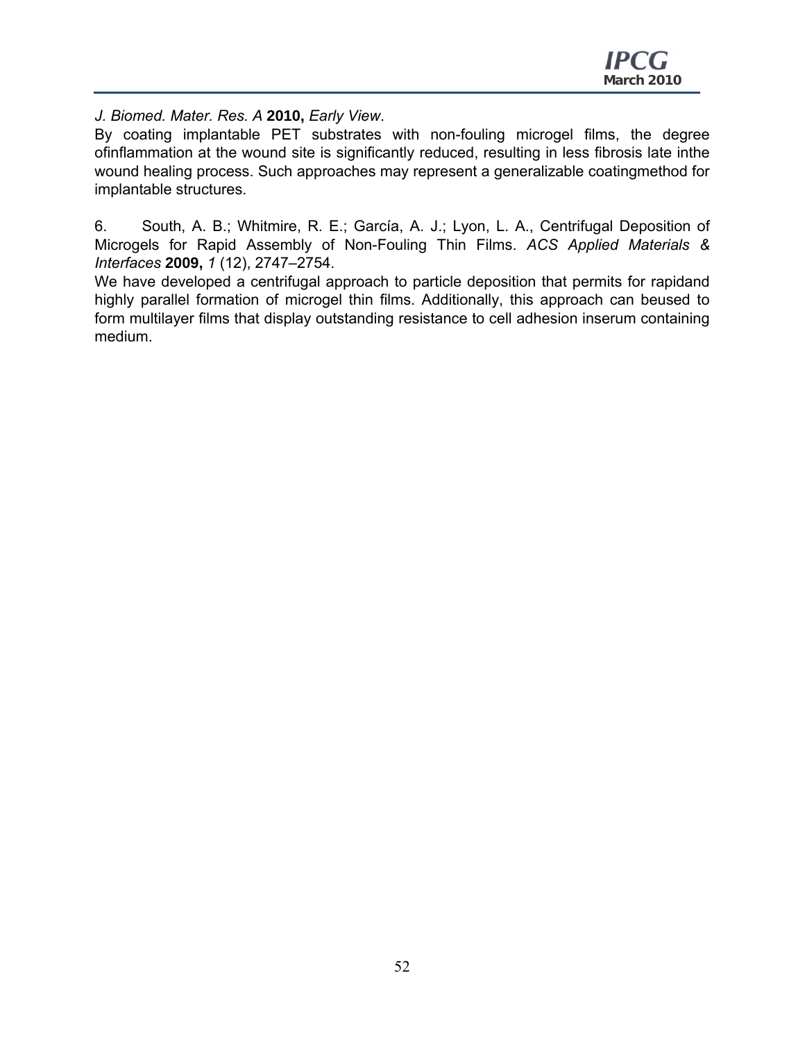*J. Biomed. Mater. Res. A* **2010,** *Early View*.

By coating implantable PET substrates with non-fouling microgel films, the degree ofinflammation at the wound site is significantly reduced, resulting in less fibrosis late inthe wound healing process. Such approaches may represent a generalizable coatingmethod for implantable structures.

6. South, A. B.; Whitmire, R. E.; García, A. J.; Lyon, L. A., Centrifugal Deposition of Microgels for Rapid Assembly of Non-Fouling Thin Films. *ACS Applied Materials & Interfaces* **2009,** *1* (12), 2747–2754.

We have developed a centrifugal approach to particle deposition that permits for rapidand highly parallel formation of microgel thin films. Additionally, this approach can beused to form multilayer films that display outstanding resistance to cell adhesion inserum containing medium.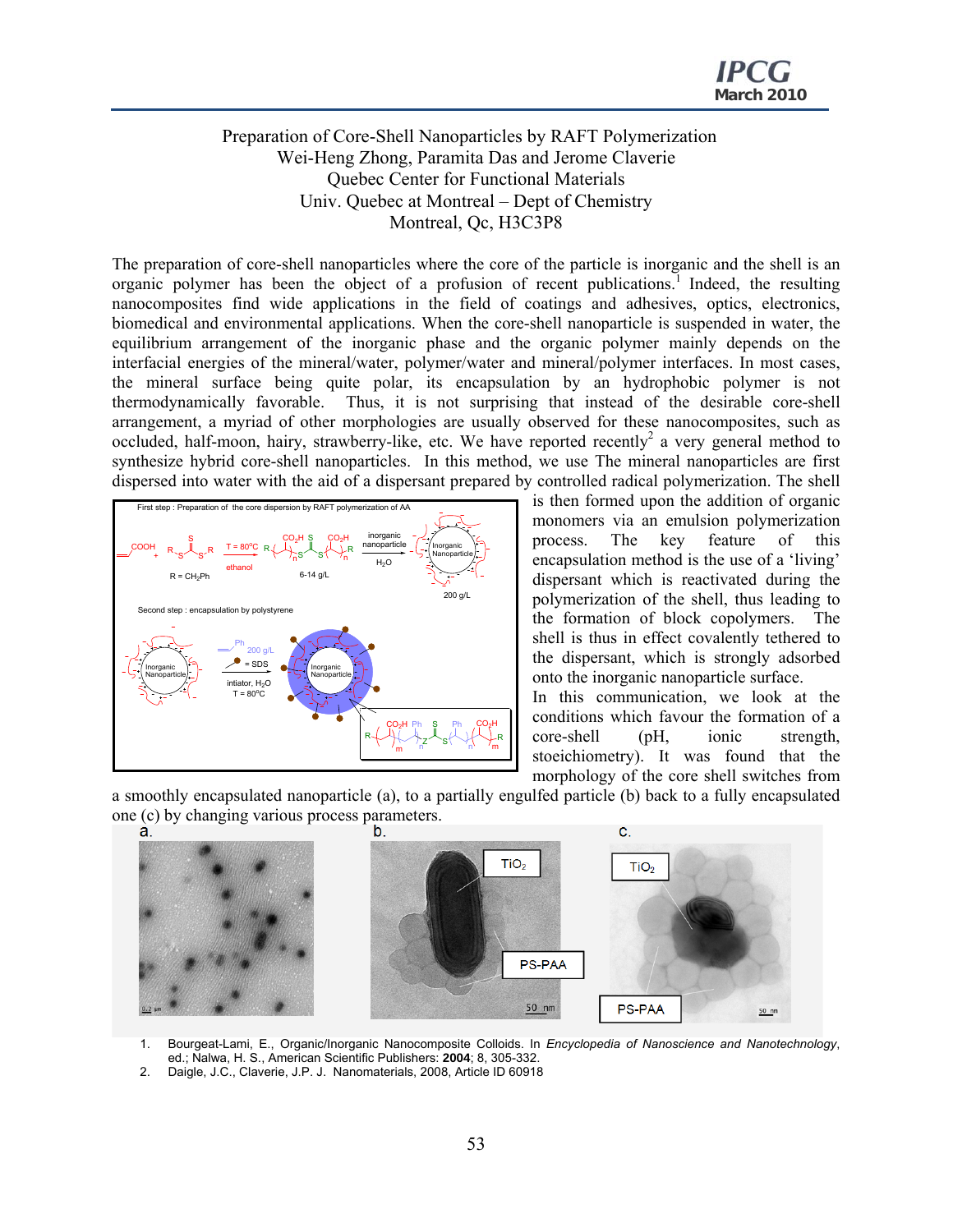# Preparation of Core-Shell Nanoparticles by RAFT Polymerization

Wei-Heng Zhong, Paramita Das and Jerome Claverie
Quebec Center for Functional Materials
Univ. Quebec at Montreal – Dept of Chemistry
Montreal, Qc, H3C3P8

The preparation of core-shell nanoparticles where the core of the particle is inorganic and the shell is an organic polymer has been the object of a profusion of recent publications.[1] Indeed, the resulting nanocomposites find wide applications in the field of coatings and adhesives, optics, electronics, biomedical and environmental applications. When the core-shell nanoparticle is suspended in water, the equilibrium arrangement of the inorganic phase and the organic polymer mainly depends on the interfacial energies of the mineral/water, polymer/water and mineral/polymer interfaces. In most cases, the mineral surface being quite polar, its encapsulation by an hydrophobic polymer is not thermodynamically favorable. Thus, it is not surprising that instead of the desirable core-shell arrangement, a myriad of other morphologies are usually observed for these nanocomposites, such as occluded, half-moon, hairy, strawberry-like, etc. We have reported recently[2] a very general method to synthesize hybrid core-shell nanoparticles. In this method, we use The mineral nanoparticles are first dispersed into water with the aid of a dispersant prepared by controlled radical polymerization. The shell is then formed upon the addition of organic monomers via an emulsion polymerization process. The key feature of this encapsulation method is the use of a 'living' dispersant which is reactivated during the polymerization of the shell, thus leading to the formation of block copolymers. The shell is thus in effect covalently tethered to the dispersant, which is strongly adsorbed onto the inorganic nanoparticle surface.

In this communication, we look at the conditions which favour the formation of a core-shell (pH, ionic strength, stoeichiometry). It was found that the morphology of the core shell switches from a smoothly encapsulated nanoparticle (a), to a partially engulfed particle (b) back to a fully encapsulated one (c) by changing various process parameters.

1. Bourgeat-Lami, E., Organic/Inorganic Nanocomposite Colloids. In *Encyclopedia of Nanoscience and Nanotechnology*, ed.; Nalwa, H. S., American Scientific Publishers: **2004**; 8, 305-332.
2. Daigle, J.C., Claverie, J.P. J. Nanomaterials, 2008, Article ID 60918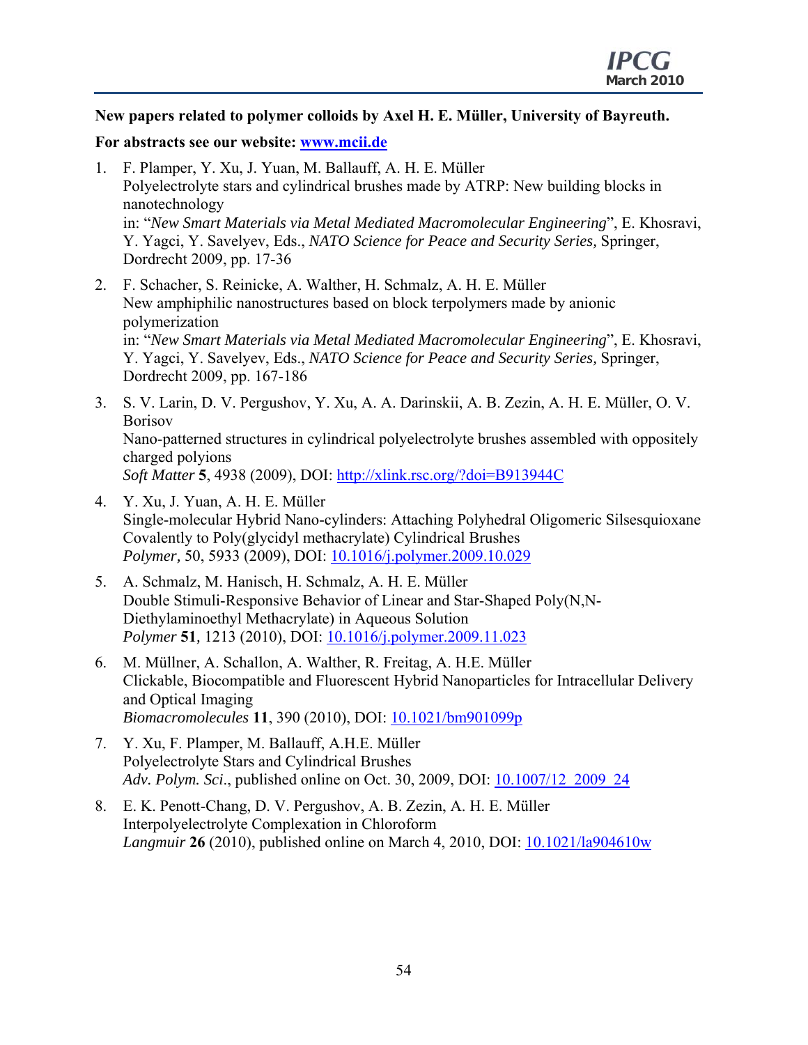**New papers related to polymer colloids by Axel H. E. Müller, University of Bayreuth.**

**For abstracts see our website: [www.mcii.de](www.mcii.de)**

1. F. Plamper, Y. Xu, J. Yuan, M. Ballauff, A. H. E. Müller
   Polyelectrolyte stars and cylindrical brushes made by ATRP: New building blocks in nanotechnology
   in: "*New Smart Materials via Metal Mediated Macromolecular Engineering*", E. Khosravi, Y. Yagci, Y. Savelyev, Eds., *NATO Science for Peace and Security Series,* Springer, Dordrecht 2009, pp. 17-36

2. F. Schacher, S. Reinicke, A. Walther, H. Schmalz, A. H. E. Müller
   New amphiphilic nanostructures based on block terpolymers made by anionic polymerization
   in: "*New Smart Materials via Metal Mediated Macromolecular Engineering*", E. Khosravi, Y. Yagci, Y. Savelyev, Eds., *NATO Science for Peace and Security Series,* Springer, Dordrecht 2009, pp. 167-186

3. S. V. Larin, D. V. Pergushov, Y. Xu, A. A. Darinskii, A. B. Zezin, A. H. E. Müller, O. V. Borisov
   Nano-patterned structures in cylindrical polyelectrolyte brushes assembled with oppositely charged polyions
   *Soft Matter* **5**, 4938 (2009), DOI: [http://xlink.rsc.org/?doi=B913944C](http://xlink.rsc.org/?doi=B913944C)

4. Y. Xu, J. Yuan, A. H. E. Müller
   Single-molecular Hybrid Nano-cylinders: Attaching Polyhedral Oligomeric Silsesquioxane Covalently to Poly(glycidyl methacrylate) Cylindrical Brushes
   *Polymer,* 50, 5933 (2009), DOI: 10.1016/j.polymer.2009.10.029

5. A. Schmalz, M. Hanisch, H. Schmalz, A. H. E. Müller
   Double Stimuli-Responsive Behavior of Linear and Star-Shaped Poly(N,N-Diethylaminoethyl Methacrylate) in Aqueous Solution
   *Polymer* **51***,* 1213 (2010), DOI: 10.1016/j.polymer.2009.11.023

6. M. Müllner, A. Schallon, A. Walther, R. Freitag, A. H.E. Müller
   Clickable, Biocompatible and Fluorescent Hybrid Nanoparticles for Intracellular Delivery and Optical Imaging
   *Biomacromolecules* **11**, 390 (2010), DOI: 10.1021/bm901099p

7. Y. Xu, F. Plamper, M. Ballauff, A.H.E. Müller
   Polyelectrolyte Stars and Cylindrical Brushes
   *Adv. Polym. Sci*., published online on Oct. 30, 2009, DOI: 10.1007/12_2009_24

8. E. K. Penott-Chang, D. V. Pergushov, A. B. Zezin, A. H. E. Müller
   Interpolyelectrolyte Complexation in Chloroform
   *Langmuir* **26** (2010), published online on March 4, 2010, DOI: 10.1021/la904610w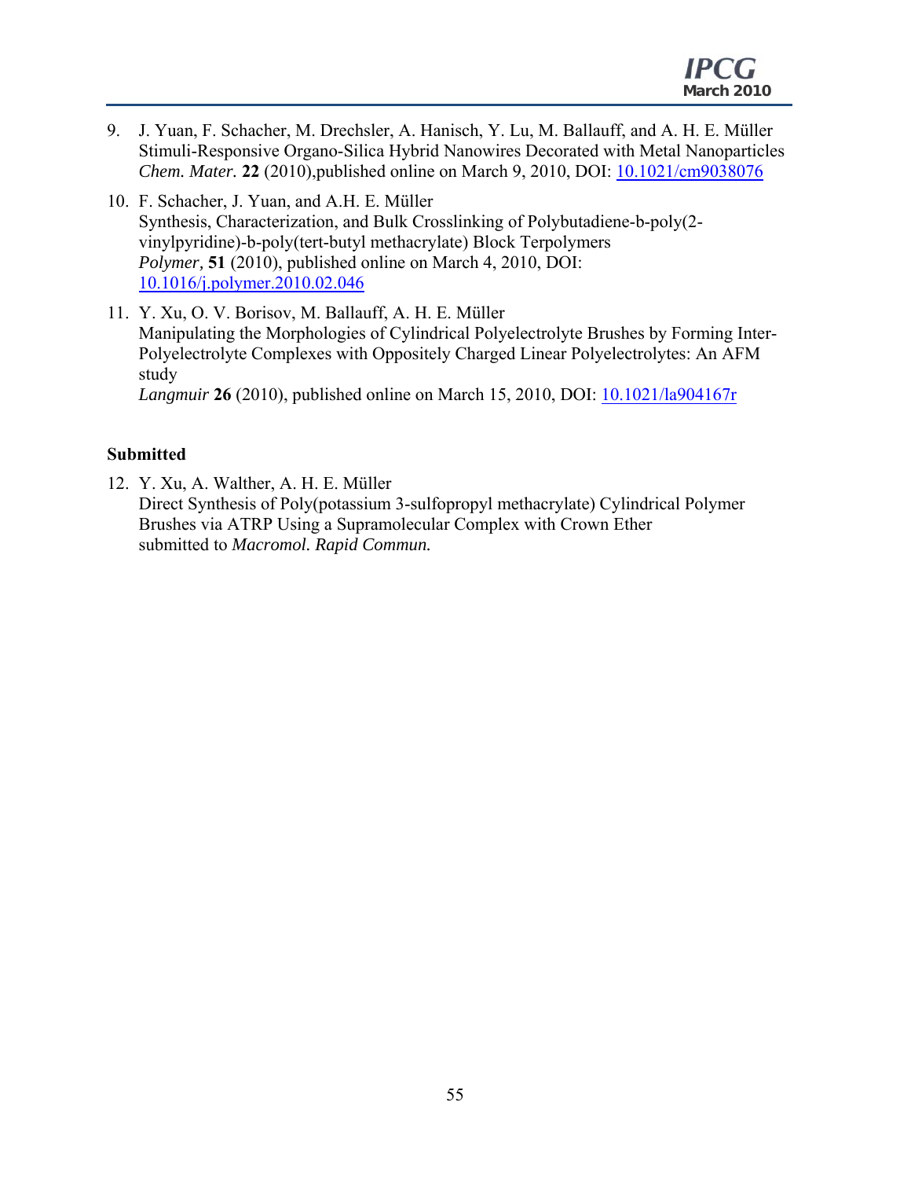9. J. Yuan, F. Schacher, M. Drechsler, A. Hanisch, Y. Lu, M. Ballauff, and A. H. E. Müller
   Stimuli-Responsive Organo-Silica Hybrid Nanowires Decorated with Metal Nanoparticles
   *Chem. Mater.* **22** (2010),published online on March 9, 2010, DOI: 10.1021/cm9038076

10. F. Schacher, J. Yuan, and A.H. E. Müller
    Synthesis, Characterization, and Bulk Crosslinking of Polybutadiene-b-poly(2-vinylpyridine)-b-poly(tert-butyl methacrylate) Block Terpolymers
    *Polymer,* **51** (2010), published online on March 4, 2010, DOI: 10.1016/j.polymer.2010.02.046

11. Y. Xu, O. V. Borisov, M. Ballauff, A. H. E. Müller
    Manipulating the Morphologies of Cylindrical Polyelectrolyte Brushes by Forming Inter-Polyelectrolyte Complexes with Oppositely Charged Linear Polyelectrolytes: An AFM study
    *Langmuir* **26** (2010), published online on March 15, 2010, DOI: 10.1021/la904167r

**Submitted**

12. Y. Xu, A. Walther, A. H. E. Müller
    Direct Synthesis of Poly(potassium 3-sulfopropyl methacrylate) Cylindrical Polymer Brushes via ATRP Using a Supramolecular Complex with Crown Ether
    submitted to *Macromol. Rapid Commun.*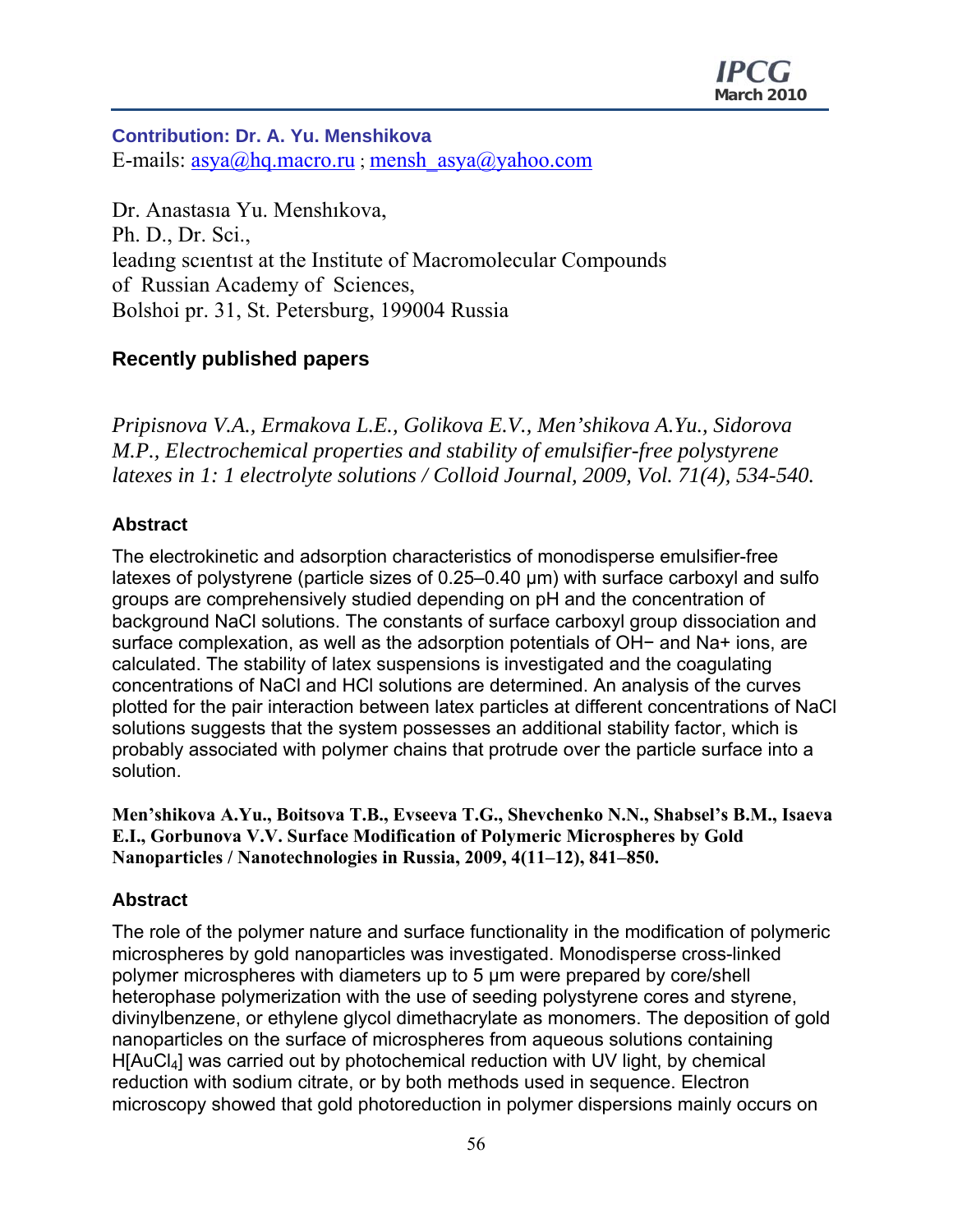**Contribution: Dr. A. Yu. Menshikova**
E-mails: asya@hq.macro.ru ; mensh_asya@yahoo.com

Dr. Anastasıa Yu. Menshıkova,
Ph. D., Dr. Sci.,
leadıng scıentıst at the Institute of Macromolecular Compounds
of Russian Academy of Sciences,
Bolshoi pr. 31, St. Petersburg, 199004 Russia

## Recently published papers

*Pripisnova V.A., Ermakova L.E., Golikova E.V., Men'shikova A.Yu., Sidorova M.P., Electrochemical properties and stability of emulsifier-free polystyrene latexes in 1: 1 electrolyte solutions / Colloid Journal, 2009, Vol. 71(4), 534-540.*

### Abstract

The electrokinetic and adsorption characteristics of monodisperse emulsifier-free latexes of polystyrene (particle sizes of 0.25–0.40 µm) with surface carboxyl and sulfo groups are comprehensively studied depending on pH and the concentration of background NaCl solutions. The constants of surface carboxyl group dissociation and surface complexation, as well as the adsorption potentials of $OH^-$ and $Na^+$ ions, are calculated. The stability of latex suspensions is investigated and the coagulating concentrations of NaCl and HCl solutions are determined. An analysis of the curves plotted for the pair interaction between latex particles at different concentrations of NaCl solutions suggests that the system possesses an additional stability factor, which is probably associated with polymer chains that protrude over the particle surface into a solution.

**Men'shikova A.Yu., Boitsova T.B., Evseeva T.G., Shevchenko N.N., Shabsel's B.M., Isaeva E.I., Gorbunova V.V. Surface Modification of Polymeric Microspheres by Gold Nanoparticles / Nanotechnologies in Russia, 2009, 4(11–12), 841–850.**

### Abstract

The role of the polymer nature and surface functionality in the modification of polymeric microspheres by gold nanoparticles was investigated. Monodisperse cross-linked polymer microspheres with diameters up to 5 µm were prepared by core/shell heterophase polymerization with the use of seeding polystyrene cores and styrene, divinylbenzene, or ethylene glycol dimethacrylate as monomers. The deposition of gold nanoparticles on the surface of microspheres from aqueous solutions containing $H[AuCl_4]$ was carried out by photochemical reduction with UV light, by chemical reduction with sodium citrate, or by both methods used in sequence. Electron microscopy showed that gold photoreduction in polymer dispersions mainly occurs on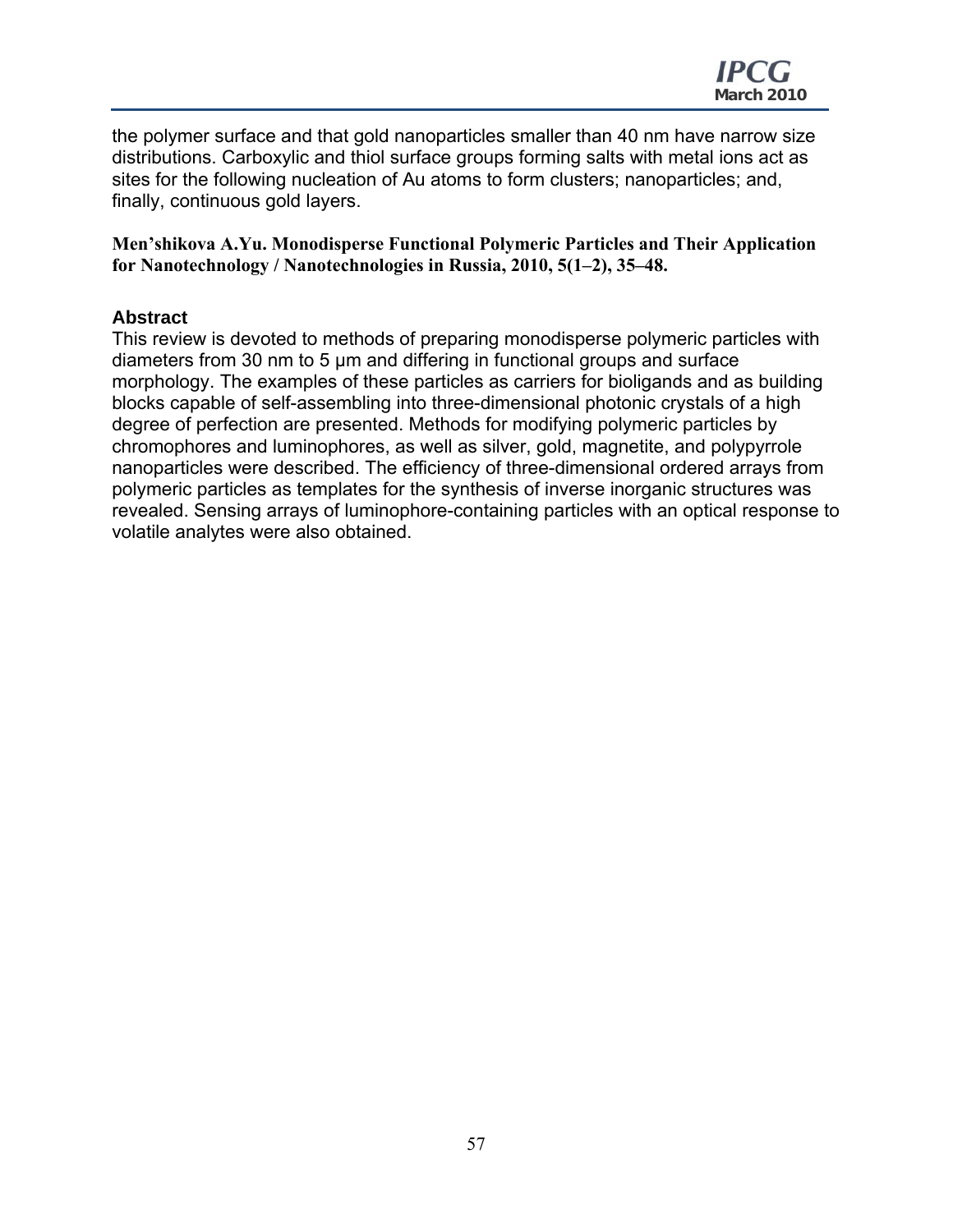the polymer surface and that gold nanoparticles smaller than 40 nm have narrow size distributions. Carboxylic and thiol surface groups forming salts with metal ions act as sites for the following nucleation of Au atoms to form clusters; nanoparticles; and, finally, continuous gold layers.

**Men'shikova A.Yu. Monodisperse Functional Polymeric Particles and Their Application for Nanotechnology / Nanotechnologies in Russia, 2010, 5(1–2), 35–48.**

### Abstract

This review is devoted to methods of preparing monodisperse polymeric particles with diameters from 30 nm to 5 μm and differing in functional groups and surface morphology. The examples of these particles as carriers for bioligands and as building blocks capable of self-assembling into three-dimensional photonic crystals of a high degree of perfection are presented. Methods for modifying polymeric particles by chromophores and luminophores, as well as silver, gold, magnetite, and polypyrrole nanoparticles were described. The efficiency of three-dimensional ordered arrays from polymeric particles as templates for the synthesis of inverse inorganic structures was revealed. Sensing arrays of luminophore-containing particles with an optical response to volatile analytes were also obtained.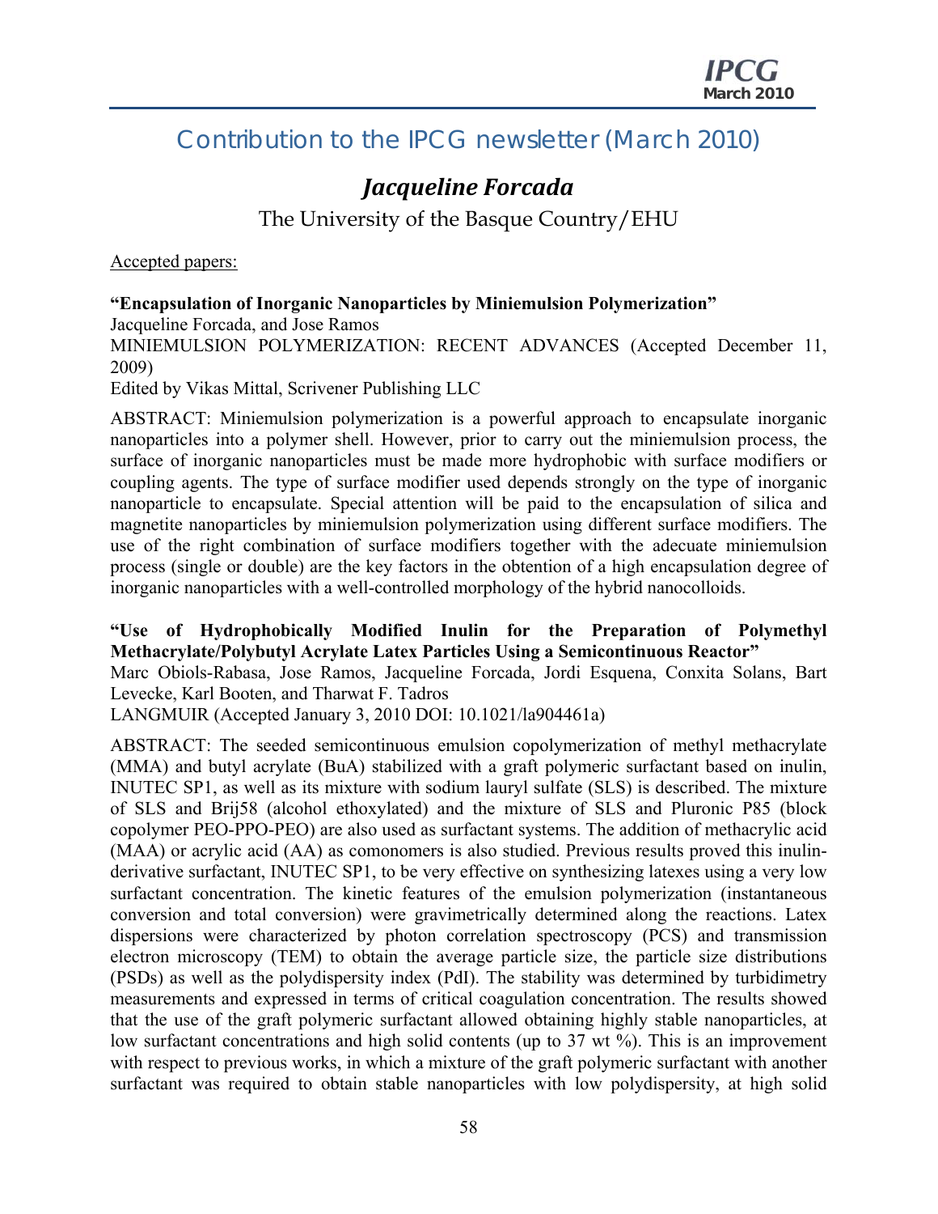# Contribution to the IPCG newsletter (March 2010)

## *Jacqueline Forcada*

The University of the Basque Country/EHU

Accepted papers:

**"Encapsulation of Inorganic Nanoparticles by Miniemulsion Polymerization"**
Jacqueline Forcada, and Jose Ramos
MINIEMULSION POLYMERIZATION: RECENT ADVANCES (Accepted December 11, 2009)
Edited by Vikas Mittal, Scrivener Publishing LLC

ABSTRACT: Miniemulsion polymerization is a powerful approach to encapsulate inorganic nanoparticles into a polymer shell. However, prior to carry out the miniemulsion process, the surface of inorganic nanoparticles must be made more hydrophobic with surface modifiers or coupling agents. The type of surface modifier used depends strongly on the type of inorganic nanoparticle to encapsulate. Special attention will be paid to the encapsulation of silica and magnetite nanoparticles by miniemulsion polymerization using different surface modifiers. The use of the right combination of surface modifiers together with the adecuate miniemulsion process (single or double) are the key factors in the obtention of a high encapsulation degree of inorganic nanoparticles with a well-controlled morphology of the hybrid nanocolloids.

**"Use of Hydrophobically Modified Inulin for the Preparation of Polymethyl Methacrylate/Polybutyl Acrylate Latex Particles Using a Semicontinuous Reactor"**
Marc Obiols-Rabasa, Jose Ramos, Jacqueline Forcada, Jordi Esquena, Conxita Solans, Bart Levecke, Karl Booten, and Tharwat F. Tadros
LANGMUIR (Accepted January 3, 2010 DOI: 10.1021/la904461a)

ABSTRACT: The seeded semicontinuous emulsion copolymerization of methyl methacrylate (MMA) and butyl acrylate (BuA) stabilized with a graft polymeric surfactant based on inulin, INUTEC SP1, as well as its mixture with sodium lauryl sulfate (SLS) is described. The mixture of SLS and Brij58 (alcohol ethoxylated) and the mixture of SLS and Pluronic P85 (block copolymer PEO-PPO-PEO) are also used as surfactant systems. The addition of methacrylic acid (MAA) or acrylic acid (AA) as comonomers is also studied. Previous results proved this inulin-derivative surfactant, INUTEC SP1, to be very effective on synthesizing latexes using a very low surfactant concentration. The kinetic features of the emulsion polymerization (instantaneous conversion and total conversion) were gravimetrically determined along the reactions. Latex dispersions were characterized by photon correlation spectroscopy (PCS) and transmission electron microscopy (TEM) to obtain the average particle size, the particle size distributions (PSDs) as well as the polydispersity index (PdI). The stability was determined by turbidimetry measurements and expressed in terms of critical coagulation concentration. The results showed that the use of the graft polymeric surfactant allowed obtaining highly stable nanoparticles, at low surfactant concentrations and high solid contents (up to 37 wt %). This is an improvement with respect to previous works, in which a mixture of the graft polymeric surfactant with another surfactant was required to obtain stable nanoparticles with low polydispersity, at high solid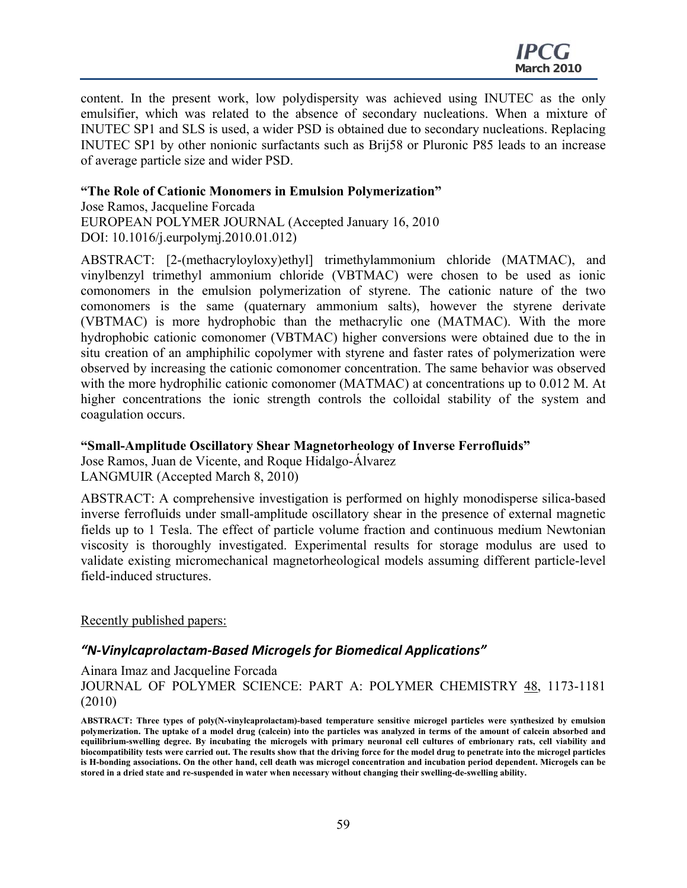content. In the present work, low polydispersity was achieved using INUTEC as the only emulsifier, which was related to the absence of secondary nucleations. When a mixture of INUTEC SP1 and SLS is used, a wider PSD is obtained due to secondary nucleations. Replacing INUTEC SP1 by other nonionic surfactants such as Brij58 or Pluronic P85 leads to an increase of average particle size and wider PSD.

**"The Role of Cationic Monomers in Emulsion Polymerization"**

Jose Ramos, Jacqueline Forcada
EUROPEAN POLYMER JOURNAL (Accepted January 16, 2010
DOI: 10.1016/j.eurpolymj.2010.01.012)

ABSTRACT: [2-(methacryloyloxy)ethyl] trimethylammonium chloride (MATMAC), and vinylbenzyl trimethyl ammonium chloride (VBTMAC) were chosen to be used as ionic comonomers in the emulsion polymerization of styrene. The cationic nature of the two comonomers is the same (quaternary ammonium salts), however the styrene derivate (VBTMAC) is more hydrophobic than the methacrylic one (MATMAC). With the more hydrophobic cationic comonomer (VBTMAC) higher conversions were obtained due to the in situ creation of an amphiphilic copolymer with styrene and faster rates of polymerization were observed by increasing the cationic comonomer concentration. The same behavior was observed with the more hydrophilic cationic comonomer (MATMAC) at concentrations up to 0.012 M. At higher concentrations the ionic strength controls the colloidal stability of the system and coagulation occurs.

**"Small-Amplitude Oscillatory Shear Magnetorheology of Inverse Ferrofluids"**

Jose Ramos, Juan de Vicente, and Roque Hidalgo-Álvarez
LANGMUIR (Accepted March 8, 2010)

ABSTRACT: A comprehensive investigation is performed on highly monodisperse silica-based inverse ferrofluids under small-amplitude oscillatory shear in the presence of external magnetic fields up to 1 Tesla. The effect of particle volume fraction and continuous medium Newtonian viscosity is thoroughly investigated. Experimental results for storage modulus are used to validate existing micromechanical magnetorheological models assuming different particle-level field-induced structures.

Recently published papers:

### *"N-Vinylcaprolactam-Based Microgels for Biomedical Applications"*

Ainara Imaz and Jacqueline Forcada
JOURNAL OF POLYMER SCIENCE: PART A: POLYMER CHEMISTRY 48, 1173-1181 (2010)

**ABSTRACT: Three types of poly(N-vinylcaprolactam)-based temperature sensitive microgel particles were synthesized by emulsion polymerization. The uptake of a model drug (calcein) into the particles was analyzed in terms of the amount of calcein absorbed and equilibrium-swelling degree. By incubating the microgels with primary neuronal cell cultures of embrionary rats, cell viability and biocompatibility tests were carried out. The results show that the driving force for the model drug to penetrate into the microgel particles is H-bonding associations. On the other hand, cell death was microgel concentration and incubation period dependent. Microgels can be stored in a dried state and re-suspended in water when necessary without changing their swelling-de-swelling ability.**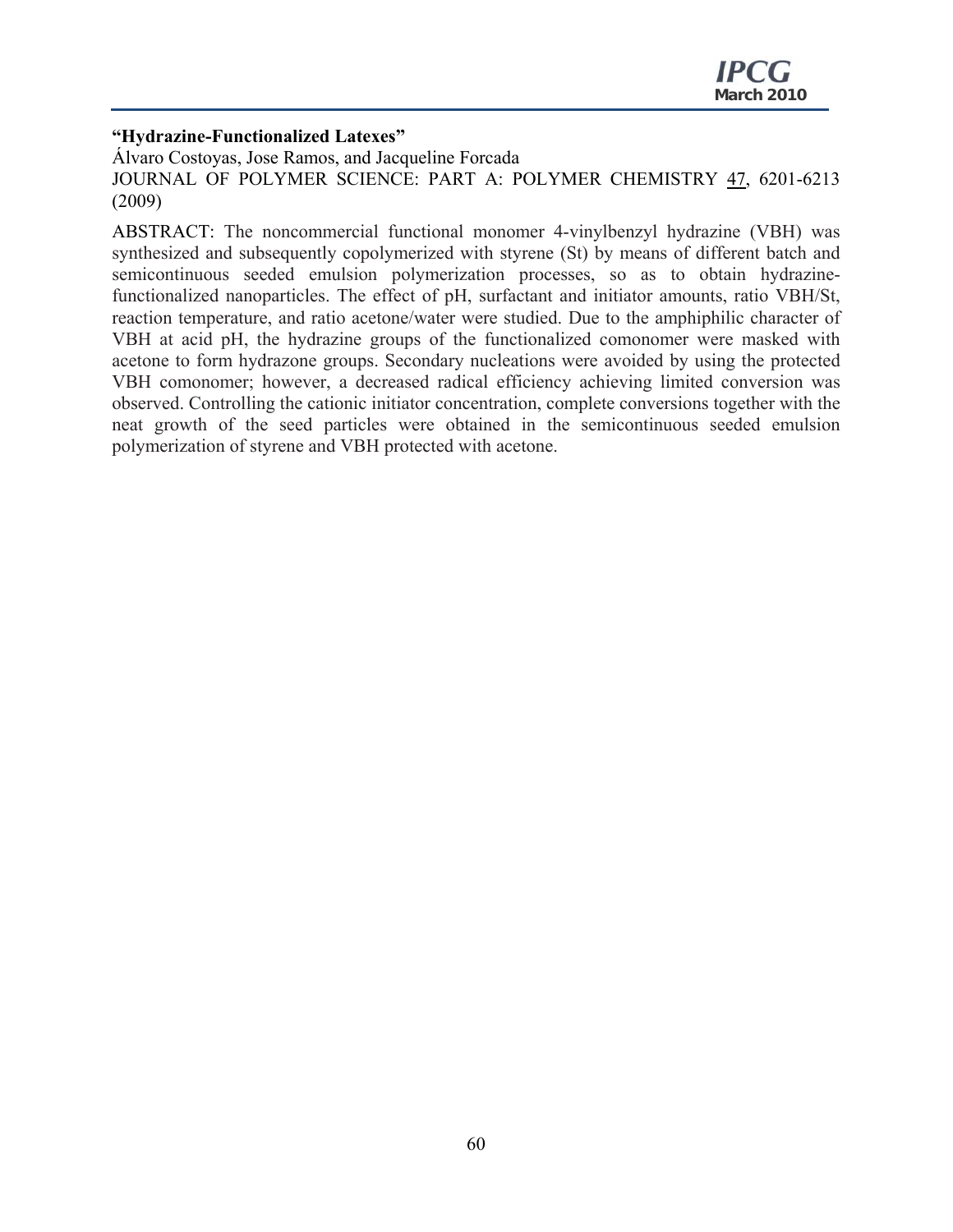**"Hydrazine-Functionalized Latexes"**

Álvaro Costoyas, Jose Ramos, and Jacqueline Forcada

JOURNAL OF POLYMER SCIENCE: PART A: POLYMER CHEMISTRY 47, 6201-6213 (2009)

ABSTRACT: The noncommercial functional monomer 4-vinylbenzyl hydrazine (VBH) was synthesized and subsequently copolymerized with styrene (St) by means of different batch and semicontinuous seeded emulsion polymerization processes, so as to obtain hydrazine-functionalized nanoparticles. The effect of pH, surfactant and initiator amounts, ratio VBH/St, reaction temperature, and ratio acetone/water were studied. Due to the amphiphilic character of VBH at acid pH, the hydrazine groups of the functionalized comonomer were masked with acetone to form hydrazone groups. Secondary nucleations were avoided by using the protected VBH comonomer; however, a decreased radical efficiency achieving limited conversion was observed. Controlling the cationic initiator concentration, complete conversions together with the neat growth of the seed particles were obtained in the semicontinuous seeded emulsion polymerization of styrene and VBH protected with acetone.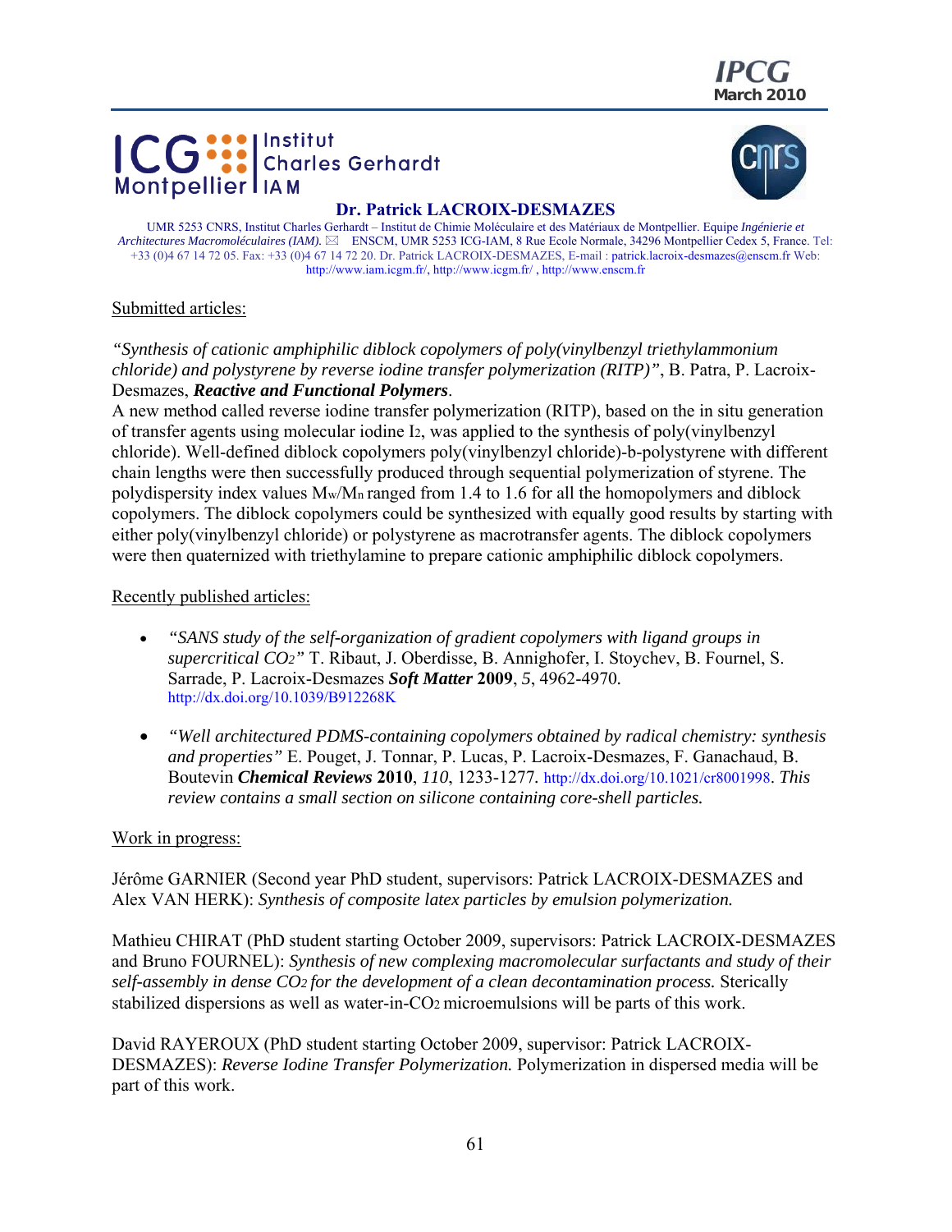Institut Charles Gerhardt IAM

## Dr. Patrick LACROIX-DESMAZES

UMR 5253 CNRS, Institut Charles Gerhardt – Institut de Chimie Moléculaire et des Matériaux de Montpellier. Equipe *Ingénierie et Architectures Macromoléculaires (IAM).* ✉ ENSCM, UMR 5253 ICG-IAM, 8 Rue Ecole Normale, 34296 Montpellier Cedex 5, France. Tel: +33 (0)4 67 14 72 05. Fax: +33 (0)4 67 14 72 20. Dr. Patrick LACROIX-DESMAZES, E-mail : patrick.lacroix-desmazes@enscm.fr Web: http://www.iam.icgm.fr/, http://www.icgm.fr/ , http://www.enscm.fr

Submitted articles:

*"Synthesis of cationic amphiphilic diblock copolymers of poly(vinylbenzyl triethylammonium chloride) and polystyrene by reverse iodine transfer polymerization (RITP)"*, B. Patra, P. Lacroix-Desmazes, ***Reactive and Functional Polymers***.

A new method called reverse iodine transfer polymerization (RITP), based on the in situ generation of transfer agents using molecular iodine $I_2$, was applied to the synthesis of poly(vinylbenzyl chloride). Well-defined diblock copolymers poly(vinylbenzyl chloride)-b-polystyrene with different chain lengths were then successfully produced through sequential polymerization of styrene. The polydispersity index values $M_w/M_n$ ranged from 1.4 to 1.6 for all the homopolymers and diblock copolymers. The diblock copolymers could be synthesized with equally good results by starting with either poly(vinylbenzyl chloride) or polystyrene as macrotransfer agents. The diblock copolymers were then quaternized with triethylamine to prepare cationic amphiphilic diblock copolymers.

Recently published articles:

- *"SANS study of the self-organization of gradient copolymers with ligand groups in supercritical $CO_2$"* T. Ribaut, J. Oberdisse, B. Annighofer, I. Stoychev, B. Fournel, S. Sarrade, P. Lacroix-Desmazes ***Soft Matter*** **2009**, *5*, 4962-4970. http://dx.doi.org/10.1039/B912268K
- *"Well architectured PDMS-containing copolymers obtained by radical chemistry: synthesis and properties"* E. Pouget, J. Tonnar, P. Lucas, P. Lacroix-Desmazes, F. Ganachaud, B. Boutevin ***Chemical Reviews*** **2010**, *110*, 1233-1277. http://dx.doi.org/10.1021/cr8001998. *This review contains a small section on silicone containing core-shell particles.*

Work in progress:

Jérôme GARNIER (Second year PhD student, supervisors: Patrick LACROIX-DESMAZES and Alex VAN HERK): *Synthesis of composite latex particles by emulsion polymerization.*

Mathieu CHIRAT (PhD student starting October 2009, supervisors: Patrick LACROIX-DESMAZES and Bruno FOURNEL): *Synthesis of new complexing macromolecular surfactants and study of their self-assembly in dense $CO_2$ for the development of a clean decontamination process.* Sterically stabilized dispersions as well as water-in-$CO_2$ microemulsions will be parts of this work.

David RAYEROUX (PhD student starting October 2009, supervisor: Patrick LACROIX-DESMAZES): *Reverse Iodine Transfer Polymerization.* Polymerization in dispersed media will be part of this work.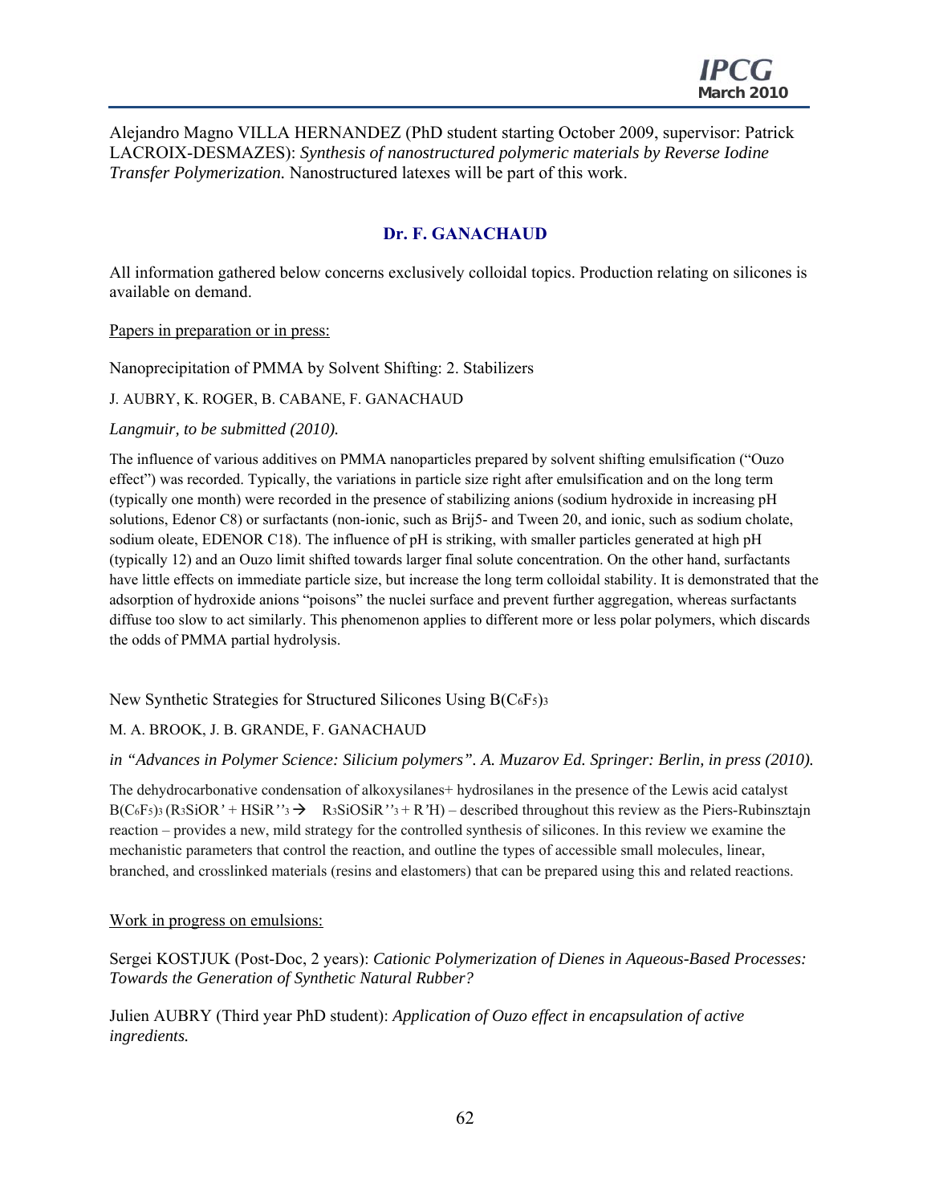Alejandro Magno VILLA HERNANDEZ (PhD student starting October 2009, supervisor: Patrick LACROIX-DESMAZES): *Synthesis of nanostructured polymeric materials by Reverse Iodine Transfer Polymerization.* Nanostructured latexes will be part of this work.

## Dr. F. GANACHAUD

All information gathered below concerns exclusively colloidal topics. Production relating on silicones is available on demand.

Papers in preparation or in press:

Nanoprecipitation of PMMA by Solvent Shifting: 2. Stabilizers

J. AUBRY, K. ROGER, B. CABANE, F. GANACHAUD

*Langmuir, to be submitted (2010).*

The influence of various additives on PMMA nanoparticles prepared by solvent shifting emulsification ("Ouzo effect") was recorded. Typically, the variations in particle size right after emulsification and on the long term (typically one month) were recorded in the presence of stabilizing anions (sodium hydroxide in increasing pH solutions, Edenor C8) or surfactants (non-ionic, such as Brij5- and Tween 20, and ionic, such as sodium cholate, sodium oleate, EDENOR C18). The influence of pH is striking, with smaller particles generated at high pH (typically 12) and an Ouzo limit shifted towards larger final solute concentration. On the other hand, surfactants have little effects on immediate particle size, but increase the long term colloidal stability. It is demonstrated that the adsorption of hydroxide anions "poisons" the nuclei surface and prevent further aggregation, whereas surfactants diffuse too slow to act similarly. This phenomenon applies to different more or less polar polymers, which discards the odds of PMMA partial hydrolysis.

New Synthetic Strategies for Structured Silicones Using $B(C_6F_5)_3$

M. A. BROOK, J. B. GRANDE, F. GANACHAUD

*in "Advances in Polymer Science: Silicium polymers". A. Muzarov Ed. Springer: Berlin, in press (2010).*

The dehydrocarbonative condensation of alkoxysilanes+ hydrosilanes in the presence of the Lewis acid catalyst $B(C_6F_5)_3$ ($R_3SiOR' + HSiR''_3 \rightarrow R_3SiOSiR''_3 + R'H$) – described throughout this review as the Piers-Rubinsztajn reaction – provides a new, mild strategy for the controlled synthesis of silicones. In this review we examine the mechanistic parameters that control the reaction, and outline the types of accessible small molecules, linear, branched, and crosslinked materials (resins and elastomers) that can be prepared using this and related reactions.

Work in progress on emulsions:

Sergei KOSTJUK (Post-Doc, 2 years): *Cationic Polymerization of Dienes in Aqueous-Based Processes: Towards the Generation of Synthetic Natural Rubber?*

Julien AUBRY (Third year PhD student): *Application of Ouzo effect in encapsulation of active ingredients.*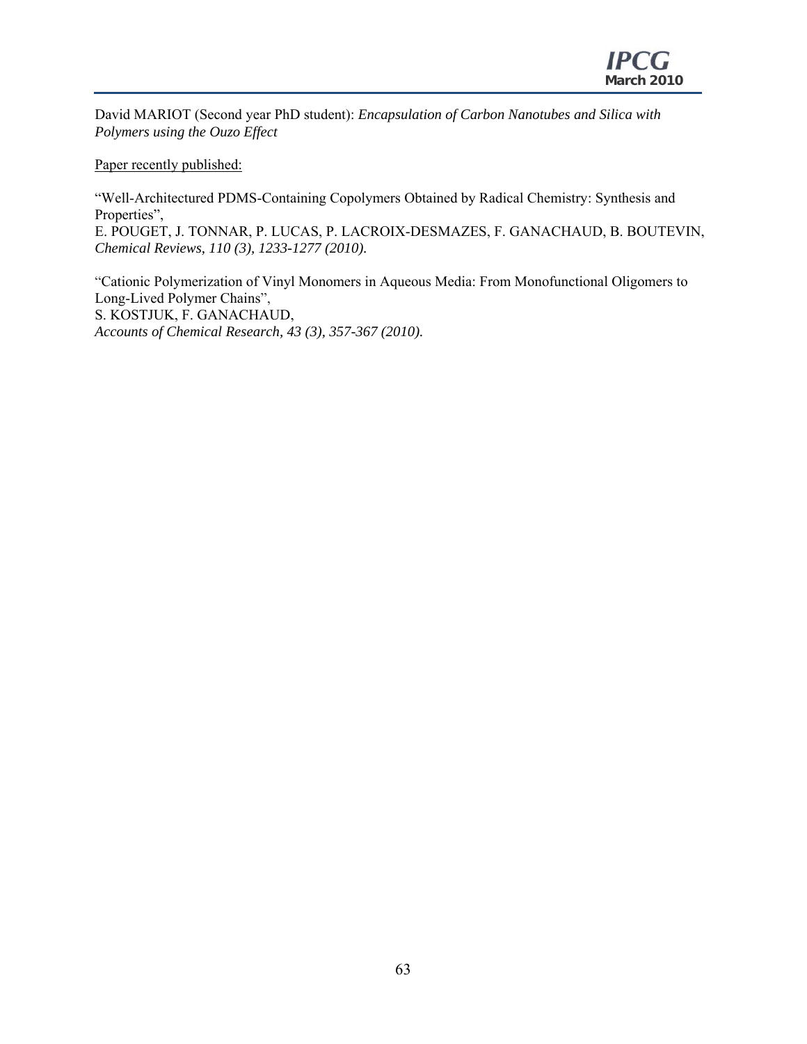David MARIOT (Second year PhD student): *Encapsulation of Carbon Nanotubes and Silica with Polymers using the Ouzo Effect*

Paper recently published:

"Well-Architectured PDMS-Containing Copolymers Obtained by Radical Chemistry: Synthesis and Properties",
E. POUGET, J. TONNAR, P. LUCAS, P. LACROIX-DESMAZES, F. GANACHAUD, B. BOUTEVIN,
*Chemical Reviews, 110 (3), 1233-1277 (2010).*

"Cationic Polymerization of Vinyl Monomers in Aqueous Media: From Monofunctional Oligomers to Long-Lived Polymer Chains",
S. KOSTJUK, F. GANACHAUD,
*Accounts of Chemical Research, 43 (3), 357-367 (2010).*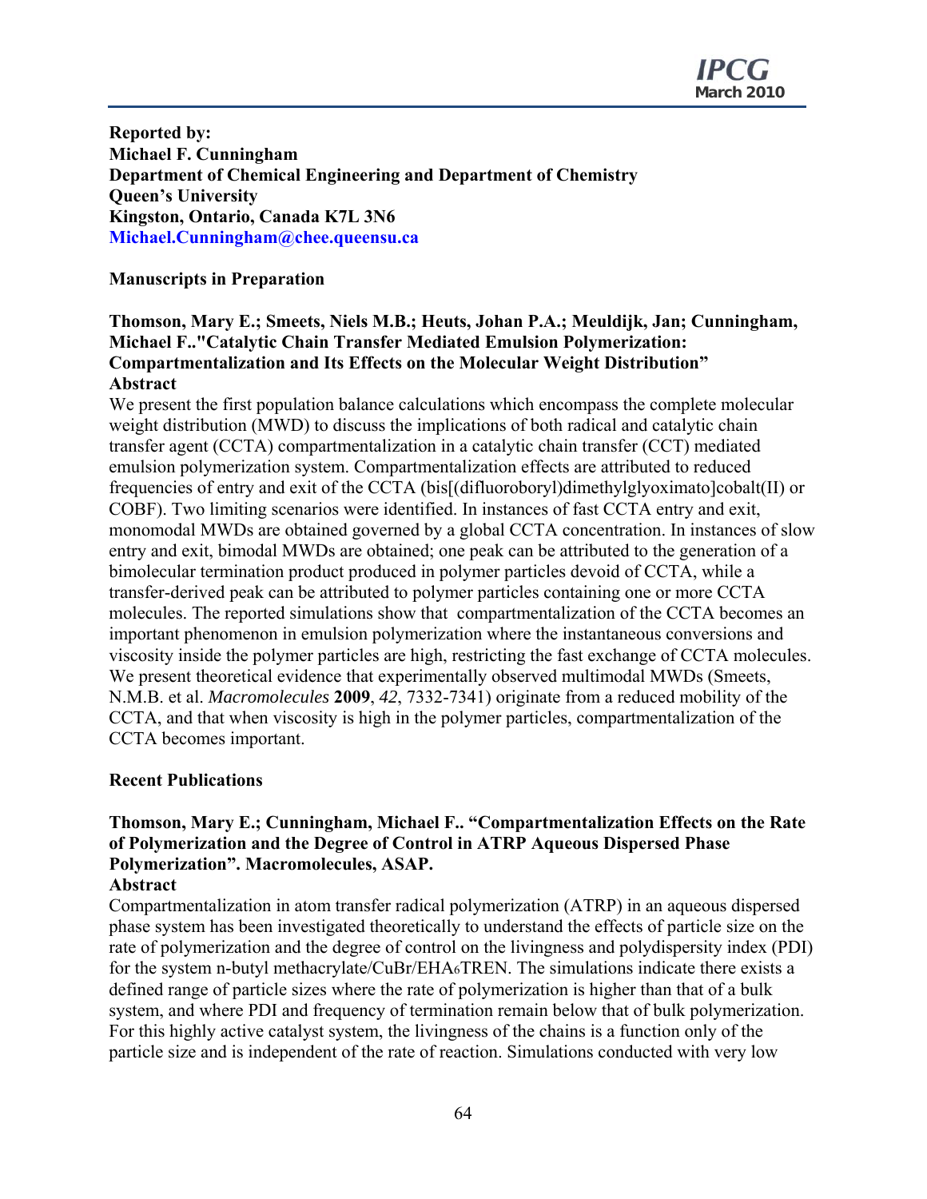**Reported by:**
**Michael F. Cunningham**
**Department of Chemical Engineering and Department of Chemistry**
**Queen's University**
**Kingston, Ontario, Canada K7L 3N6**
**Michael.Cunningham@chee.queensu.ca**

## Manuscripts in Preparation

**Thomson, Mary E.; Smeets, Niels M.B.; Heuts, Johan P.A.; Meuldijk, Jan; Cunningham, Michael F.."Catalytic Chain Transfer Mediated Emulsion Polymerization: Compartmentalization and Its Effects on the Molecular Weight Distribution"**
**Abstract**
We present the first population balance calculations which encompass the complete molecular weight distribution (MWD) to discuss the implications of both radical and catalytic chain transfer agent (CCTA) compartmentalization in a catalytic chain transfer (CCT) mediated emulsion polymerization system. Compartmentalization effects are attributed to reduced frequencies of entry and exit of the CCTA (bis[(difluoroboryl)dimethylglyoximato]cobalt(II) or COBF). Two limiting scenarios were identified. In instances of fast CCTA entry and exit, monomodal MWDs are obtained governed by a global CCTA concentration. In instances of slow entry and exit, bimodal MWDs are obtained; one peak can be attributed to the generation of a bimolecular termination product produced in polymer particles devoid of CCTA, while a transfer-derived peak can be attributed to polymer particles containing one or more CCTA molecules. The reported simulations show that compartmentalization of the CCTA becomes an important phenomenon in emulsion polymerization where the instantaneous conversions and viscosity inside the polymer particles are high, restricting the fast exchange of CCTA molecules. We present theoretical evidence that experimentally observed multimodal MWDs (Smeets, N.M.B. et al. *Macromolecules* **2009**, *42*, 7332-7341) originate from a reduced mobility of the CCTA, and that when viscosity is high in the polymer particles, compartmentalization of the CCTA becomes important.

## Recent Publications

**Thomson, Mary E.; Cunningham, Michael F.. "Compartmentalization Effects on the Rate of Polymerization and the Degree of Control in ATRP Aqueous Dispersed Phase Polymerization". Macromolecules, ASAP.**
**Abstract**
Compartmentalization in atom transfer radical polymerization (ATRP) in an aqueous dispersed phase system has been investigated theoretically to understand the effects of particle size on the rate of polymerization and the degree of control on the livingness and polydispersity index (PDI) for the system n-butyl methacrylate/CuBr/EHA$_6$TREN. The simulations indicate there exists a defined range of particle sizes where the rate of polymerization is higher than that of a bulk system, and where PDI and frequency of termination remain below that of bulk polymerization. For this highly active catalyst system, the livingness of the chains is a function only of the particle size and is independent of the rate of reaction. Simulations conducted with very low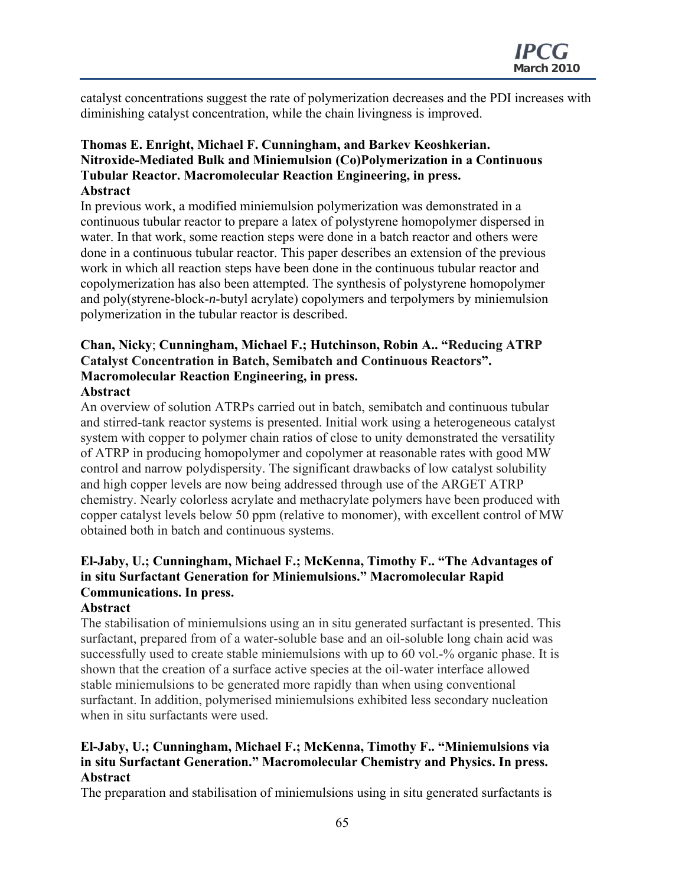catalyst concentrations suggest the rate of polymerization decreases and the PDI increases with diminishing catalyst concentration, while the chain livingness is improved.

**Thomas E. Enright, Michael F. Cunningham, and Barkev Keoshkerian. Nitroxide-Mediated Bulk and Miniemulsion (Co)Polymerization in a Continuous Tubular Reactor. Macromolecular Reaction Engineering, in press.**
**Abstract**
In previous work, a modified miniemulsion polymerization was demonstrated in a continuous tubular reactor to prepare a latex of polystyrene homopolymer dispersed in water. In that work, some reaction steps were done in a batch reactor and others were done in a continuous tubular reactor. This paper describes an extension of the previous work in which all reaction steps have been done in the continuous tubular reactor and copolymerization has also been attempted. The synthesis of polystyrene homopolymer and poly(styrene-block-*n*-butyl acrylate) copolymers and terpolymers by miniemulsion polymerization in the tubular reactor is described.

**Chan, Nicky**; **Cunningham, Michael F.; Hutchinson, Robin A.. "Reducing ATRP Catalyst Concentration in Batch, Semibatch and Continuous Reactors". Macromolecular Reaction Engineering, in press.**
**Abstract**
An overview of solution ATRPs carried out in batch, semibatch and continuous tubular and stirred-tank reactor systems is presented. Initial work using a heterogeneous catalyst system with copper to polymer chain ratios of close to unity demonstrated the versatility of ATRP in producing homopolymer and copolymer at reasonable rates with good MW control and narrow polydispersity. The significant drawbacks of low catalyst solubility and high copper levels are now being addressed through use of the ARGET ATRP chemistry. Nearly colorless acrylate and methacrylate polymers have been produced with copper catalyst levels below 50 ppm (relative to monomer), with excellent control of MW obtained both in batch and continuous systems.

**El-Jaby, U.; Cunningham, Michael F.; McKenna, Timothy F.. "The Advantages of in situ Surfactant Generation for Miniemulsions." Macromolecular Rapid Communications. In press.**
**Abstract**
The stabilisation of miniemulsions using an in situ generated surfactant is presented. This surfactant, prepared from of a water-soluble base and an oil-soluble long chain acid was successfully used to create stable miniemulsions with up to 60 vol.-% organic phase. It is shown that the creation of a surface active species at the oil-water interface allowed stable miniemulsions to be generated more rapidly than when using conventional surfactant. In addition, polymerised miniemulsions exhibited less secondary nucleation when in situ surfactants were used.

**El-Jaby, U.; Cunningham, Michael F.; McKenna, Timothy F.. "Miniemulsions via in situ Surfactant Generation." Macromolecular Chemistry and Physics. In press.**
**Abstract**
The preparation and stabilisation of miniemulsions using in situ generated surfactants is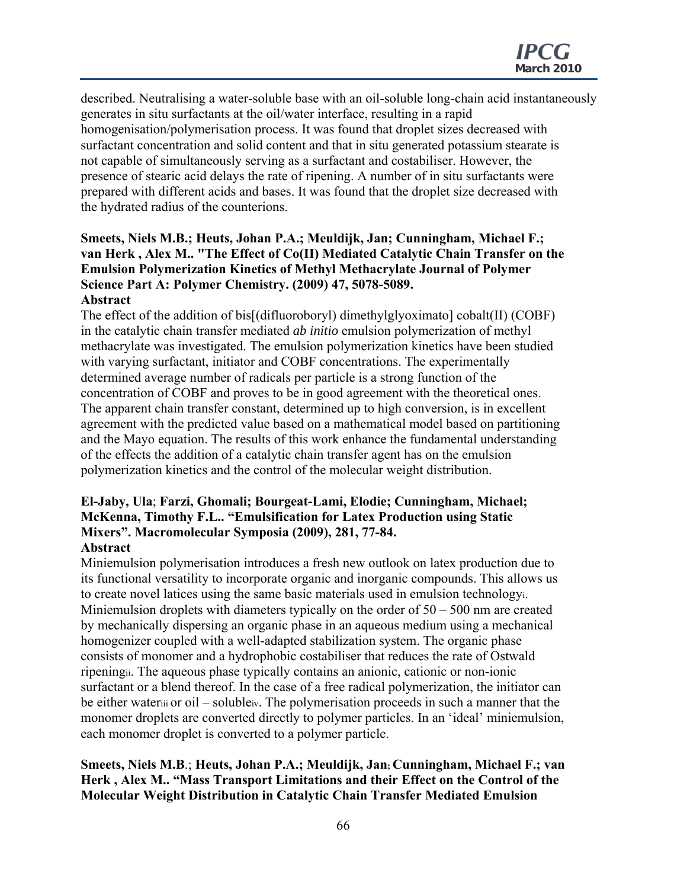described. Neutralising a water-soluble base with an oil-soluble long-chain acid instantaneously generates in situ surfactants at the oil/water interface, resulting in a rapid homogenisation/polymerisation process. It was found that droplet sizes decreased with surfactant concentration and solid content and that in situ generated potassium stearate is not capable of simultaneously serving as a surfactant and costabiliser. However, the presence of stearic acid delays the rate of ripening. A number of in situ surfactants were prepared with different acids and bases. It was found that the droplet size decreased with the hydrated radius of the counterions.

**Smeets, Niels M.B.; Heuts, Johan P.A.; Meuldijk, Jan; Cunningham, Michael F.; van Herk , Alex M.. "The Effect of Co(II) Mediated Catalytic Chain Transfer on the Emulsion Polymerization Kinetics of Methyl Methacrylate Journal of Polymer Science Part A: Polymer Chemistry. (2009) 47, 5078-5089.**

**Abstract**

The effect of the addition of bis[(difluoroboryl) dimethylglyoximato] cobalt(II) (COBF) in the catalytic chain transfer mediated *ab initio* emulsion polymerization of methyl methacrylate was investigated. The emulsion polymerization kinetics have been studied with varying surfactant, initiator and COBF concentrations. The experimentally determined average number of radicals per particle is a strong function of the concentration of COBF and proves to be in good agreement with the theoretical ones. The apparent chain transfer constant, determined up to high conversion, is in excellent agreement with the predicted value based on a mathematical model based on partitioning and the Mayo equation. The results of this work enhance the fundamental understanding of the effects the addition of a catalytic chain transfer agent has on the emulsion polymerization kinetics and the control of the molecular weight distribution.

**El-Jaby, Ula; Farzi, Ghomali; Bourgeat-Lami, Elodie; Cunningham, Michael; McKenna, Timothy F.L.. "Emulsification for Latex Production using Static Mixers". Macromolecular Symposia (2009), 281, 77-84.**

**Abstract**

Miniemulsion polymerisation introduces a fresh new outlook on latex production due to its functional versatility to incorporate organic and inorganic compounds. This allows us to create novel latices using the same basic materials used in emulsion technology[i]. Miniemulsion droplets with diameters typically on the order of 50 – 500 nm are created by mechanically dispersing an organic phase in an aqueous medium using a mechanical homogenizer coupled with a well-adapted stabilization system. The organic phase consists of monomer and a hydrophobic costabiliser that reduces the rate of Ostwald ripening[ii]. The aqueous phase typically contains an anionic, cationic or non-ionic surfactant or a blend thereof. In the case of a free radical polymerization, the initiator can be either water[iii] or oil – soluble[iv]. The polymerisation proceeds in such a manner that the monomer droplets are converted directly to polymer particles. In an 'ideal' miniemulsion, each monomer droplet is converted to a polymer particle.

**Smeets, Niels M.B.; Heuts, Johan P.A.; Meuldijk, Jan; Cunningham, Michael F.; van Herk , Alex M.. "Mass Transport Limitations and their Effect on the Control of the Molecular Weight Distribution in Catalytic Chain Transfer Mediated Emulsion**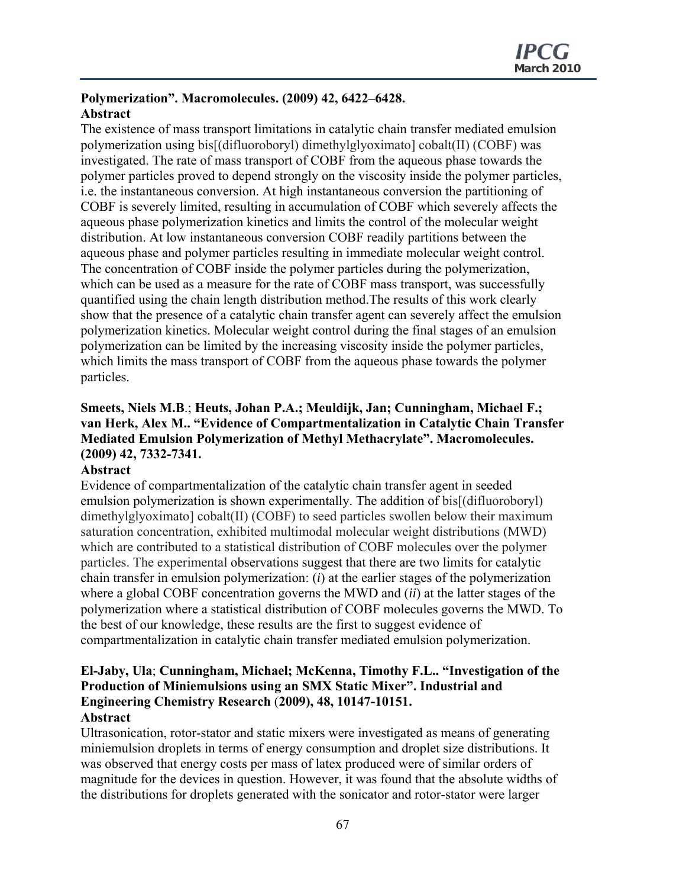**Polymerization". Macromolecules. (2009) 42, 6422–6428.**

**Abstract**

The existence of mass transport limitations in catalytic chain transfer mediated emulsion polymerization using bis[(difluoroboryl) dimethylglyoximato] cobalt(II) (COBF) was investigated. The rate of mass transport of COBF from the aqueous phase towards the polymer particles proved to depend strongly on the viscosity inside the polymer particles, i.e. the instantaneous conversion. At high instantaneous conversion the partitioning of COBF is severely limited, resulting in accumulation of COBF which severely affects the aqueous phase polymerization kinetics and limits the control of the molecular weight distribution. At low instantaneous conversion COBF readily partitions between the aqueous phase and polymer particles resulting in immediate molecular weight control. The concentration of COBF inside the polymer particles during the polymerization, which can be used as a measure for the rate of COBF mass transport, was successfully quantified using the chain length distribution method.The results of this work clearly show that the presence of a catalytic chain transfer agent can severely affect the emulsion polymerization kinetics. Molecular weight control during the final stages of an emulsion polymerization can be limited by the increasing viscosity inside the polymer particles, which limits the mass transport of COBF from the aqueous phase towards the polymer particles.

**Smeets, Niels M.B**.; **Heuts, Johan P.A.; Meuldijk, Jan; Cunningham, Michael F.; van Herk, Alex M.. "Evidence of Compartmentalization in Catalytic Chain Transfer Mediated Emulsion Polymerization of Methyl Methacrylate". Macromolecules. (2009) 42, 7332-7341.**

**Abstract**

Evidence of compartmentalization of the catalytic chain transfer agent in seeded emulsion polymerization is shown experimentally. The addition of bis[(difluoroboryl) dimethylglyoximato] cobalt(II) (COBF) to seed particles swollen below their maximum saturation concentration, exhibited multimodal molecular weight distributions (MWD) which are contributed to a statistical distribution of COBF molecules over the polymer particles. The experimental observations suggest that there are two limits for catalytic chain transfer in emulsion polymerization: (*i*) at the earlier stages of the polymerization where a global COBF concentration governs the MWD and (*ii*) at the latter stages of the polymerization where a statistical distribution of COBF molecules governs the MWD. To the best of our knowledge, these results are the first to suggest evidence of compartmentalization in catalytic chain transfer mediated emulsion polymerization.

**El-Jaby, Ula**; **Cunningham, Michael; McKenna, Timothy F.L.. "Investigation of the Production of Miniemulsions using an SMX Static Mixer". Industrial and Engineering Chemistry Research** (**2009), 48, 10147-10151.**

**Abstract**

Ultrasonication, rotor-stator and static mixers were investigated as means of generating miniemulsion droplets in terms of energy consumption and droplet size distributions. It was observed that energy costs per mass of latex produced were of similar orders of magnitude for the devices in question. However, it was found that the absolute widths of the distributions for droplets generated with the sonicator and rotor-stator were larger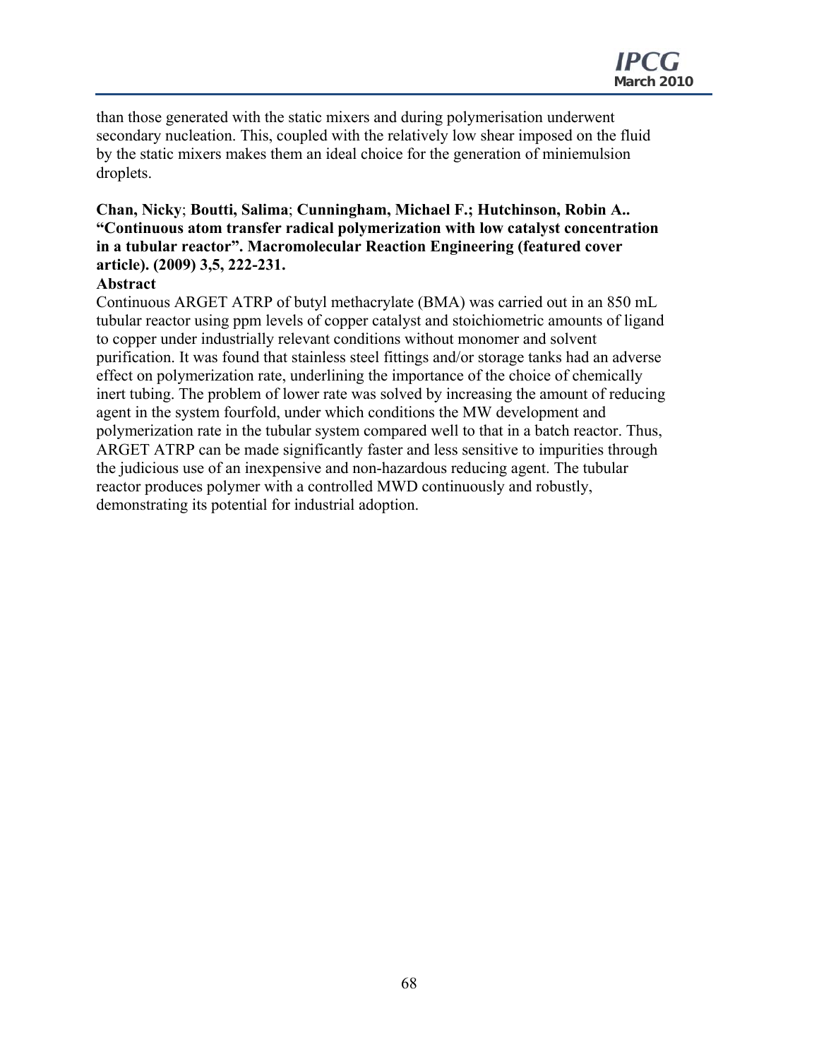than those generated with the static mixers and during polymerisation underwent secondary nucleation. This, coupled with the relatively low shear imposed on the fluid by the static mixers makes them an ideal choice for the generation of miniemulsion droplets.

**Chan, Nicky**; **Boutti, Salima**; **Cunningham, Michael F.; Hutchinson, Robin A.. "Continuous atom transfer radical polymerization with low catalyst concentration in a tubular reactor". Macromolecular Reaction Engineering (featured cover article). (2009) 3,5, 222-231.**

**Abstract**

Continuous ARGET ATRP of butyl methacrylate (BMA) was carried out in an 850 mL tubular reactor using ppm levels of copper catalyst and stoichiometric amounts of ligand to copper under industrially relevant conditions without monomer and solvent purification. It was found that stainless steel fittings and/or storage tanks had an adverse effect on polymerization rate, underlining the importance of the choice of chemically inert tubing. The problem of lower rate was solved by increasing the amount of reducing agent in the system fourfold, under which conditions the MW development and polymerization rate in the tubular system compared well to that in a batch reactor. Thus, ARGET ATRP can be made significantly faster and less sensitive to impurities through the judicious use of an inexpensive and non-hazardous reducing agent. The tubular reactor produces polymer with a controlled MWD continuously and robustly, demonstrating its potential for industrial adoption.